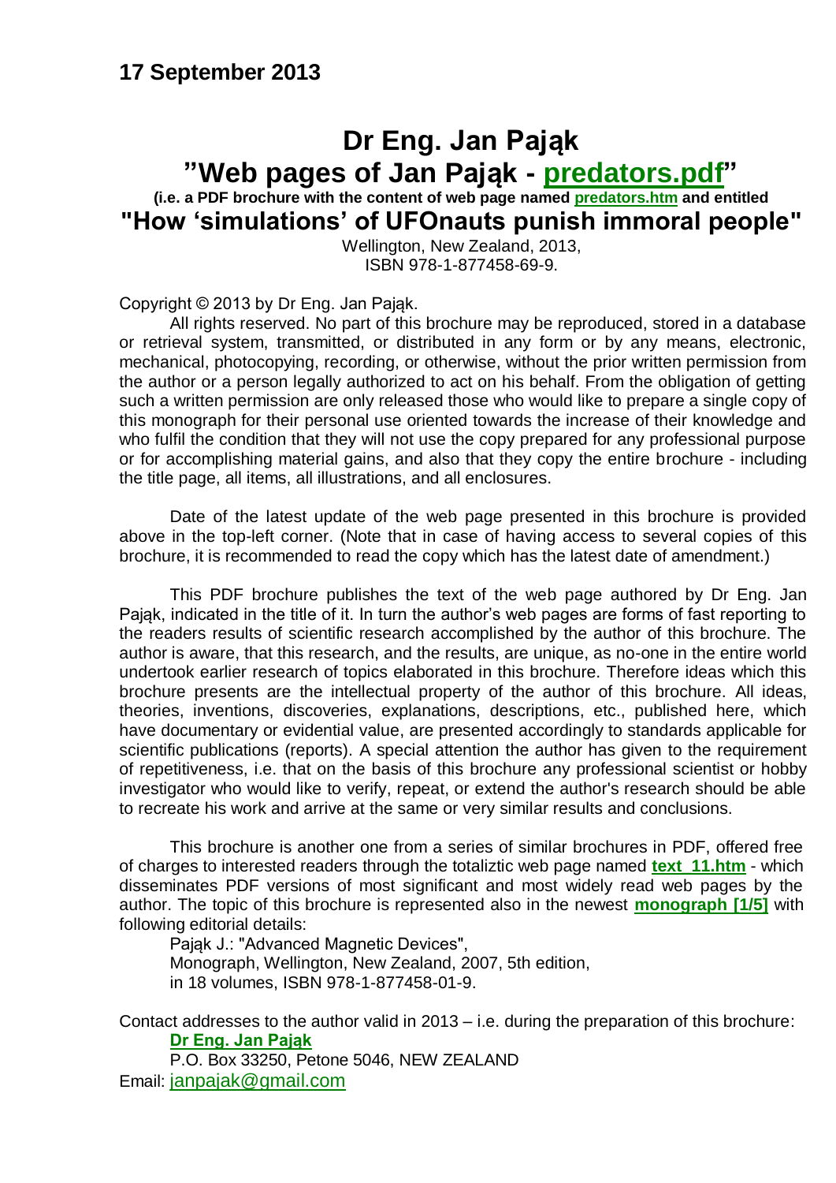**17 September 2013**

# Dr Eng. Jan Pająk

# "Web pages of Jan Pająk - predators.pdf"

**(i.e. a PDF brochure with the content of web page named predators.htm and entitled**

# "How 'simulations' of UFOnauts punish immoral people"

Wellington, New Zealand, 2013,
ISBN 978-1-877458-69-9.

Copyright © 2013 by Dr Eng. Jan Pająk.

All rights reserved. No part of this brochure may be reproduced, stored in a database or retrieval system, transmitted, or distributed in any form or by any means, electronic, mechanical, photocopying, recording, or otherwise, without the prior written permission from the author or a person legally authorized to act on his behalf. From the obligation of getting such a written permission are only released those who would like to prepare a single copy of this monograph for their personal use oriented towards the increase of their knowledge and who fulfil the condition that they will not use the copy prepared for any professional purpose or for accomplishing material gains, and also that they copy the entire brochure - including the title page, all items, all illustrations, and all enclosures.

Date of the latest update of the web page presented in this brochure is provided above in the top-left corner. (Note that in case of having access to several copies of this brochure, it is recommended to read the copy which has the latest date of amendment.)

This PDF brochure publishes the text of the web page authored by Dr Eng. Jan Pająk, indicated in the title of it. In turn the author's web pages are forms of fast reporting to the readers results of scientific research accomplished by the author of this brochure. The author is aware, that this research, and the results, are unique, as no-one in the entire world undertook earlier research of topics elaborated in this brochure. Therefore ideas which this brochure presents are the intellectual property of the author of this brochure. All ideas, theories, inventions, discoveries, explanations, descriptions, etc., published here, which have documentary or evidential value, are presented accordingly to standards applicable for scientific publications (reports). A special attention the author has given to the requirement of repetitiveness, i.e. that on the basis of this brochure any professional scientist or hobby investigator who would like to verify, repeat, or extend the author's research should be able to recreate his work and arrive at the same or very similar results and conclusions.

This brochure is another one from a series of similar brochures in PDF, offered free of charges to interested readers through the totaliztic web page named **text_11.htm** - which disseminates PDF versions of most significant and most widely read web pages by the author. The topic of this brochure is represented also in the newest **monograph [1/5]** with following editorial details:

Pająk J.: "Advanced Magnetic Devices",
Monograph, Wellington, New Zealand, 2007, 5th edition,
in 18 volumes, ISBN 978-1-877458-01-9.

Contact addresses to the author valid in 2013 – i.e. during the preparation of this brochure:

**Dr Eng. Jan Pająk**
P.O. Box 33250, Petone 5046, NEW ZEALAND
Email: janpajak@gmail.com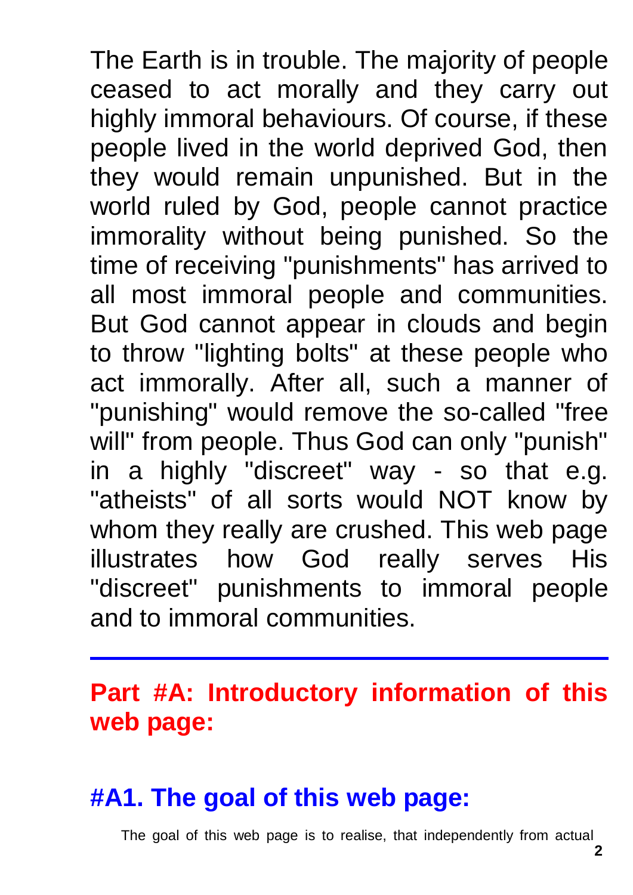The Earth is in trouble. The majority of people ceased to act morally and they carry out highly immoral behaviours. Of course, if these people lived in the world deprived God, then they would remain unpunished. But in the world ruled by God, people cannot practice immorality without being punished. So the time of receiving "punishments" has arrived to all most immoral people and communities. But God cannot appear in clouds and begin to throw "lighting bolts" at these people who act immorally. After all, such a manner of "punishing" would remove the so-called "free will" from people. Thus God can only "punish" in a highly "discreet" way - so that e.g. "atheists" of all sorts would NOT know by whom they really are crushed. This web page illustrates how God really serves His "discreet" punishments to immoral people and to immoral communities.

---

## Part #A: Introductory information of this web page:

### #A1. The goal of this web page:

The goal of this web page is to realise, that independently from actual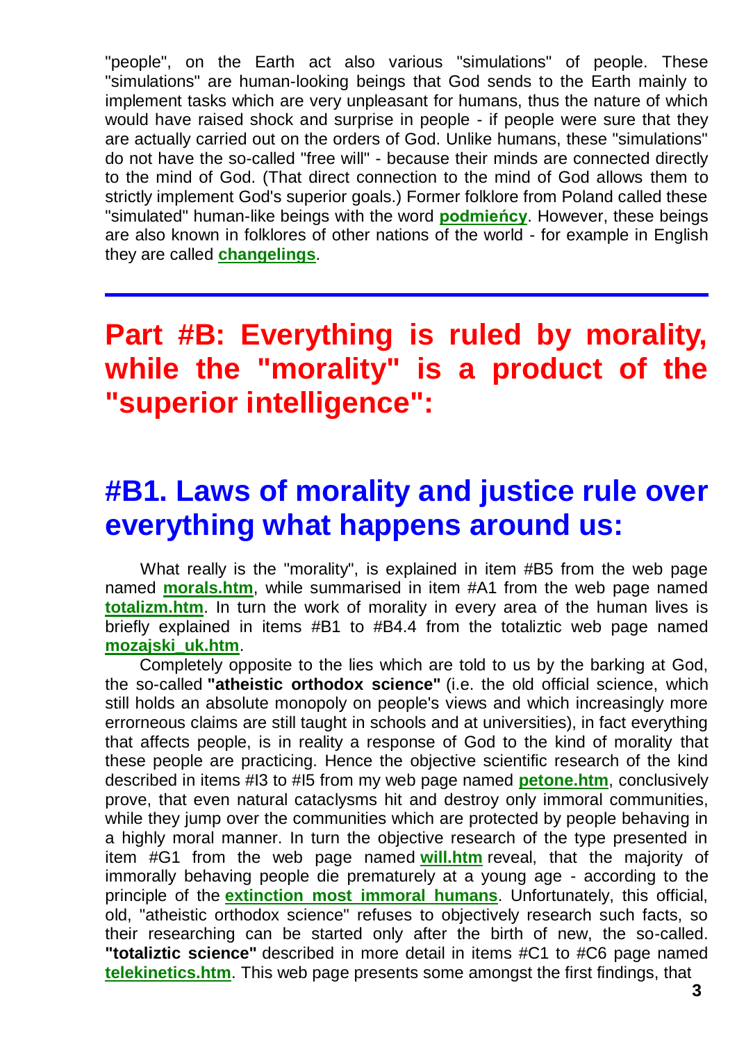"people", on the Earth act also various "simulations" of people. These "simulations" are human-looking beings that God sends to the Earth mainly to implement tasks which are very unpleasant for humans, thus the nature of which would have raised shock and surprise in people - if people were sure that they are actually carried out on the orders of God. Unlike humans, these "simulations" do not have the so-called "free will" - because their minds are connected directly to the mind of God. (That direct connection to the mind of God allows them to strictly implement God's superior goals.) Former folklore from Poland called these "simulated" human-like beings with the word **podmieńcy**. However, these beings are also known in folklores of other nations of the world - for example in English they are called **changelings**.

---

# Part #B: Everything is ruled by morality, while the "morality" is a product of the "superior intelligence":

## #B1. Laws of morality and justice rule over everything what happens around us:

What really is the "morality", is explained in item #B5 from the web page named **morals.htm**, while summarised in item #A1 from the web page named **totalizm.htm**. In turn the work of morality in every area of the human lives is briefly explained in items #B1 to #B4.4 from the totaliztic web page named **mozajski_uk.htm**.

Completely opposite to the lies which are told to us by the barking at God, the so-called **"atheistic orthodox science"** (i.e. the old official science, which still holds an absolute monopoly on people's views and which increasingly more errorneous claims are still taught in schools and at universities), in fact everything that affects people, is in reality a response of God to the kind of morality that these people are practicing. Hence the objective scientific research of the kind described in items #I3 to #I5 from my web page named **petone.htm**, conclusively prove, that even natural cataclysms hit and destroy only immoral communities, while they jump over the communities which are protected by people behaving in a highly moral manner. In turn the objective research of the type presented in item #G1 from the web page named **will.htm** reveal, that the majority of immorally behaving people die prematurely at a young age - according to the principle of the **extinction most immoral humans**. Unfortunately, this official, old, "atheistic orthodox science" refuses to objectively research such facts, so their researching can be started only after the birth of new, the so-called. **"totaliztic science"** described in more detail in items #C1 to #C6 page named **telekinetics.htm**. This web page presents some amongst the first findings, that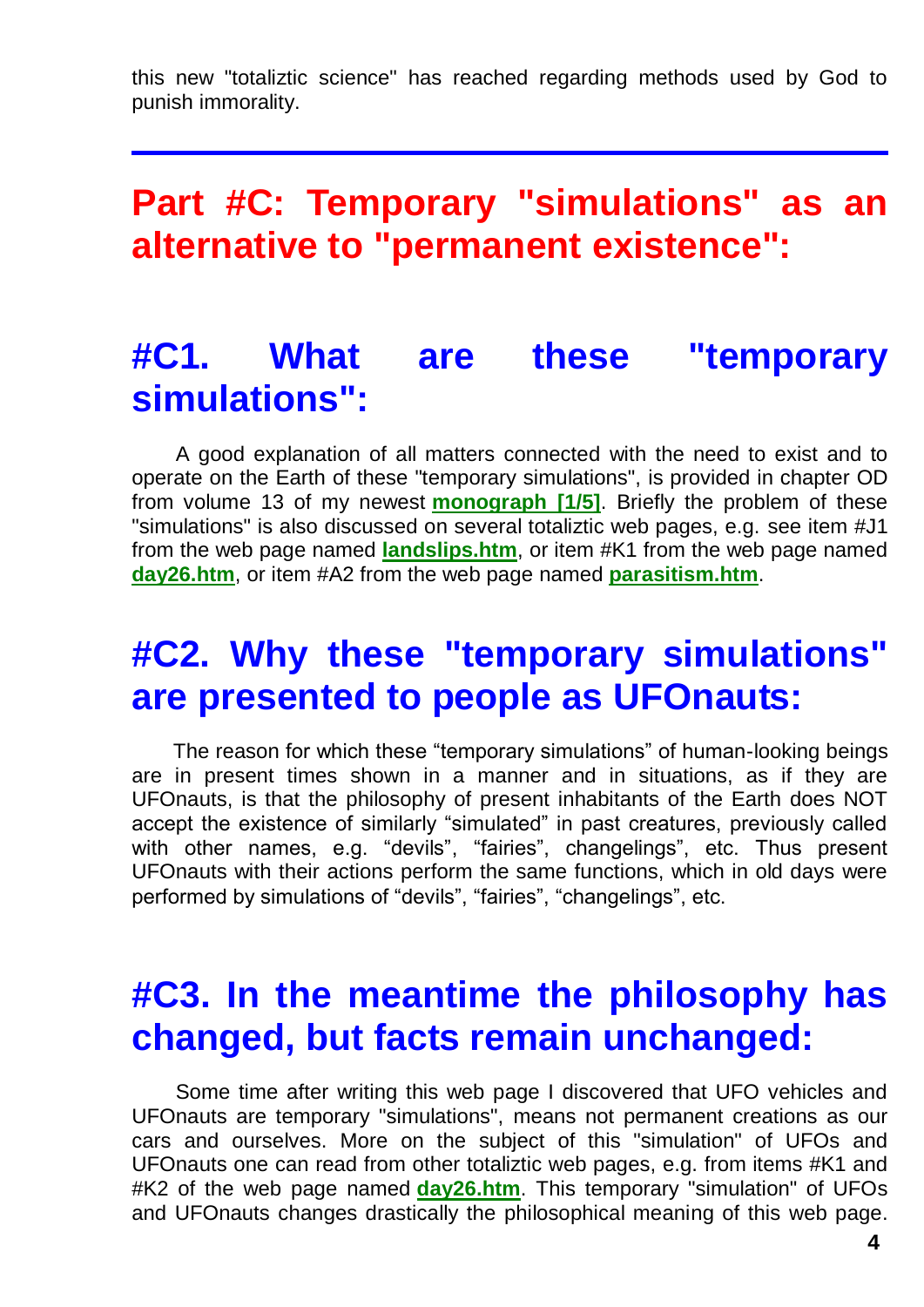this new "totaliztic science" has reached regarding methods used by God to punish immorality.

---

# Part #C: Temporary "simulations" as an alternative to "permanent existence":

## #C1. What are these "temporary simulations":

A good explanation of all matters connected with the need to exist and to operate on the Earth of these "temporary simulations", is provided in chapter OD from volume 13 of my newest **monograph [1/5]**. Briefly the problem of these "simulations" is also discussed on several totaliztic web pages, e.g. see item #J1 from the web page named **landslips.htm**, or item #K1 from the web page named **day26.htm**, or item #A2 from the web page named **parasitism.htm**.

## #C2. Why these "temporary simulations" are presented to people as UFOnauts:

The reason for which these "temporary simulations" of human-looking beings are in present times shown in a manner and in situations, as if they are UFOnauts, is that the philosophy of present inhabitants of the Earth does NOT accept the existence of similarly "simulated" in past creatures, previously called with other names, e.g. "devils", "fairies", changelings", etc. Thus present UFOnauts with their actions perform the same functions, which in old days were performed by simulations of "devils", "fairies", "changelings", etc.

## #C3. In the meantime the philosophy has changed, but facts remain unchanged:

Some time after writing this web page I discovered that UFO vehicles and UFOnauts are temporary "simulations", means not permanent creations as our cars and ourselves. More on the subject of this "simulation" of UFOs and UFOnauts one can read from other totaliztic web pages, e.g. from items #K1 and #K2 of the web page named **day26.htm**. This temporary "simulation" of UFOs and UFOnauts changes drastically the philosophical meaning of this web page.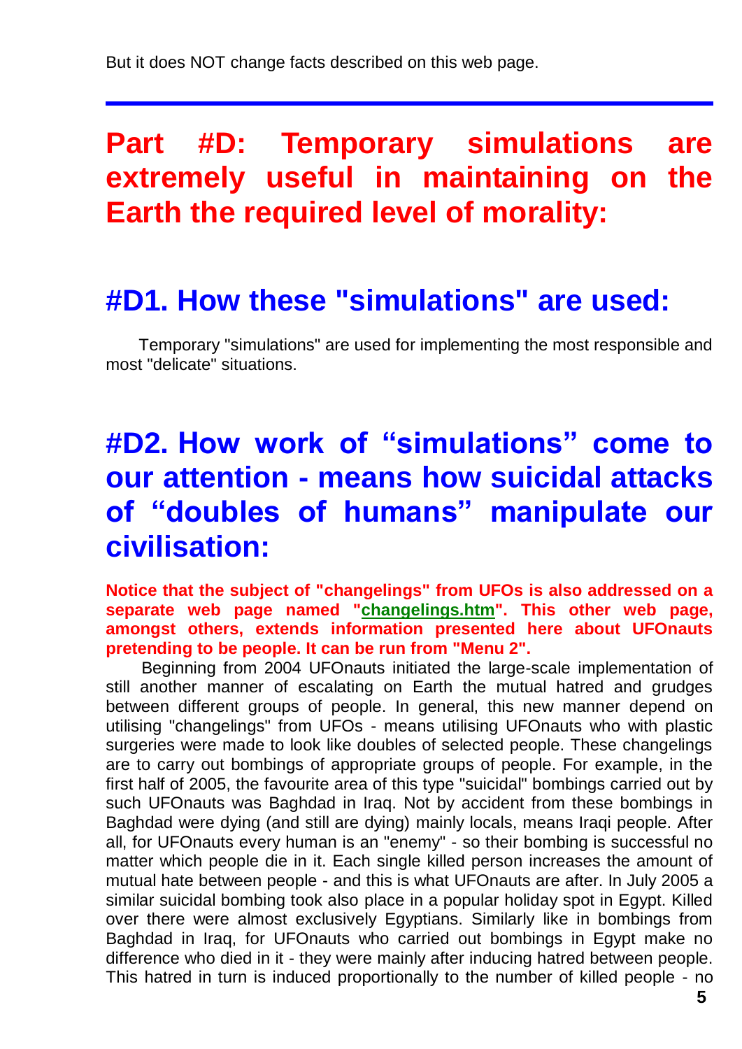But it does NOT change facts described on this web page.

---

# Part #D: Temporary simulations are extremely useful in maintaining on the Earth the required level of morality:

## #D1. How these "simulations" are used:

Temporary "simulations" are used for implementing the most responsible and most "delicate" situations.

## #D2. How work of “simulations” come to our attention - means how suicidal attacks of “doubles of humans” manipulate our civilisation:

**Notice that the subject of "changelings" from UFOs is also addressed on a separate web page named "changelings.htm". This other web page, amongst others, extends information presented here about UFOnauts pretending to be people. It can be run from "Menu 2".**

Beginning from 2004 UFOnauts initiated the large-scale implementation of still another manner of escalating on Earth the mutual hatred and grudges between different groups of people. In general, this new manner depend on utilising "changelings" from UFOs - means utilising UFOnauts who with plastic surgeries were made to look like doubles of selected people. These changelings are to carry out bombings of appropriate groups of people. For example, in the first half of 2005, the favourite area of this type "suicidal" bombings carried out by such UFOnauts was Baghdad in Iraq. Not by accident from these bombings in Baghdad were dying (and still are dying) mainly locals, means Iraqi people. After all, for UFOnauts every human is an "enemy" - so their bombing is successful no matter which people die in it. Each single killed person increases the amount of mutual hate between people - and this is what UFOnauts are after. In July 2005 a similar suicidal bombing took also place in a popular holiday spot in Egypt. Killed over there were almost exclusively Egyptians. Similarly like in bombings from Baghdad in Iraq, for UFOnauts who carried out bombings in Egypt make no difference who died in it - they were mainly after inducing hatred between people. This hatred in turn is induced proportionally to the number of killed people - no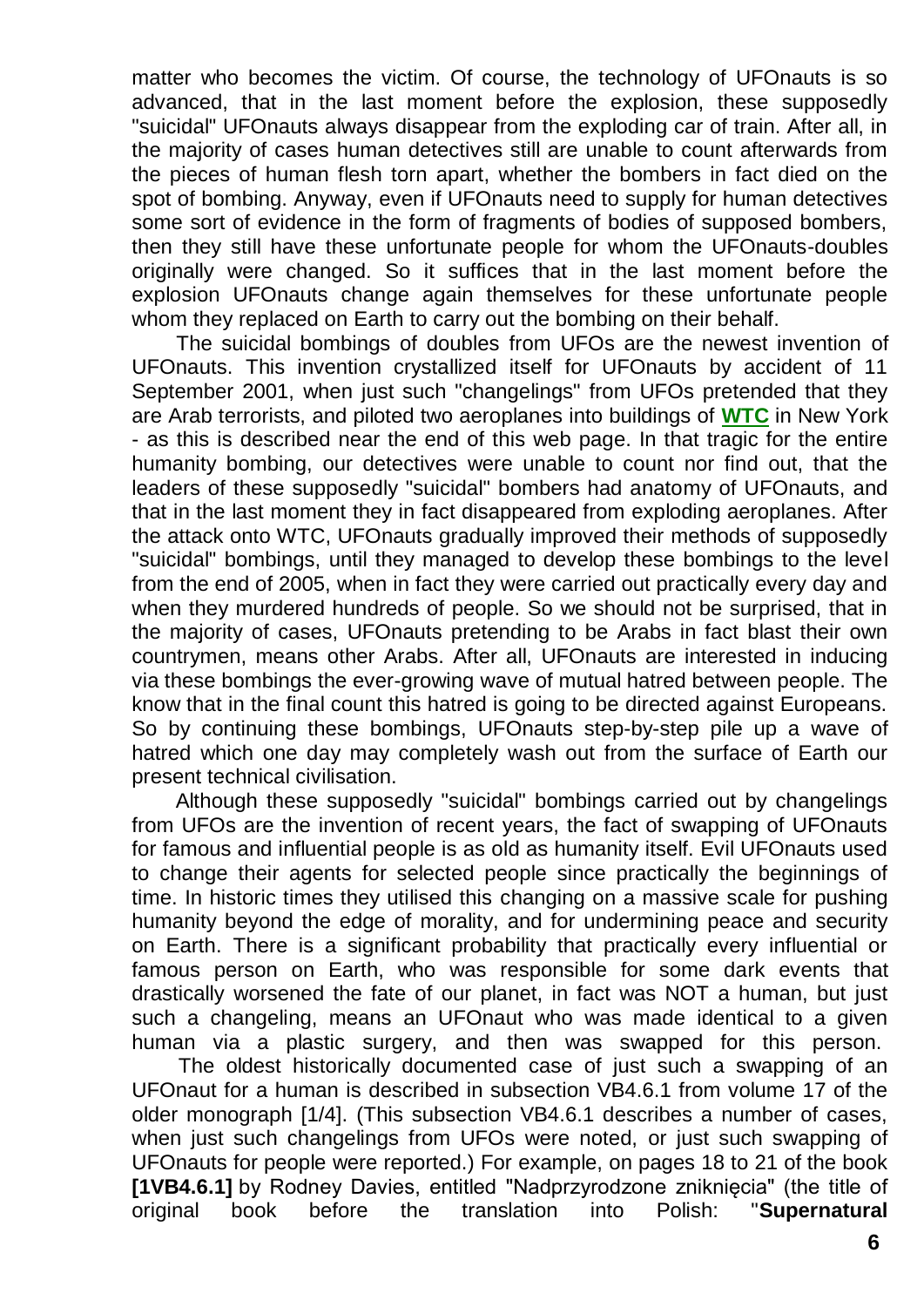matter who becomes the victim. Of course, the technology of UFOnauts is so advanced, that in the last moment before the explosion, these supposedly "suicidal" UFOnauts always disappear from the exploding car of train. After all, in the majority of cases human detectives still are unable to count afterwards from the pieces of human flesh torn apart, whether the bombers in fact died on the spot of bombing. Anyway, even if UFOnauts need to supply for human detectives some sort of evidence in the form of fragments of bodies of supposed bombers, then they still have these unfortunate people for whom the UFOnauts-doubles originally were changed. So it suffices that in the last moment before the explosion UFOnauts change again themselves for these unfortunate people whom they replaced on Earth to carry out the bombing on their behalf.

The suicidal bombings of doubles from UFOs are the newest invention of UFOnauts. This invention crystallized itself for UFOnauts by accident of 11 September 2001, when just such "changelings" from UFOs pretended that they are Arab terrorists, and piloted two aeroplanes into buildings of **WTC** in New York - as this is described near the end of this web page. In that tragic for the entire humanity bombing, our detectives were unable to count nor find out, that the leaders of these supposedly "suicidal" bombers had anatomy of UFOnauts, and that in the last moment they in fact disappeared from exploding aeroplanes. After the attack onto WTC, UFOnauts gradually improved their methods of supposedly "suicidal" bombings, until they managed to develop these bombings to the level from the end of 2005, when in fact they were carried out practically every day and when they murdered hundreds of people. So we should not be surprised, that in the majority of cases, UFOnauts pretending to be Arabs in fact blast their own countrymen, means other Arabs. After all, UFOnauts are interested in inducing via these bombings the ever-growing wave of mutual hatred between people. The know that in the final count this hatred is going to be directed against Europeans. So by continuing these bombings, UFOnauts step-by-step pile up a wave of hatred which one day may completely wash out from the surface of Earth our present technical civilisation.

Although these supposedly "suicidal" bombings carried out by changelings from UFOs are the invention of recent years, the fact of swapping of UFOnauts for famous and influential people is as old as humanity itself. Evil UFOnauts used to change their agents for selected people since practically the beginnings of time. In historic times they utilised this changing on a massive scale for pushing humanity beyond the edge of morality, and for undermining peace and security on Earth. There is a significant probability that practically every influential or famous person on Earth, who was responsible for some dark events that drastically worsened the fate of our planet, in fact was NOT a human, but just such a changeling, means an UFOnaut who was made identical to a given human via a plastic surgery, and then was swapped for this person.

The oldest historically documented case of just such a swapping of an UFOnaut for a human is described in subsection VB4.6.1 from volume 17 of the older monograph [1/4]. (This subsection VB4.6.1 describes a number of cases, when just such changelings from UFOs were noted, or just such swapping of UFOnauts for people were reported.) For example, on pages 18 to 21 of the book **[1VB4.6.1]** by Rodney Davies, entitled "Nadprzyrodzone zniknięcia" (the title of original book before the translation into Polish: "**Supernatural**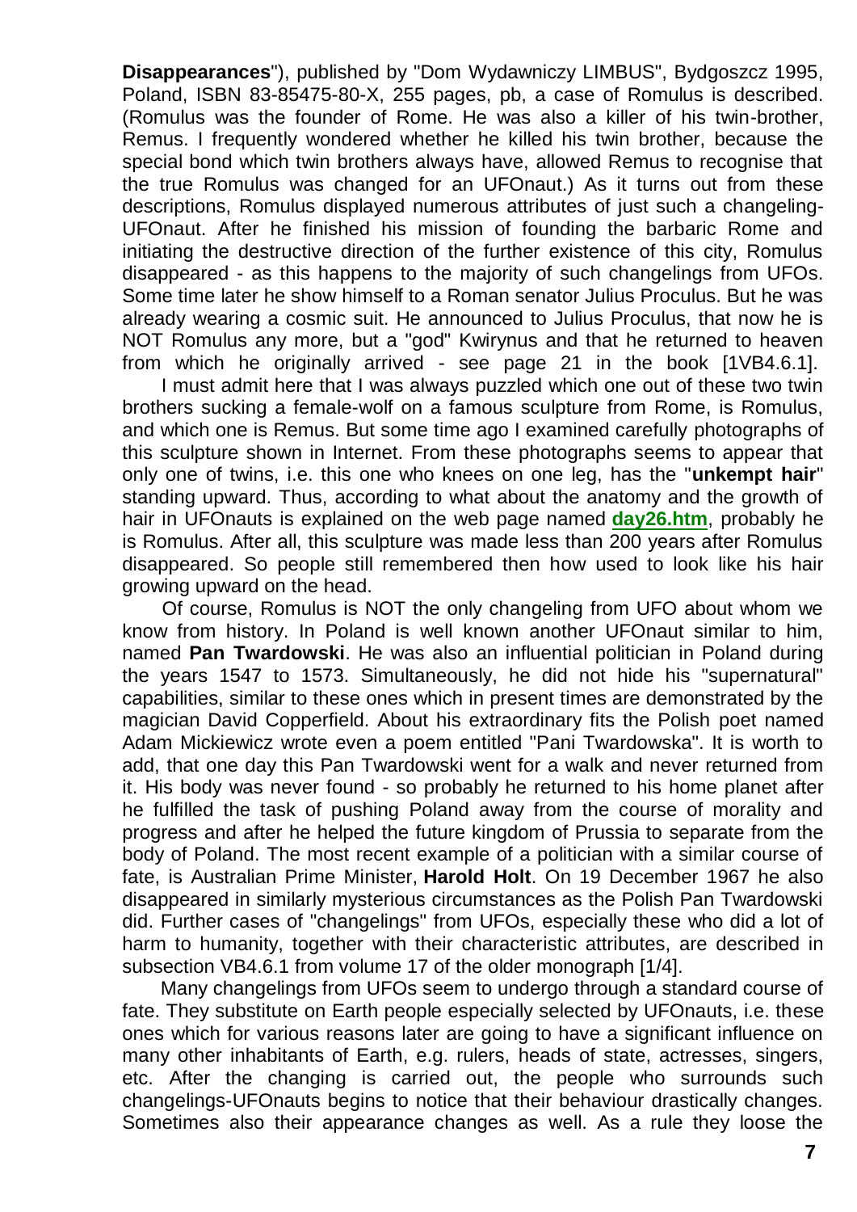**Disappearances**"), published by "Dom Wydawniczy LIMBUS", Bydgoszcz 1995, Poland, ISBN 83-85475-80-X, 255 pages, pb, a case of Romulus is described. (Romulus was the founder of Rome. He was also a killer of his twin-brother, Remus. I frequently wondered whether he killed his twin brother, because the special bond which twin brothers always have, allowed Remus to recognise that the true Romulus was changed for an UFOnaut.) As it turns out from these descriptions, Romulus displayed numerous attributes of just such a changeling-UFOnaut. After he finished his mission of founding the barbaric Rome and initiating the destructive direction of the further existence of this city, Romulus disappeared - as this happens to the majority of such changelings from UFOs. Some time later he show himself to a Roman senator Julius Proculus. But he was already wearing a cosmic suit. He announced to Julius Proculus, that now he is NOT Romulus any more, but a "god" Kwirynus and that he returned to heaven from which he originally arrived - see page 21 in the book [1VB4.6.1].

I must admit here that I was always puzzled which one out of these two twin brothers sucking a female-wolf on a famous sculpture from Rome, is Romulus, and which one is Remus. But some time ago I examined carefully photographs of this sculpture shown in Internet. From these photographs seems to appear that only one of twins, i.e. this one who knees on one leg, has the "**unkempt hair**" standing upward. Thus, according to what about the anatomy and the growth of hair in UFOnauts is explained on the web page named **day26.htm**, probably he is Romulus. After all, this sculpture was made less than 200 years after Romulus disappeared. So people still remembered then how used to look like his hair growing upward on the head.

Of course, Romulus is NOT the only changeling from UFO about whom we know from history. In Poland is well known another UFOnaut similar to him, named **Pan Twardowski**. He was also an influential politician in Poland during the years 1547 to 1573. Simultaneously, he did not hide his "supernatural" capabilities, similar to these ones which in present times are demonstrated by the magician David Copperfield. About his extraordinary fits the Polish poet named Adam Mickiewicz wrote even a poem entitled "Pani Twardowska". It is worth to add, that one day this Pan Twardowski went for a walk and never returned from it. His body was never found - so probably he returned to his home planet after he fulfilled the task of pushing Poland away from the course of morality and progress and after he helped the future kingdom of Prussia to separate from the body of Poland. The most recent example of a politician with a similar course of fate, is Australian Prime Minister, **Harold Holt**. On 19 December 1967 he also disappeared in similarly mysterious circumstances as the Polish Pan Twardowski did. Further cases of "changelings" from UFOs, especially these who did a lot of harm to humanity, together with their characteristic attributes, are described in subsection VB4.6.1 from volume 17 of the older monograph [1/4].

Many changelings from UFOs seem to undergo through a standard course of fate. They substitute on Earth people especially selected by UFOnauts, i.e. these ones which for various reasons later are going to have a significant influence on many other inhabitants of Earth, e.g. rulers, heads of state, actresses, singers, etc. After the changing is carried out, the people who surrounds such changelings-UFOnauts begins to notice that their behaviour drastically changes. Sometimes also their appearance changes as well. As a rule they loose the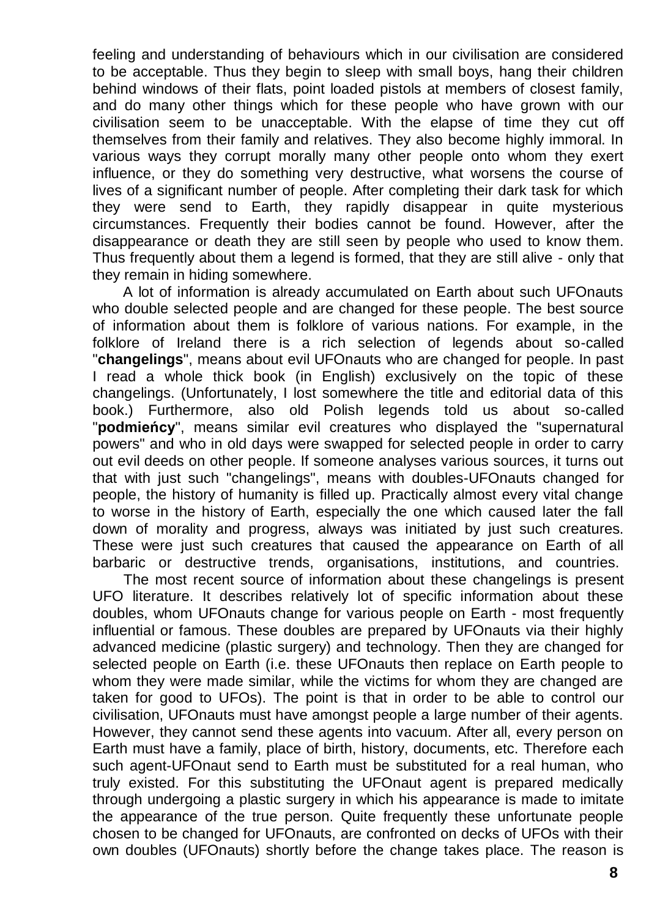feeling and understanding of behaviours which in our civilisation are considered to be acceptable. Thus they begin to sleep with small boys, hang their children behind windows of their flats, point loaded pistols at members of closest family, and do many other things which for these people who have grown with our civilisation seem to be unacceptable. With the elapse of time they cut off themselves from their family and relatives. They also become highly immoral. In various ways they corrupt morally many other people onto whom they exert influence, or they do something very destructive, what worsens the course of lives of a significant number of people. After completing their dark task for which they were send to Earth, they rapidly disappear in quite mysterious circumstances. Frequently their bodies cannot be found. However, after the disappearance or death they are still seen by people who used to know them. Thus frequently about them a legend is formed, that they are still alive - only that they remain in hiding somewhere.

A lot of information is already accumulated on Earth about such UFOnauts who double selected people and are changed for these people. The best source of information about them is folklore of various nations. For example, in the folklore of Ireland there is a rich selection of legends about so-called "**changelings**", means about evil UFOnauts who are changed for people. In past I read a whole thick book (in English) exclusively on the topic of these changelings. (Unfortunately, I lost somewhere the title and editorial data of this book.) Furthermore, also old Polish legends told us about so-called "**podmieńcy**", means similar evil creatures who displayed the "supernatural powers" and who in old days were swapped for selected people in order to carry out evil deeds on other people. If someone analyses various sources, it turns out that with just such "changelings", means with doubles-UFOnauts changed for people, the history of humanity is filled up. Practically almost every vital change to worse in the history of Earth, especially the one which caused later the fall down of morality and progress, always was initiated by just such creatures. These were just such creatures that caused the appearance on Earth of all barbaric or destructive trends, organisations, institutions, and countries.

The most recent source of information about these changelings is present UFO literature. It describes relatively lot of specific information about these doubles, whom UFOnauts change for various people on Earth - most frequently influential or famous. These doubles are prepared by UFOnauts via their highly advanced medicine (plastic surgery) and technology. Then they are changed for selected people on Earth (i.e. these UFOnauts then replace on Earth people to whom they were made similar, while the victims for whom they are changed are taken for good to UFOs). The point is that in order to be able to control our civilisation, UFOnauts must have amongst people a large number of their agents. However, they cannot send these agents into vacuum. After all, every person on Earth must have a family, place of birth, history, documents, etc. Therefore each such agent-UFOnaut send to Earth must be substituted for a real human, who truly existed. For this substituting the UFOnaut agent is prepared medically through undergoing a plastic surgery in which his appearance is made to imitate the appearance of the true person. Quite frequently these unfortunate people chosen to be changed for UFOnauts, are confronted on decks of UFOs with their own doubles (UFOnauts) shortly before the change takes place. The reason is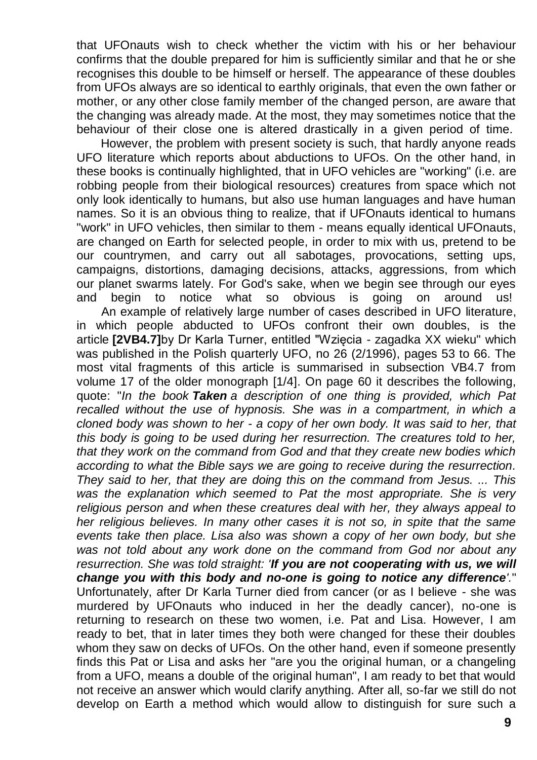that UFOnauts wish to check whether the victim with his or her behaviour confirms that the double prepared for him is sufficiently similar and that he or she recognises this double to be himself or herself. The appearance of these doubles from UFOs always are so identical to earthly originals, that even the own father or mother, or any other close family member of the changed person, are aware that the changing was already made. At the most, they may sometimes notice that the behaviour of their close one is altered drastically in a given period of time.

However, the problem with present society is such, that hardly anyone reads UFO literature which reports about abductions to UFOs. On the other hand, in these books is continually highlighted, that in UFO vehicles are "working" (i.e. are robbing people from their biological resources) creatures from space which not only look identically to humans, but also use human languages and have human names. So it is an obvious thing to realize, that if UFOnauts identical to humans "work" in UFO vehicles, then similar to them - means equally identical UFOnauts, are changed on Earth for selected people, in order to mix with us, pretend to be our countrymen, and carry out all sabotages, provocations, setting ups, campaigns, distortions, damaging decisions, attacks, aggressions, from which our planet swarms lately. For God's sake, when we begin see through our eyes and begin to notice what so obvious is going on around us!

An example of relatively large number of cases described in UFO literature, in which people abducted to UFOs confront their own doubles, is the article **[2VB4.7]**by Dr Karla Turner, entitled "Wzięcia - zagadka XX wieku" which was published in the Polish quarterly UFO, no 26 (2/1996), pages 53 to 66. The most vital fragments of this article is summarised in subsection VB4.7 from volume 17 of the older monograph [1/4]. On page 60 it describes the following, quote: "*In the book **Taken** a description of one thing is provided, which Pat recalled without the use of hypnosis. She was in a compartment, in which a cloned body was shown to her - a copy of her own body. It was said to her, that this body is going to be used during her resurrection. The creatures told to her, that they work on the command from God and that they create new bodies which according to what the Bible says we are going to receive during the resurrection. They said to her, that they are doing this on the command from Jesus. ... This was the explanation which seemed to Pat the most appropriate. She is very religious person and when these creatures deal with her, they always appeal to her religious believes. In many other cases it is not so, in spite that the same events take then place. Lisa also was shown a copy of her own body, but she was not told about any work done on the command from God nor about any resurrection. She was told straight: '**If you are not cooperating with us, we will change you with this body and no-one is going to notice any difference**'.*" Unfortunately, after Dr Karla Turner died from cancer (or as I believe - she was murdered by UFOnauts who induced in her the deadly cancer), no-one is returning to research on these two women, i.e. Pat and Lisa. However, I am ready to bet, that in later times they both were changed for these their doubles whom they saw on decks of UFOs. On the other hand, even if someone presently finds this Pat or Lisa and asks her "are you the original human, or a changeling from a UFO, means a double of the original human", I am ready to bet that would not receive an answer which would clarify anything. After all, so-far we still do not develop on Earth a method which would allow to distinguish for sure such a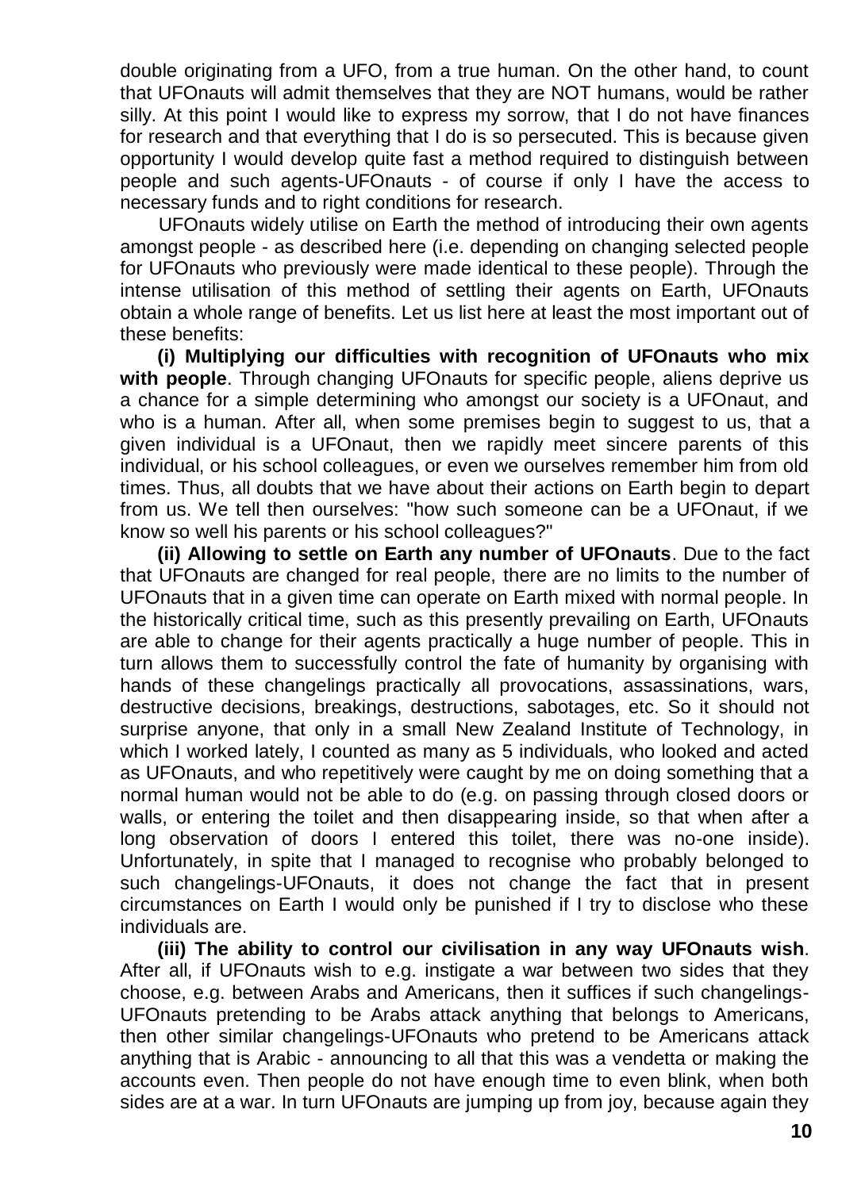double originating from a UFO, from a true human. On the other hand, to count that UFOnauts will admit themselves that they are NOT humans, would be rather silly. At this point I would like to express my sorrow, that I do not have finances for research and that everything that I do is so persecuted. This is because given opportunity I would develop quite fast a method required to distinguish between people and such agents-UFOnauts - of course if only I have the access to necessary funds and to right conditions for research.

UFOnauts widely utilise on Earth the method of introducing their own agents amongst people - as described here (i.e. depending on changing selected people for UFOnauts who previously were made identical to these people). Through the intense utilisation of this method of settling their agents on Earth, UFOnauts obtain a whole range of benefits. Let us list here at least the most important out of these benefits:

**(i) Multiplying our difficulties with recognition of UFOnauts who mix with people**. Through changing UFOnauts for specific people, aliens deprive us a chance for a simple determining who amongst our society is a UFOnaut, and who is a human. After all, when some premises begin to suggest to us, that a given individual is a UFOnaut, then we rapidly meet sincere parents of this individual, or his school colleagues, or even we ourselves remember him from old times. Thus, all doubts that we have about their actions on Earth begin to depart from us. We tell then ourselves: "how such someone can be a UFOnaut, if we know so well his parents or his school colleagues?"

**(ii) Allowing to settle on Earth any number of UFOnauts**. Due to the fact that UFOnauts are changed for real people, there are no limits to the number of UFOnauts that in a given time can operate on Earth mixed with normal people. In the historically critical time, such as this presently prevailing on Earth, UFOnauts are able to change for their agents practically a huge number of people. This in turn allows them to successfully control the fate of humanity by organising with hands of these changelings practically all provocations, assassinations, wars, destructive decisions, breakings, destructions, sabotages, etc. So it should not surprise anyone, that only in a small New Zealand Institute of Technology, in which I worked lately, I counted as many as 5 individuals, who looked and acted as UFOnauts, and who repetitively were caught by me on doing something that a normal human would not be able to do (e.g. on passing through closed doors or walls, or entering the toilet and then disappearing inside, so that when after a long observation of doors I entered this toilet, there was no-one inside). Unfortunately, in spite that I managed to recognise who probably belonged to such changelings-UFOnauts, it does not change the fact that in present circumstances on Earth I would only be punished if I try to disclose who these individuals are.

**(iii) The ability to control our civilisation in any way UFOnauts wish**. After all, if UFOnauts wish to e.g. instigate a war between two sides that they choose, e.g. between Arabs and Americans, then it suffices if such changelings-UFOnauts pretending to be Arabs attack anything that belongs to Americans, then other similar changelings-UFOnauts who pretend to be Americans attack anything that is Arabic - announcing to all that this was a vendetta or making the accounts even. Then people do not have enough time to even blink, when both sides are at a war. In turn UFOnauts are jumping up from joy, because again they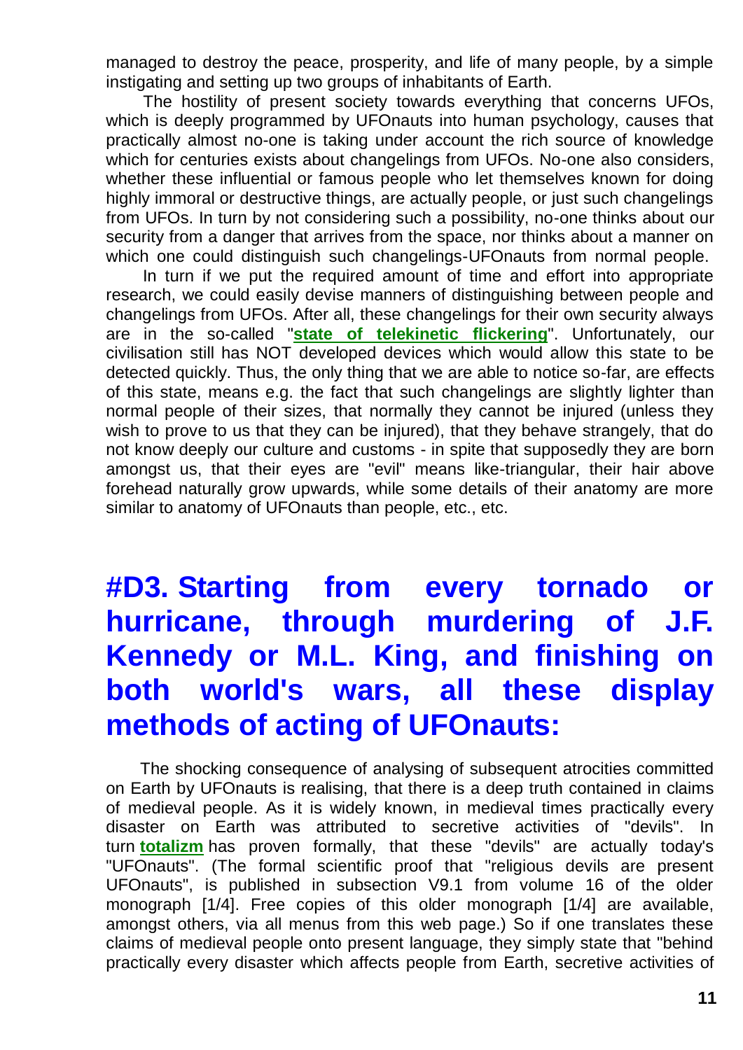managed to destroy the peace, prosperity, and life of many people, by a simple instigating and setting up two groups of inhabitants of Earth.

The hostility of present society towards everything that concerns UFOs, which is deeply programmed by UFOnauts into human psychology, causes that practically almost no-one is taking under account the rich source of knowledge which for centuries exists about changelings from UFOs. No-one also considers, whether these influential or famous people who let themselves known for doing highly immoral or destructive things, are actually people, or just such changelings from UFOs. In turn by not considering such a possibility, no-one thinks about our security from a danger that arrives from the space, nor thinks about a manner on which one could distinguish such changelings-UFOnauts from normal people.

In turn if we put the required amount of time and effort into appropriate research, we could easily devise manners of distinguishing between people and changelings from UFOs. After all, these changelings for their own security always are in the so-called "**state of telekinetic flickering**". Unfortunately, our civilisation still has NOT developed devices which would allow this state to be detected quickly. Thus, the only thing that we are able to notice so-far, are effects of this state, means e.g. the fact that such changelings are slightly lighter than normal people of their sizes, that normally they cannot be injured (unless they wish to prove to us that they can be injured), that they behave strangely, that do not know deeply our culture and customs - in spite that supposedly they are born amongst us, that their eyes are "evil" means like-triangular, their hair above forehead naturally grow upwards, while some details of their anatomy are more similar to anatomy of UFOnauts than people, etc., etc.

# #D3. Starting from every tornado or hurricane, through murdering of J.F. Kennedy or M.L. King, and finishing on both world's wars, all these display methods of acting of UFOnauts:

The shocking consequence of analysing of subsequent atrocities committed on Earth by UFOnauts is realising, that there is a deep truth contained in claims of medieval people. As it is widely known, in medieval times practically every disaster on Earth was attributed to secretive activities of "devils". In turn **totalizm** has proven formally, that these "devils" are actually today's "UFOnauts". (The formal scientific proof that "religious devils are present UFOnauts", is published in subsection V9.1 from volume 16 of the older monograph [1/4]. Free copies of this older monograph [1/4] are available, amongst others, via all menus from this web page.) So if one translates these claims of medieval people onto present language, they simply state that "behind practically every disaster which affects people from Earth, secretive activities of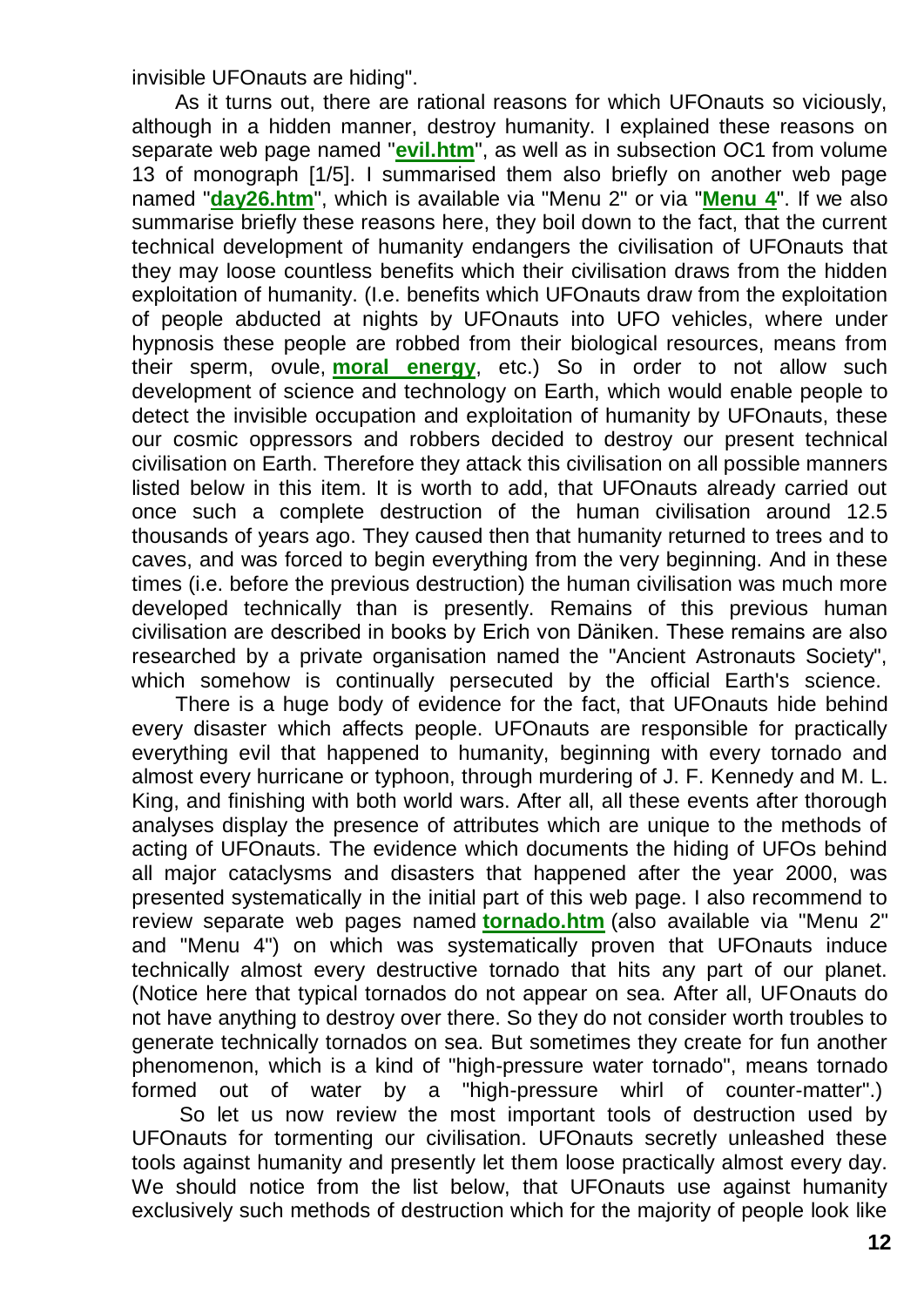invisible UFOnauts are hiding".

As it turns out, there are rational reasons for which UFOnauts so viciously, although in a hidden manner, destroy humanity. I explained these reasons on separate web page named "**evil.htm**", as well as in subsection OC1 from volume 13 of monograph [1/5]. I summarised them also briefly on another web page named "**day26.htm**", which is available via "Menu 2" or via "**Menu 4**". If we also summarise briefly these reasons here, they boil down to the fact, that the current technical development of humanity endangers the civilisation of UFOnauts that they may loose countless benefits which their civilisation draws from the hidden exploitation of humanity. (I.e. benefits which UFOnauts draw from the exploitation of people abducted at nights by UFOnauts into UFO vehicles, where under hypnosis these people are robbed from their biological resources, means from their sperm, ovule, **moral energy**, etc.) So in order to not allow such development of science and technology on Earth, which would enable people to detect the invisible occupation and exploitation of humanity by UFOnauts, these our cosmic oppressors and robbers decided to destroy our present technical civilisation on Earth. Therefore they attack this civilisation on all possible manners listed below in this item. It is worth to add, that UFOnauts already carried out once such a complete destruction of the human civilisation around 12.5 thousands of years ago. They caused then that humanity returned to trees and to caves, and was forced to begin everything from the very beginning. And in these times (i.e. before the previous destruction) the human civilisation was much more developed technically than is presently. Remains of this previous human civilisation are described in books by Erich von Däniken. These remains are also researched by a private organisation named the "Ancient Astronauts Society", which somehow is continually persecuted by the official Earth's science.

There is a huge body of evidence for the fact, that UFOnauts hide behind every disaster which affects people. UFOnauts are responsible for practically everything evil that happened to humanity, beginning with every tornado and almost every hurricane or typhoon, through murdering of J. F. Kennedy and M. L. King, and finishing with both world wars. After all, all these events after thorough analyses display the presence of attributes which are unique to the methods of acting of UFOnauts. The evidence which documents the hiding of UFOs behind all major cataclysms and disasters that happened after the year 2000, was presented systematically in the initial part of this web page. I also recommend to review separate web pages named **tornado.htm** (also available via "Menu 2" and "Menu 4") on which was systematically proven that UFOnauts induce technically almost every destructive tornado that hits any part of our planet. (Notice here that typical tornados do not appear on sea. After all, UFOnauts do not have anything to destroy over there. So they do not consider worth troubles to generate technically tornados on sea. But sometimes they create for fun another phenomenon, which is a kind of "high-pressure water tornado", means tornado formed out of water by a "high-pressure whirl of counter-matter".)

So let us now review the most important tools of destruction used by UFOnauts for tormenting our civilisation. UFOnauts secretly unleashed these tools against humanity and presently let them loose practically almost every day. We should notice from the list below, that UFOnauts use against humanity exclusively such methods of destruction which for the majority of people look like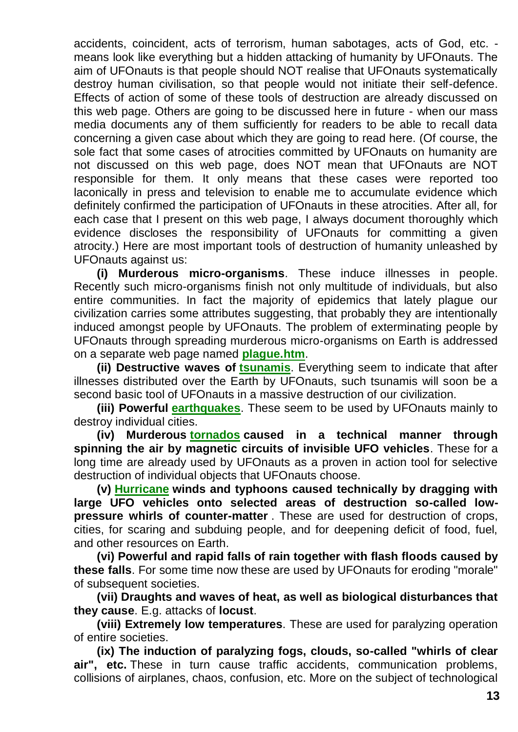accidents, coincident, acts of terrorism, human sabotages, acts of God, etc. - means look like everything but a hidden attacking of humanity by UFOnauts. The aim of UFOnauts is that people should NOT realise that UFOnauts systematically destroy human civilisation, so that people would not initiate their self-defence. Effects of action of some of these tools of destruction are already discussed on this web page. Others are going to be discussed here in future - when our mass media documents any of them sufficiently for readers to be able to recall data concerning a given case about which they are going to read here. (Of course, the sole fact that some cases of atrocities committed by UFOnauts on humanity are not discussed on this web page, does NOT mean that UFOnauts are NOT responsible for them. It only means that these cases were reported too laconically in press and television to enable me to accumulate evidence which definitely confirmed the participation of UFOnauts in these atrocities. After all, for each case that I present on this web page, I always document thoroughly which evidence discloses the responsibility of UFOnauts for committing a given atrocity.) Here are most important tools of destruction of humanity unleashed by UFOnauts against us:

**(i) Murderous micro-organisms**. These induce illnesses in people. Recently such micro-organisms finish not only multitude of individuals, but also entire communities. In fact the majority of epidemics that lately plague our civilization carries some attributes suggesting, that probably they are intentionally induced amongst people by UFOnauts. The problem of exterminating people by UFOnauts through spreading murderous micro-organisms on Earth is addressed on a separate web page named **plague.htm**.

**(ii) Destructive waves of tsunamis**. Everything seem to indicate that after illnesses distributed over the Earth by UFOnauts, such tsunamis will soon be a second basic tool of UFOnauts in a massive destruction of our civilization.

**(iii) Powerful earthquakes**. These seem to be used by UFOnauts mainly to destroy individual cities.

**(iv) Murderous tornados caused in a technical manner through spinning the air by magnetic circuits of invisible UFO vehicles**. These for a long time are already used by UFOnauts as a proven in action tool for selective destruction of individual objects that UFOnauts choose.

**(v) Hurricane winds and typhoons caused technically by dragging with large UFO vehicles onto selected areas of destruction so-called low-pressure whirls of counter-matter**. These are used for destruction of crops, cities, for scaring and subduing people, and for deepening deficit of food, fuel, and other resources on Earth.

**(vi) Powerful and rapid falls of rain together with flash floods caused by these falls**. For some time now these are used by UFOnauts for eroding "morale" of subsequent societies.

**(vii) Draughts and waves of heat, as well as biological disturbances that they cause**. E.g. attacks of **locust**.

**(viii) Extremely low temperatures**. These are used for paralyzing operation of entire societies.

**(ix) The induction of paralyzing fogs, clouds, so-called "whirls of clear air", etc.** These in turn cause traffic accidents, communication problems, collisions of airplanes, chaos, confusion, etc. More on the subject of technological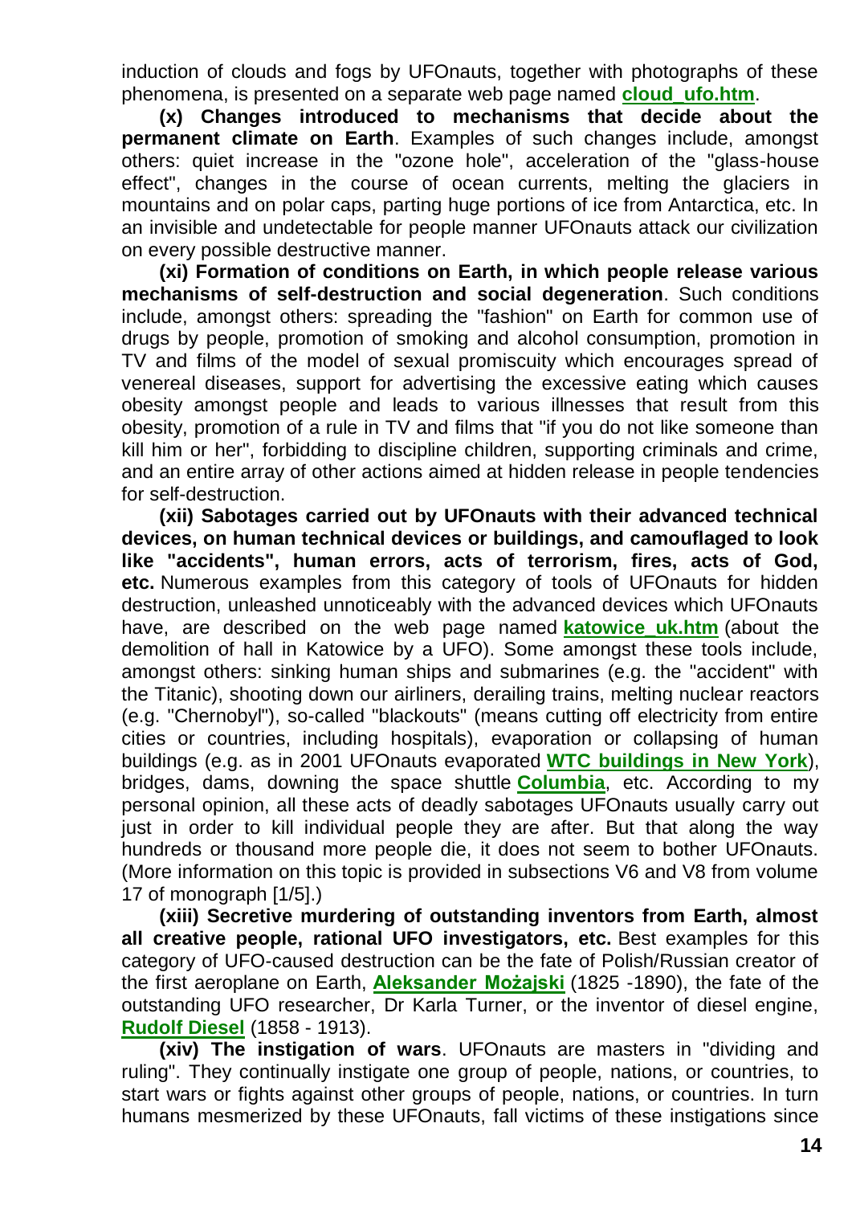induction of clouds and fogs by UFOnauts, together with photographs of these phenomena, is presented on a separate web page named **cloud_ufo.htm**.

**(x) Changes introduced to mechanisms that decide about the permanent climate on Earth**. Examples of such changes include, amongst others: quiet increase in the "ozone hole", acceleration of the "glass-house effect", changes in the course of ocean currents, melting the glaciers in mountains and on polar caps, parting huge portions of ice from Antarctica, etc. In an invisible and undetectable for people manner UFOnauts attack our civilization on every possible destructive manner.

**(xi) Formation of conditions on Earth, in which people release various mechanisms of self-destruction and social degeneration**. Such conditions include, amongst others: spreading the "fashion" on Earth for common use of drugs by people, promotion of smoking and alcohol consumption, promotion in TV and films of the model of sexual promiscuity which encourages spread of venereal diseases, support for advertising the excessive eating which causes obesity amongst people and leads to various illnesses that result from this obesity, promotion of a rule in TV and films that "if you do not like someone than kill him or her", forbidding to discipline children, supporting criminals and crime, and an entire array of other actions aimed at hidden release in people tendencies for self-destruction.

**(xii) Sabotages carried out by UFOnauts with their advanced technical devices, on human technical devices or buildings, and camouflaged to look like "accidents", human errors, acts of terrorism, fires, acts of God, etc.** Numerous examples from this category of tools of UFOnauts for hidden destruction, unleashed unnoticeably with the advanced devices which UFOnauts have, are described on the web page named **katowice_uk.htm** (about the demolition of hall in Katowice by a UFO). Some amongst these tools include, amongst others: sinking human ships and submarines (e.g. the "accident" with the Titanic), shooting down our airliners, derailing trains, melting nuclear reactors (e.g. "Chernobyl"), so-called "blackouts" (means cutting off electricity from entire cities or countries, including hospitals), evaporation or collapsing of human buildings (e.g. as in 2001 UFOnauts evaporated **WTC buildings in New York**), bridges, dams, downing the space shuttle **Columbia**, etc. According to my personal opinion, all these acts of deadly sabotages UFOnauts usually carry out just in order to kill individual people they are after. But that along the way hundreds or thousand more people die, it does not seem to bother UFOnauts. (More information on this topic is provided in subsections V6 and V8 from volume 17 of monograph [1/5].)

**(xiii) Secretive murdering of outstanding inventors from Earth, almost all creative people, rational UFO investigators, etc.** Best examples for this category of UFO-caused destruction can be the fate of Polish/Russian creator of the first aeroplane on Earth, **Aleksander Możajski** (1825 -1890), the fate of the outstanding UFO researcher, Dr Karla Turner, or the inventor of diesel engine, **Rudolf Diesel** (1858 - 1913).

**(xiv) The instigation of wars**. UFOnauts are masters in "dividing and ruling". They continually instigate one group of people, nations, or countries, to start wars or fights against other groups of people, nations, or countries. In turn humans mesmerized by these UFOnauts, fall victims of these instigations since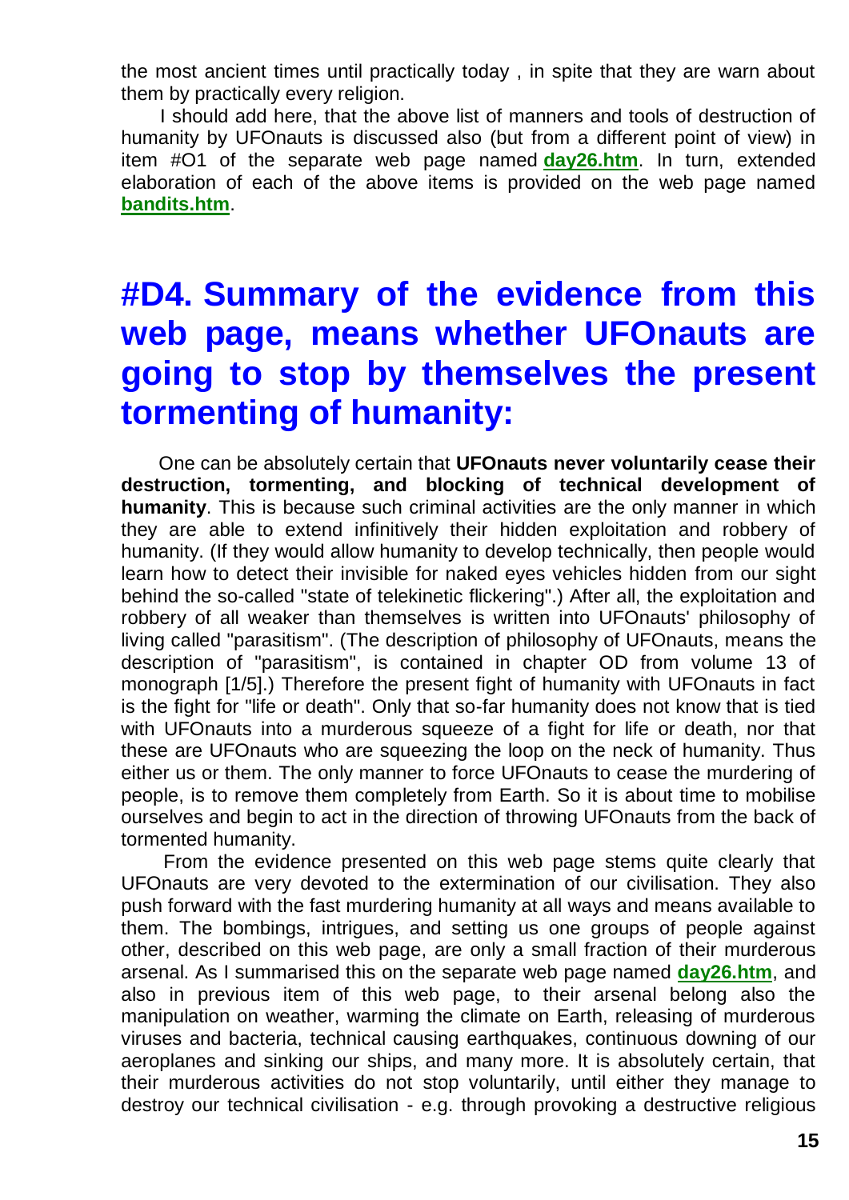the most ancient times until practically today , in spite that they are warn about them by practically every religion.

I should add here, that the above list of manners and tools of destruction of humanity by UFOnauts is discussed also (but from a different point of view) in item #O1 of the separate web page named **day26.htm**. In turn, extended elaboration of each of the above items is provided on the web page named **bandits.htm**.

# #D4. Summary of the evidence from this web page, means whether UFOnauts are going to stop by themselves the present tormenting of humanity:

One can be absolutely certain that **UFOnauts never voluntarily cease their destruction, tormenting, and blocking of technical development of humanity**. This is because such criminal activities are the only manner in which they are able to extend infinitively their hidden exploitation and robbery of humanity. (If they would allow humanity to develop technically, then people would learn how to detect their invisible for naked eyes vehicles hidden from our sight behind the so-called "state of telekinetic flickering".) After all, the exploitation and robbery of all weaker than themselves is written into UFOnauts' philosophy of living called "parasitism". (The description of philosophy of UFOnauts, means the description of "parasitism", is contained in chapter OD from volume 13 of monograph [1/5].) Therefore the present fight of humanity with UFOnauts in fact is the fight for "life or death". Only that so-far humanity does not know that is tied with UFOnauts into a murderous squeeze of a fight for life or death, nor that these are UFOnauts who are squeezing the loop on the neck of humanity. Thus either us or them. The only manner to force UFOnauts to cease the murdering of people, is to remove them completely from Earth. So it is about time to mobilise ourselves and begin to act in the direction of throwing UFOnauts from the back of tormented humanity.

From the evidence presented on this web page stems quite clearly that UFOnauts are very devoted to the extermination of our civilisation. They also push forward with the fast murdering humanity at all ways and means available to them. The bombings, intrigues, and setting us one groups of people against other, described on this web page, are only a small fraction of their murderous arsenal. As I summarised this on the separate web page named **day26.htm**, and also in previous item of this web page, to their arsenal belong also the manipulation on weather, warming the climate on Earth, releasing of murderous viruses and bacteria, technical causing earthquakes, continuous downing of our aeroplanes and sinking our ships, and many more. It is absolutely certain, that their murderous activities do not stop voluntarily, until either they manage to destroy our technical civilisation - e.g. through provoking a destructive religious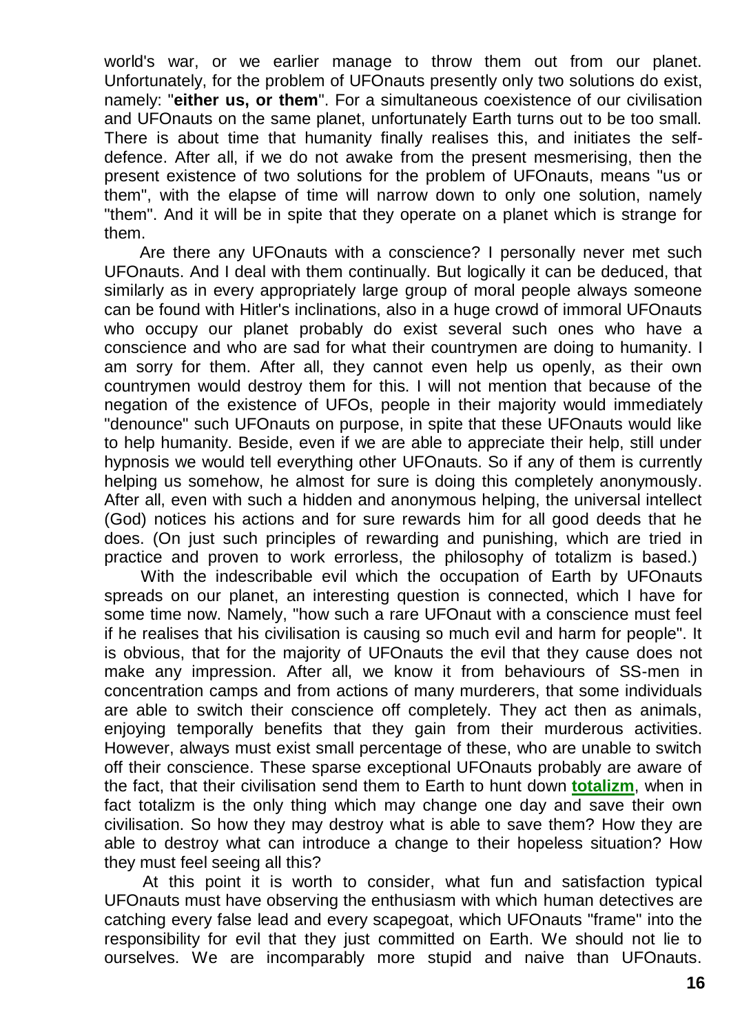world's war, or we earlier manage to throw them out from our planet. Unfortunately, for the problem of UFOnauts presently only two solutions do exist, namely: "**either us, or them**". For a simultaneous coexistence of our civilisation and UFOnauts on the same planet, unfortunately Earth turns out to be too small. There is about time that humanity finally realises this, and initiates the self-defence. After all, if we do not awake from the present mesmerising, then the present existence of two solutions for the problem of UFOnauts, means "us or them", with the elapse of time will narrow down to only one solution, namely "them". And it will be in spite that they operate on a planet which is strange for them.

Are there any UFOnauts with a conscience? I personally never met such UFOnauts. And I deal with them continually. But logically it can be deduced, that similarly as in every appropriately large group of moral people always someone can be found with Hitler's inclinations, also in a huge crowd of immoral UFOnauts who occupy our planet probably do exist several such ones who have a conscience and who are sad for what their countrymen are doing to humanity. I am sorry for them. After all, they cannot even help us openly, as their own countrymen would destroy them for this. I will not mention that because of the negation of the existence of UFOs, people in their majority would immediately "denounce" such UFOnauts on purpose, in spite that these UFOnauts would like to help humanity. Beside, even if we are able to appreciate their help, still under hypnosis we would tell everything other UFOnauts. So if any of them is currently helping us somehow, he almost for sure is doing this completely anonymously. After all, even with such a hidden and anonymous helping, the universal intellect (God) notices his actions and for sure rewards him for all good deeds that he does. (On just such principles of rewarding and punishing, which are tried in practice and proven to work errorless, the philosophy of totalizm is based.)

With the indescribable evil which the occupation of Earth by UFOnauts spreads on our planet, an interesting question is connected, which I have for some time now. Namely, "how such a rare UFOnaut with a conscience must feel if he realises that his civilisation is causing so much evil and harm for people". It is obvious, that for the majority of UFOnauts the evil that they cause does not make any impression. After all, we know it from behaviours of SS-men in concentration camps and from actions of many murderers, that some individuals are able to switch their conscience off completely. They act then as animals, enjoying temporally benefits that they gain from their murderous activities. However, always must exist small percentage of these, who are unable to switch off their conscience. These sparse exceptional UFOnauts probably are aware of the fact, that their civilisation send them to Earth to hunt down **totalizm**, when in fact totalizm is the only thing which may change one day and save their own civilisation. So how they may destroy what is able to save them? How they are able to destroy what can introduce a change to their hopeless situation? How they must feel seeing all this?

At this point it is worth to consider, what fun and satisfaction typical UFOnauts must have observing the enthusiasm with which human detectives are catching every false lead and every scapegoat, which UFOnauts "frame" into the responsibility for evil that they just committed on Earth. We should not lie to ourselves. We are incomparably more stupid and naive than UFOnauts.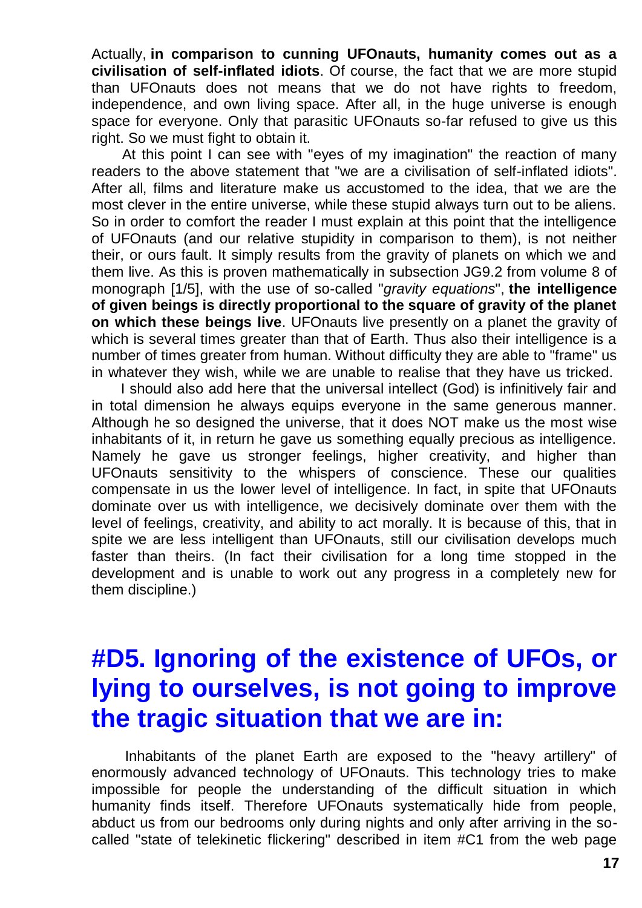Actually, **in comparison to cunning UFOnauts, humanity comes out as a civilisation of self-inflated idiots**. Of course, the fact that we are more stupid than UFOnauts does not means that we do not have rights to freedom, independence, and own living space. After all, in the huge universe is enough space for everyone. Only that parasitic UFOnauts so-far refused to give us this right. So we must fight to obtain it.

At this point I can see with "eyes of my imagination" the reaction of many readers to the above statement that "we are a civilisation of self-inflated idiots". After all, films and literature make us accustomed to the idea, that we are the most clever in the entire universe, while these stupid always turn out to be aliens. So in order to comfort the reader I must explain at this point that the intelligence of UFOnauts (and our relative stupidity in comparison to them), is not neither their, or ours fault. It simply results from the gravity of planets on which we and them live. As this is proven mathematically in subsection JG9.2 from volume 8 of monograph [1/5], with the use of so-called "*gravity equations*", **the intelligence of given beings is directly proportional to the square of gravity of the planet on which these beings live**. UFOnauts live presently on a planet the gravity of which is several times greater than that of Earth. Thus also their intelligence is a number of times greater from human. Without difficulty they are able to "frame" us in whatever they wish, while we are unable to realise that they have us tricked.

I should also add here that the universal intellect (God) is infinitively fair and in total dimension he always equips everyone in the same generous manner. Although he so designed the universe, that it does NOT make us the most wise inhabitants of it, in return he gave us something equally precious as intelligence. Namely he gave us stronger feelings, higher creativity, and higher than UFOnauts sensitivity to the whispers of conscience. These our qualities compensate in us the lower level of intelligence. In fact, in spite that UFOnauts dominate over us with intelligence, we decisively dominate over them with the level of feelings, creativity, and ability to act morally. It is because of this, that in spite we are less intelligent than UFOnauts, still our civilisation develops much faster than theirs. (In fact their civilisation for a long time stopped in the development and is unable to work out any progress in a completely new for them discipline.)

# #D5. Ignoring of the existence of UFOs, or lying to ourselves, is not going to improve the tragic situation that we are in:

Inhabitants of the planet Earth are exposed to the "heavy artillery" of enormously advanced technology of UFOnauts. This technology tries to make impossible for people the understanding of the difficult situation in which humanity finds itself. Therefore UFOnauts systematically hide from people, abduct us from our bedrooms only during nights and only after arriving in the so-called "state of telekinetic flickering" described in item #C1 from the web page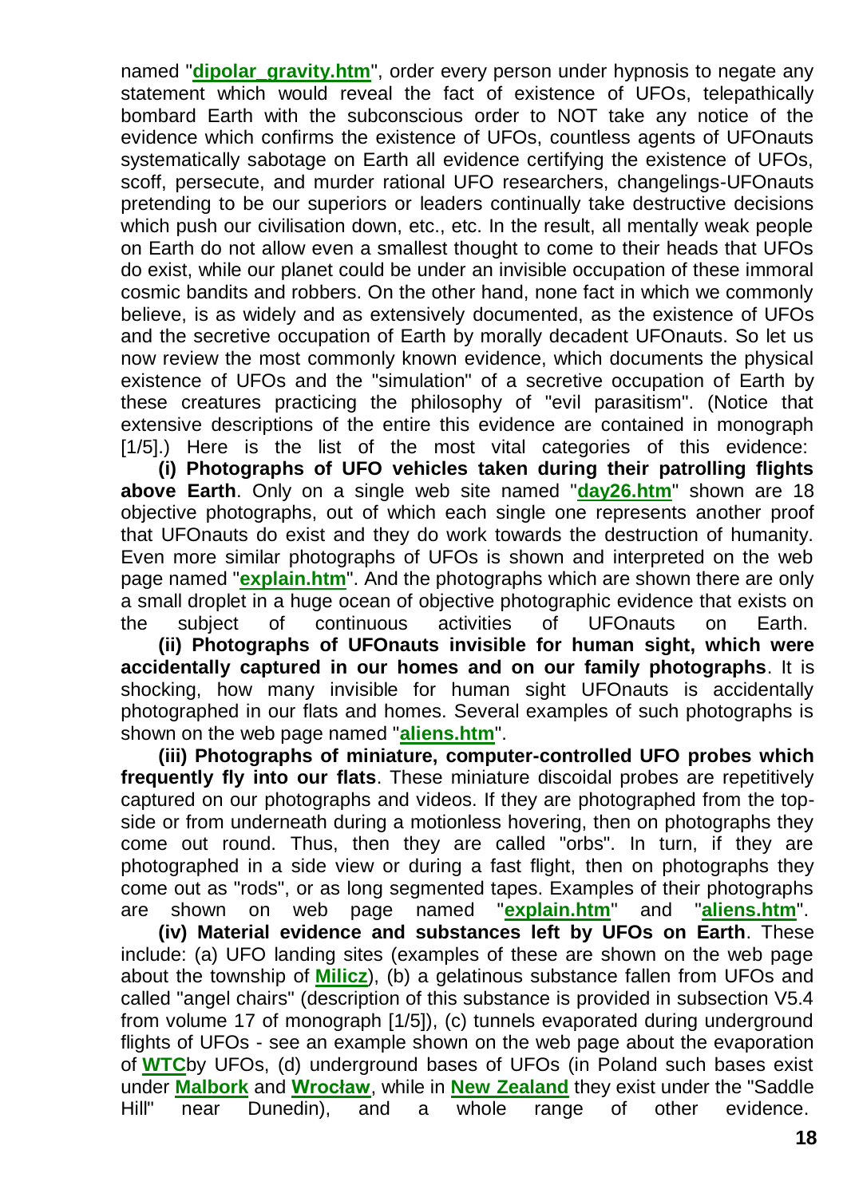named "**dipolar_gravity.htm**", order every person under hypnosis to negate any statement which would reveal the fact of existence of UFOs, telepathically bombard Earth with the subconscious order to NOT take any notice of the evidence which confirms the existence of UFOs, countless agents of UFOnauts systematically sabotage on Earth all evidence certifying the existence of UFOs, scoff, persecute, and murder rational UFO researchers, changelings-UFOnauts pretending to be our superiors or leaders continually take destructive decisions which push our civilisation down, etc., etc. In the result, all mentally weak people on Earth do not allow even a smallest thought to come to their heads that UFOs do exist, while our planet could be under an invisible occupation of these immoral cosmic bandits and robbers. On the other hand, none fact in which we commonly believe, is as widely and as extensively documented, as the existence of UFOs and the secretive occupation of Earth by morally decadent UFOnauts. So let us now review the most commonly known evidence, which documents the physical existence of UFOs and the "simulation" of a secretive occupation of Earth by these creatures practicing the philosophy of "evil parasitism". (Notice that extensive descriptions of the entire this evidence are contained in monograph [1/5].) Here is the list of the most vital categories of this evidence:

**(i) Photographs of UFO vehicles taken during their patrolling flights above Earth**. Only on a single web site named "**day26.htm**" shown are 18 objective photographs, out of which each single one represents another proof that UFOnauts do exist and they do work towards the destruction of humanity. Even more similar photographs of UFOs is shown and interpreted on the web page named "**explain.htm**". And the photographs which are shown there are only a small droplet in a huge ocean of objective photographic evidence that exists on the subject of continuous activities of UFOnauts on Earth.

**(ii) Photographs of UFOnauts invisible for human sight, which were accidentally captured in our homes and on our family photographs**. It is shocking, how many invisible for human sight UFOnauts is accidentally photographed in our flats and homes. Several examples of such photographs is shown on the web page named "**aliens.htm**".

**(iii) Photographs of miniature, computer-controlled UFO probes which frequently fly into our flats**. These miniature discoidal probes are repetitively captured on our photographs and videos. If they are photographed from the top-side or from underneath during a motionless hovering, then on photographs they come out round. Thus, then they are called "orbs". In turn, if they are photographed in a side view or during a fast flight, then on photographs they come out as "rods", or as long segmented tapes. Examples of their photographs are shown on web page named "**explain.htm**" and "**aliens.htm**".

**(iv) Material evidence and substances left by UFOs on Earth**. These include: (a) UFO landing sites (examples of these are shown on the web page about the township of **Milicz**), (b) a gelatinous substance fallen from UFOs and called "angel chairs" (description of this substance is provided in subsection V5.4 from volume 17 of monograph [1/5]), (c) tunnels evaporated during underground flights of UFOs - see an example shown on the web page about the evaporation of **WTC**by UFOs, (d) underground bases of UFOs (in Poland such bases exist under **Malbork** and **Wrocław**, while in **New Zealand** they exist under the "Saddle Hill" near Dunedin), and a whole range of other evidence.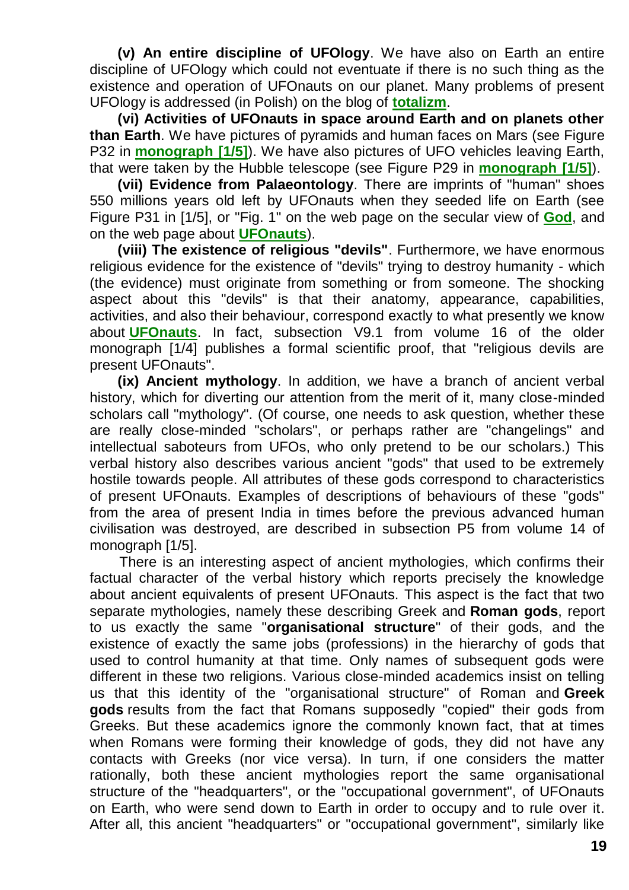**(v) An entire discipline of UFOlogy**. We have also on Earth an entire discipline of UFOlogy which could not eventuate if there is no such thing as the existence and operation of UFOnauts on our planet. Many problems of present UFOlogy is addressed (in Polish) on the blog of **totalizm**.

**(vi) Activities of UFOnauts in space around Earth and on planets other than Earth**. We have pictures of pyramids and human faces on Mars (see Figure P32 in **monograph [1/5]**). We have also pictures of UFO vehicles leaving Earth, that were taken by the Hubble telescope (see Figure P29 in **monograph [1/5]**).

**(vii) Evidence from Palaeontology**. There are imprints of "human" shoes 550 millions years old left by UFOnauts when they seeded life on Earth (see Figure P31 in [1/5], or "Fig. 1" on the web page on the secular view of **God**, and on the web page about **UFOnauts**).

**(viii) The existence of religious "devils"**. Furthermore, we have enormous religious evidence for the existence of "devils" trying to destroy humanity - which (the evidence) must originate from something or from someone. The shocking aspect about this "devils" is that their anatomy, appearance, capabilities, activities, and also their behaviour, correspond exactly to what presently we know about **UFOnauts**. In fact, subsection V9.1 from volume 16 of the older monograph [1/4] publishes a formal scientific proof, that "religious devils are present UFOnauts".

**(ix) Ancient mythology**. In addition, we have a branch of ancient verbal history, which for diverting our attention from the merit of it, many close-minded scholars call "mythology". (Of course, one needs to ask question, whether these are really close-minded "scholars", or perhaps rather are "changelings" and intellectual saboteurs from UFOs, who only pretend to be our scholars.) This verbal history also describes various ancient "gods" that used to be extremely hostile towards people. All attributes of these gods correspond to characteristics of present UFOnauts. Examples of descriptions of behaviours of these "gods" from the area of present India in times before the previous advanced human civilisation was destroyed, are described in subsection P5 from volume 14 of monograph [1/5].

There is an interesting aspect of ancient mythologies, which confirms their factual character of the verbal history which reports precisely the knowledge about ancient equivalents of present UFOnauts. This aspect is the fact that two separate mythologies, namely these describing Greek and **Roman gods**, report to us exactly the same "**organisational structure**" of their gods, and the existence of exactly the same jobs (professions) in the hierarchy of gods that used to control humanity at that time. Only names of subsequent gods were different in these two religions. Various close-minded academics insist on telling us that this identity of the "organisational structure" of Roman and **Greek gods** results from the fact that Romans supposedly "copied" their gods from Greeks. But these academics ignore the commonly known fact, that at times when Romans were forming their knowledge of gods, they did not have any contacts with Greeks (nor vice versa). In turn, if one considers the matter rationally, both these ancient mythologies report the same organisational structure of the "headquarters", or the "occupational government", of UFOnauts on Earth, who were send down to Earth in order to occupy and to rule over it. After all, this ancient "headquarters" or "occupational government", similarly like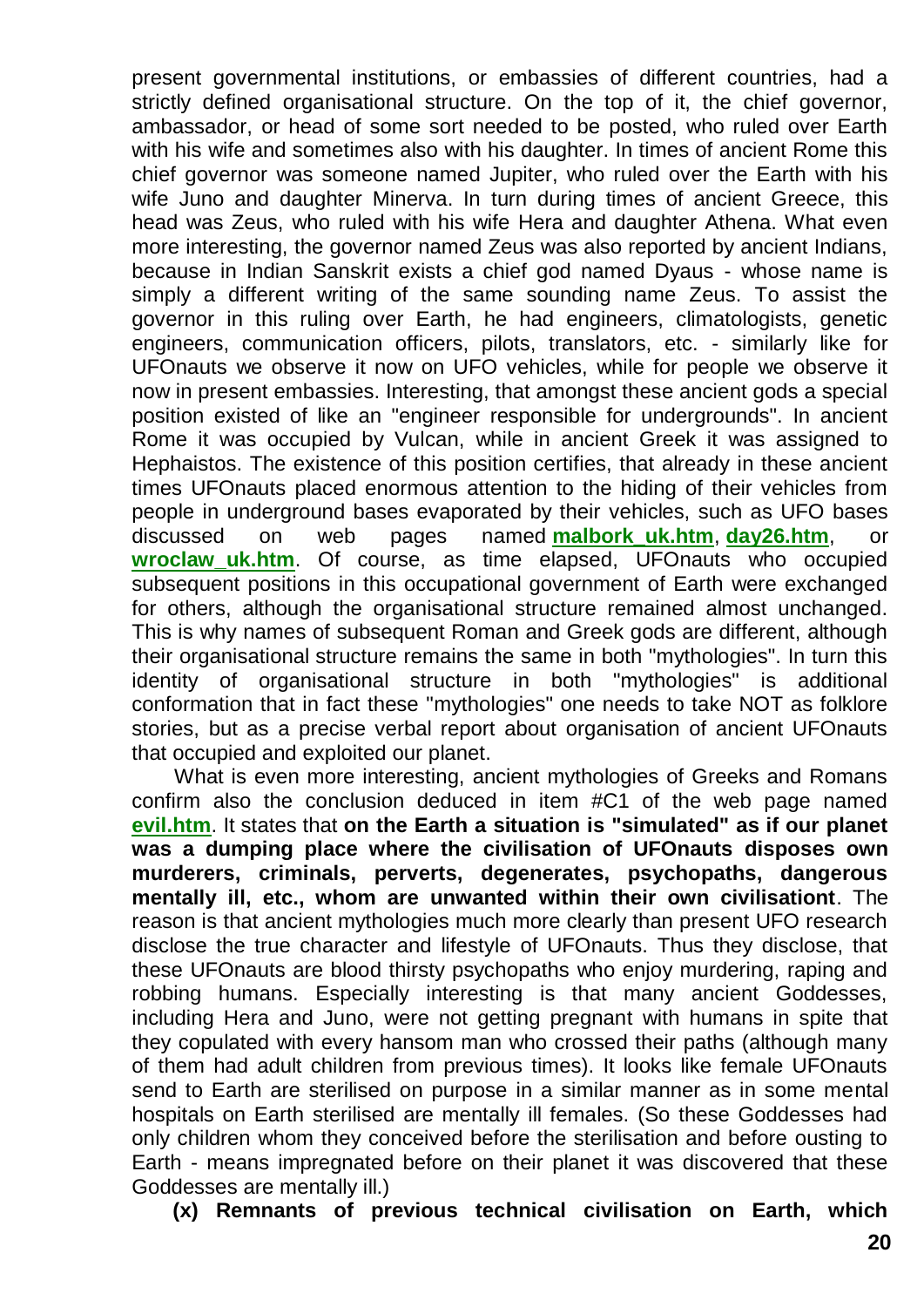present governmental institutions, or embassies of different countries, had a strictly defined organisational structure. On the top of it, the chief governor, ambassador, or head of some sort needed to be posted, who ruled over Earth with his wife and sometimes also with his daughter. In times of ancient Rome this chief governor was someone named Jupiter, who ruled over the Earth with his wife Juno and daughter Minerva. In turn during times of ancient Greece, this head was Zeus, who ruled with his wife Hera and daughter Athena. What even more interesting, the governor named Zeus was also reported by ancient Indians, because in Indian Sanskrit exists a chief god named Dyaus - whose name is simply a different writing of the same sounding name Zeus. To assist the governor in this ruling over Earth, he had engineers, climatologists, genetic engineers, communication officers, pilots, translators, etc. - similarly like for UFOnauts we observe it now on UFO vehicles, while for people we observe it now in present embassies. Interesting, that amongst these ancient gods a special position existed of like an "engineer responsible for undergrounds". In ancient Rome it was occupied by Vulcan, while in ancient Greek it was assigned to Hephaistos. The existence of this position certifies, that already in these ancient times UFOnauts placed enormous attention to the hiding of their vehicles from people in underground bases evaporated by their vehicles, such as UFO bases discussed on web pages named **malbork_uk.htm**, **day26.htm**, or **wroclaw_uk.htm**. Of course, as time elapsed, UFOnauts who occupied subsequent positions in this occupational government of Earth were exchanged for others, although the organisational structure remained almost unchanged. This is why names of subsequent Roman and Greek gods are different, although their organisational structure remains the same in both "mythologies". In turn this identity of organisational structure in both "mythologies" is additional conformation that in fact these "mythologies" one needs to take NOT as folklore stories, but as a precise verbal report about organisation of ancient UFOnauts that occupied and exploited our planet.

What is even more interesting, ancient mythologies of Greeks and Romans confirm also the conclusion deduced in item #C1 of the web page named **evil.htm**. It states that **on the Earth a situation is "simulated" as if our planet was a dumping place where the civilisation of UFOnauts disposes own murderers, criminals, perverts, degenerates, psychopaths, dangerous mentally ill, etc., whom are unwanted within their own civilisationt**. The reason is that ancient mythologies much more clearly than present UFO research disclose the true character and lifestyle of UFOnauts. Thus they disclose, that these UFOnauts are blood thirsty psychopaths who enjoy murdering, raping and robbing humans. Especially interesting is that many ancient Goddesses, including Hera and Juno, were not getting pregnant with humans in spite that they copulated with every hansom man who crossed their paths (although many of them had adult children from previous times). It looks like female UFOnauts send to Earth are sterilised on purpose in a similar manner as in some mental hospitals on Earth sterilised are mentally ill females. (So these Goddesses had only children whom they conceived before the sterilisation and before ousting to Earth - means impregnated before on their planet it was discovered that these Goddesses are mentally ill.)

**(x) Remnants of previous technical civilisation on Earth, which**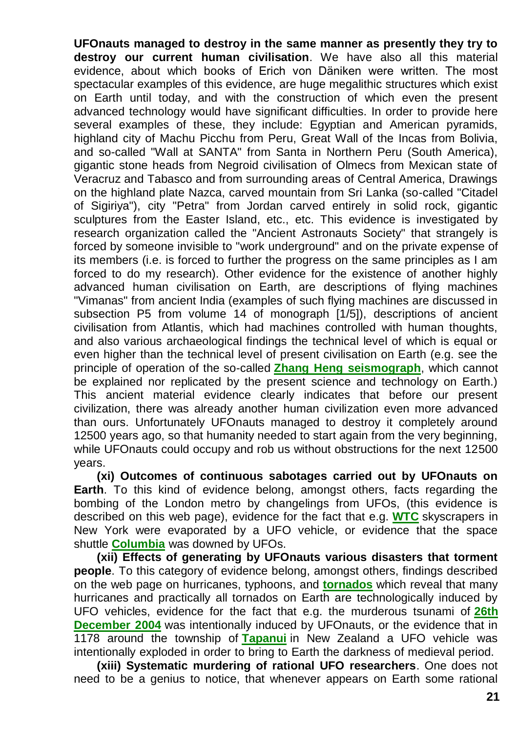**UFOnauts managed to destroy in the same manner as presently they try to destroy our current human civilisation**. We have also all this material evidence, about which books of Erich von Däniken were written. The most spectacular examples of this evidence, are huge megalithic structures which exist on Earth until today, and with the construction of which even the present advanced technology would have significant difficulties. In order to provide here several examples of these, they include: Egyptian and American pyramids, highland city of Machu Picchu from Peru, Great Wall of the Incas from Bolivia, and so-called "Wall at SANTA" from Santa in Northern Peru (South America), gigantic stone heads from Negroid civilisation of Olmecs from Mexican state of Veracruz and Tabasco and from surrounding areas of Central America, Drawings on the highland plate Nazca, carved mountain from Sri Lanka (so-called "Citadel of Sigiriya"), city "Petra" from Jordan carved entirely in solid rock, gigantic sculptures from the Easter Island, etc., etc. This evidence is investigated by research organization called the "Ancient Astronauts Society" that strangely is forced by someone invisible to "work underground" and on the private expense of its members (i.e. is forced to further the progress on the same principles as I am forced to do my research). Other evidence for the existence of another highly advanced human civilisation on Earth, are descriptions of flying machines "Vimanas" from ancient India (examples of such flying machines are discussed in subsection P5 from volume 14 of monograph [1/5]), descriptions of ancient civilisation from Atlantis, which had machines controlled with human thoughts, and also various archaeological findings the technical level of which is equal or even higher than the technical level of present civilisation on Earth (e.g. see the principle of operation of the so-called **Zhang Heng seismograph**, which cannot be explained nor replicated by the present science and technology on Earth.) This ancient material evidence clearly indicates that before our present civilization, there was already another human civilization even more advanced than ours. Unfortunately UFOnauts managed to destroy it completely around 12500 years ago, so that humanity needed to start again from the very beginning, while UFOnauts could occupy and rob us without obstructions for the next 12500 years.

**(xi) Outcomes of continuous sabotages carried out by UFOnauts on Earth**. To this kind of evidence belong, amongst others, facts regarding the bombing of the London metro by changelings from UFOs, (this evidence is described on this web page), evidence for the fact that e.g. **WTC** skyscrapers in New York were evaporated by a UFO vehicle, or evidence that the space shuttle **Columbia** was downed by UFOs.

**(xii) Effects of generating by UFOnauts various disasters that torment people**. To this category of evidence belong, amongst others, findings described on the web page on hurricanes, typhoons, and **tornados** which reveal that many hurricanes and practically all tornados on Earth are technologically induced by UFO vehicles, evidence for the fact that e.g. the murderous tsunami of **26th December 2004** was intentionally induced by UFOnauts, or the evidence that in 1178 around the township of **Tapanui** in New Zealand a UFO vehicle was intentionally exploded in order to bring to Earth the darkness of medieval period.

**(xiii) Systematic murdering of rational UFO researchers**. One does not need to be a genius to notice, that whenever appears on Earth some rational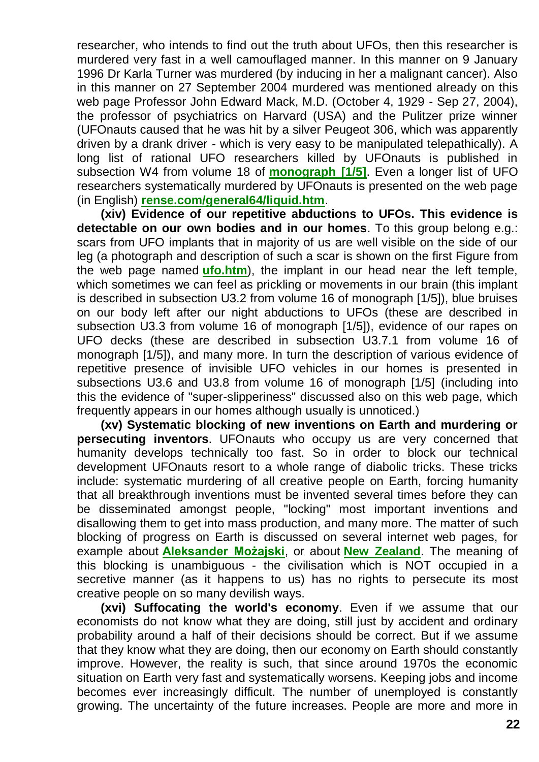researcher, who intends to find out the truth about UFOs, then this researcher is murdered very fast in a well camouflaged manner. In this manner on 9 January 1996 Dr Karla Turner was murdered (by inducing in her a malignant cancer). Also in this manner on 27 September 2004 murdered was mentioned already on this web page Professor John Edward Mack, M.D. (October 4, 1929 - Sep 27, 2004), the professor of psychiatrics on Harvard (USA) and the Pulitzer prize winner (UFOnauts caused that he was hit by a silver Peugeot 306, which was apparently driven by a drank driver - which is very easy to be manipulated telepathically). A long list of rational UFO researchers killed by UFOnauts is published in subsection W4 from volume 18 of **monograph [1/5]**. Even a longer list of UFO researchers systematically murdered by UFOnauts is presented on the web page (in English) **rense.com/general64/liquid.htm**.

**(xiv) Evidence of our repetitive abductions to UFOs. This evidence is detectable on our own bodies and in our homes**. To this group belong e.g.: scars from UFO implants that in majority of us are well visible on the side of our leg (a photograph and description of such a scar is shown on the first Figure from the web page named **ufo.htm**), the implant in our head near the left temple, which sometimes we can feel as prickling or movements in our brain (this implant is described in subsection U3.2 from volume 16 of monograph [1/5]), blue bruises on our body left after our night abductions to UFOs (these are described in subsection U3.3 from volume 16 of monograph [1/5]), evidence of our rapes on UFO decks (these are described in subsection U3.7.1 from volume 16 of monograph [1/5]), and many more. In turn the description of various evidence of repetitive presence of invisible UFO vehicles in our homes is presented in subsections U3.6 and U3.8 from volume 16 of monograph [1/5] (including into this the evidence of "super-slipperiness" discussed also on this web page, which frequently appears in our homes although usually is unnoticed.)

**(xv) Systematic blocking of new inventions on Earth and murdering or persecuting inventors**. UFOnauts who occupy us are very concerned that humanity develops technically too fast. So in order to block our technical development UFOnauts resort to a whole range of diabolic tricks. These tricks include: systematic murdering of all creative people on Earth, forcing humanity that all breakthrough inventions must be invented several times before they can be disseminated amongst people, "locking" most important inventions and disallowing them to get into mass production, and many more. The matter of such blocking of progress on Earth is discussed on several internet web pages, for example about **Aleksander Możajski**, or about **New Zealand**. The meaning of this blocking is unambiguous - the civilisation which is NOT occupied in a secretive manner (as it happens to us) has no rights to persecute its most creative people on so many devilish ways.

**(xvi) Suffocating the world's economy**. Even if we assume that our economists do not know what they are doing, still just by accident and ordinary probability around a half of their decisions should be correct. But if we assume that they know what they are doing, then our economy on Earth should constantly improve. However, the reality is such, that since around 1970s the economic situation on Earth very fast and systematically worsens. Keeping jobs and income becomes ever increasingly difficult. The number of unemployed is constantly growing. The uncertainty of the future increases. People are more and more in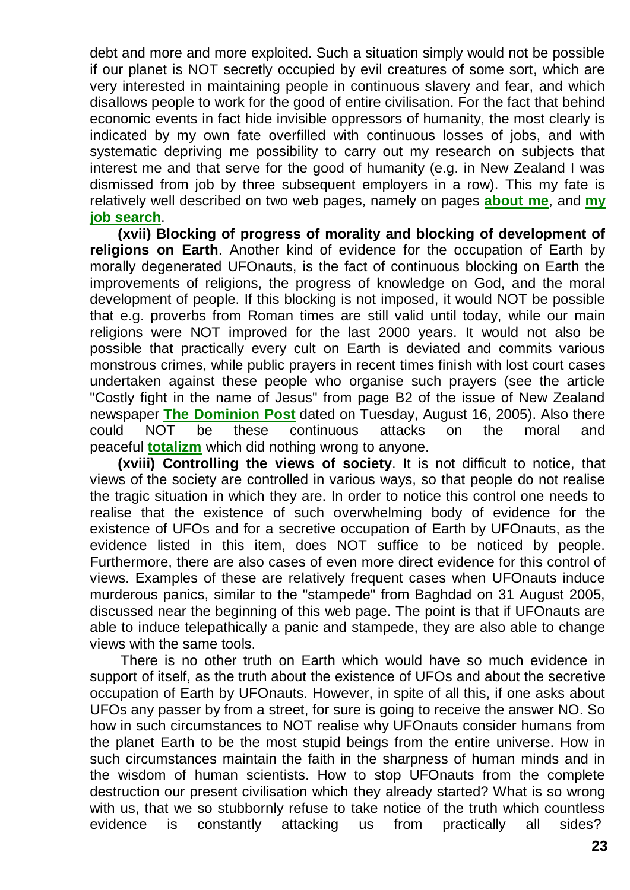debt and more and more exploited. Such a situation simply would not be possible if our planet is NOT secretly occupied by evil creatures of some sort, which are very interested in maintaining people in continuous slavery and fear, and which disallows people to work for the good of entire civilisation. For the fact that behind economic events in fact hide invisible oppressors of humanity, the most clearly is indicated by my own fate overfilled with continuous losses of jobs, and with systematic depriving me possibility to carry out my research on subjects that interest me and that serve for the good of humanity (e.g. in New Zealand I was dismissed from job by three subsequent employers in a row). This my fate is relatively well described on two web pages, namely on pages **about me**, and **my job search**.

**(xvii) Blocking of progress of morality and blocking of development of religions on Earth**. Another kind of evidence for the occupation of Earth by morally degenerated UFOnauts, is the fact of continuous blocking on Earth the improvements of religions, the progress of knowledge on God, and the moral development of people. If this blocking is not imposed, it would NOT be possible that e.g. proverbs from Roman times are still valid until today, while our main religions were NOT improved for the last 2000 years. It would not also be possible that practically every cult on Earth is deviated and commits various monstrous crimes, while public prayers in recent times finish with lost court cases undertaken against these people who organise such prayers (see the article "Costly fight in the name of Jesus" from page B2 of the issue of New Zealand newspaper **The Dominion Post** dated on Tuesday, August 16, 2005). Also there could NOT be these continuous attacks on the moral and peaceful **totalizm** which did nothing wrong to anyone.

**(xviii) Controlling the views of society**. It is not difficult to notice, that views of the society are controlled in various ways, so that people do not realise the tragic situation in which they are. In order to notice this control one needs to realise that the existence of such overwhelming body of evidence for the existence of UFOs and for a secretive occupation of Earth by UFOnauts, as the evidence listed in this item, does NOT suffice to be noticed by people. Furthermore, there are also cases of even more direct evidence for this control of views. Examples of these are relatively frequent cases when UFOnauts induce murderous panics, similar to the "stampede" from Baghdad on 31 August 2005, discussed near the beginning of this web page. The point is that if UFOnauts are able to induce telepathically a panic and stampede, they are also able to change views with the same tools.

There is no other truth on Earth which would have so much evidence in support of itself, as the truth about the existence of UFOs and about the secretive occupation of Earth by UFOnauts. However, in spite of all this, if one asks about UFOs any passer by from a street, for sure is going to receive the answer NO. So how in such circumstances to NOT realise why UFOnauts consider humans from the planet Earth to be the most stupid beings from the entire universe. How in such circumstances maintain the faith in the sharpness of human minds and in the wisdom of human scientists. How to stop UFOnauts from the complete destruction our present civilisation which they already started? What is so wrong with us, that we so stubbornly refuse to take notice of the truth which countless evidence is constantly attacking us from practically all sides?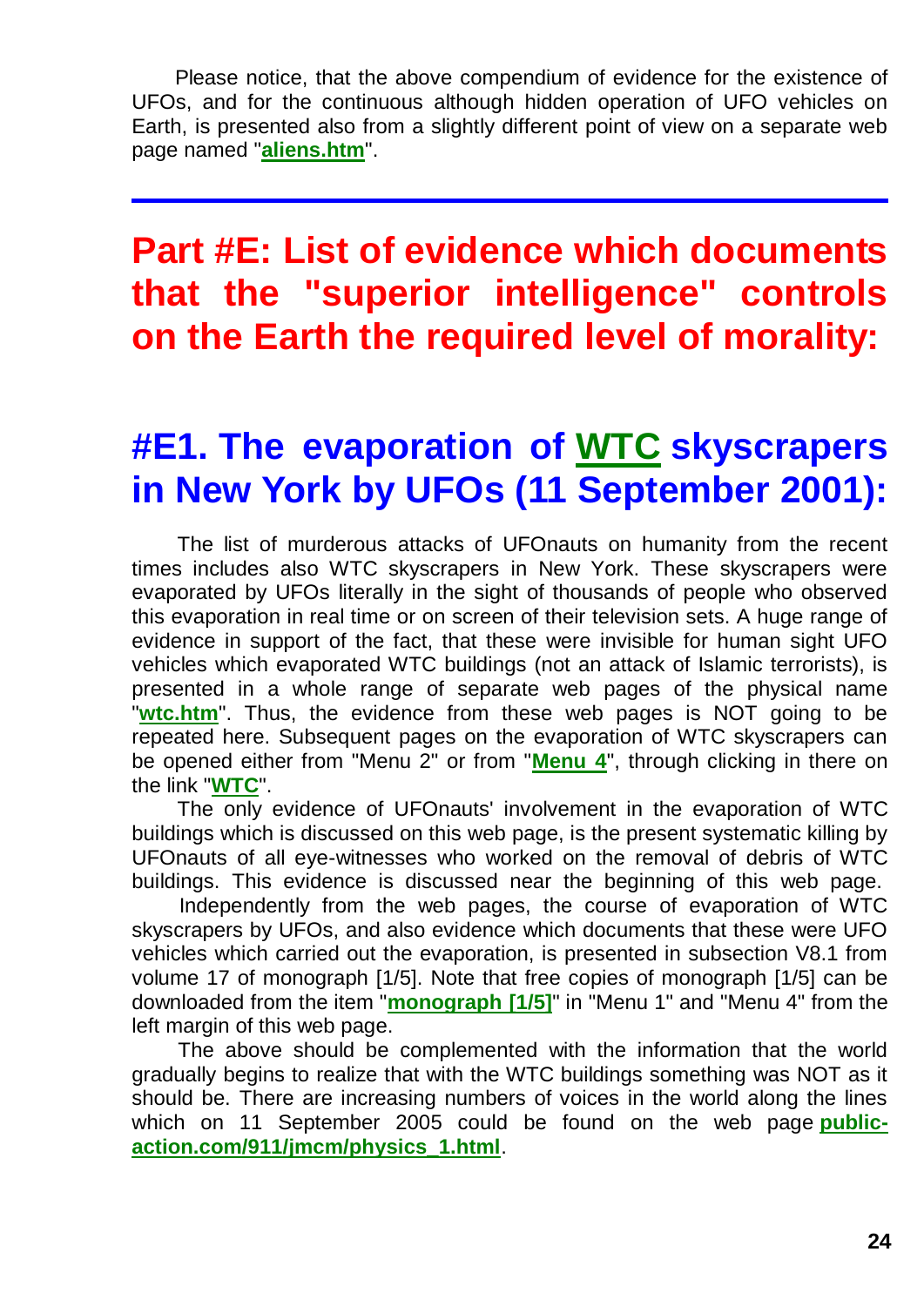Please notice, that the above compendium of evidence for the existence of UFOs, and for the continuous although hidden operation of UFO vehicles on Earth, is presented also from a slightly different point of view on a separate web page named "**aliens.htm**".

---

# Part #E: List of evidence which documents that the "superior intelligence" controls on the Earth the required level of morality:

## #E1. The evaporation of WTC skyscrapers in New York by UFOs (11 September 2001):

The list of murderous attacks of UFOnauts on humanity from the recent times includes also WTC skyscrapers in New York. These skyscrapers were evaporated by UFOs literally in the sight of thousands of people who observed this evaporation in real time or on screen of their television sets. A huge range of evidence in support of the fact, that these were invisible for human sight UFO vehicles which evaporated WTC buildings (not an attack of Islamic terrorists), is presented in a whole range of separate web pages of the physical name "**wtc.htm**". Thus, the evidence from these web pages is NOT going to be repeated here. Subsequent pages on the evaporation of WTC skyscrapers can be opened either from "Menu 2" or from "**Menu 4**", through clicking in there on the link "**WTC**".

The only evidence of UFOnauts' involvement in the evaporation of WTC buildings which is discussed on this web page, is the present systematic killing by UFOnauts of all eye-witnesses who worked on the removal of debris of WTC buildings. This evidence is discussed near the beginning of this web page.

Independently from the web pages, the course of evaporation of WTC skyscrapers by UFOs, and also evidence which documents that these were UFO vehicles which carried out the evaporation, is presented in subsection V8.1 from volume 17 of monograph [1/5]. Note that free copies of monograph [1/5] can be downloaded from the item "**monograph [1/5]**" in "Menu 1" and "Menu 4" from the left margin of this web page.

The above should be complemented with the information that the world gradually begins to realize that with the WTC buildings something was NOT as it should be. There are increasing numbers of voices in the world along the lines which on 11 September 2005 could be found on the web page **public-action.com/911/jmcm/physics_1.html**.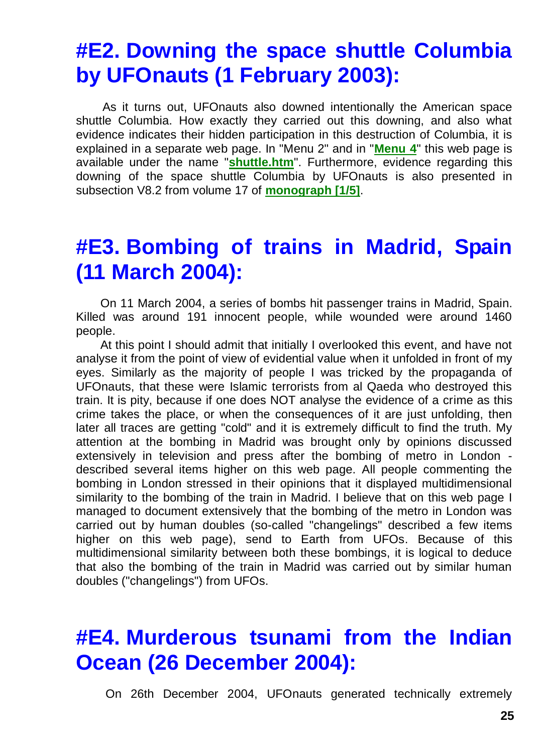## #E2. Downing the space shuttle Columbia by UFOnauts (1 February 2003):

As it turns out, UFOnauts also downed intentionally the American space shuttle Columbia. How exactly they carried out this downing, and also what evidence indicates their hidden participation in this destruction of Columbia, it is explained in a separate web page. In "Menu 2" and in "**Menu 4**" this web page is available under the name "**shuttle.htm**". Furthermore, evidence regarding this downing of the space shuttle Columbia by UFOnauts is also presented in subsection V8.2 from volume 17 of **monograph [1/5]**.

## #E3. Bombing of trains in Madrid, Spain (11 March 2004):

On 11 March 2004, a series of bombs hit passenger trains in Madrid, Spain. Killed was around 191 innocent people, while wounded were around 1460 people.

At this point I should admit that initially I overlooked this event, and have not analyse it from the point of view of evidential value when it unfolded in front of my eyes. Similarly as the majority of people I was tricked by the propaganda of UFOnauts, that these were Islamic terrorists from al Qaeda who destroyed this train. It is pity, because if one does NOT analyse the evidence of a crime as this crime takes the place, or when the consequences of it are just unfolding, then later all traces are getting "cold" and it is extremely difficult to find the truth. My attention at the bombing in Madrid was brought only by opinions discussed extensively in television and press after the bombing of metro in London - described several items higher on this web page. All people commenting the bombing in London stressed in their opinions that it displayed multidimensional similarity to the bombing of the train in Madrid. I believe that on this web page I managed to document extensively that the bombing of the metro in London was carried out by human doubles (so-called "changelings" described a few items higher on this web page), send to Earth from UFOs. Because of this multidimensional similarity between both these bombings, it is logical to deduce that also the bombing of the train in Madrid was carried out by similar human doubles ("changelings") from UFOs.

## #E4. Murderous tsunami from the Indian Ocean (26 December 2004):

On 26th December 2004, UFOnauts generated technically extremely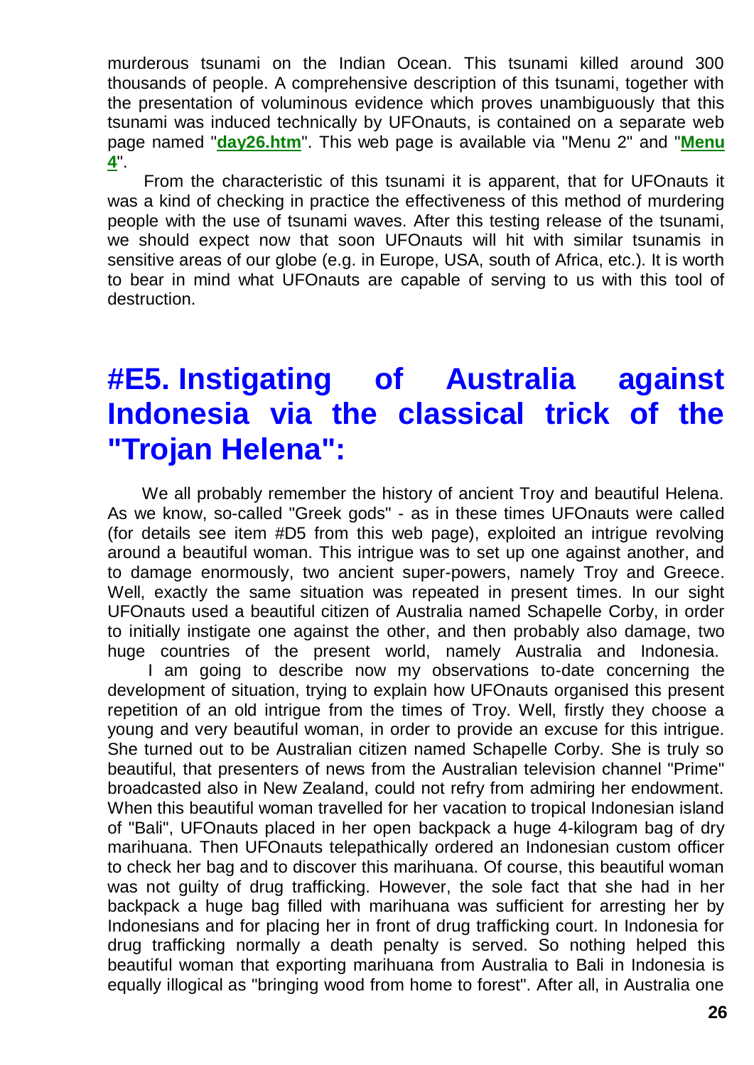murderous tsunami on the Indian Ocean. This tsunami killed around 300 thousands of people. A comprehensive description of this tsunami, together with the presentation of voluminous evidence which proves unambiguously that this tsunami was induced technically by UFOnauts, is contained on a separate web page named "**day26.htm**". This web page is available via "Menu 2" and "**Menu 4**".

From the characteristic of this tsunami it is apparent, that for UFOnauts it was a kind of checking in practice the effectiveness of this method of murdering people with the use of tsunami waves. After this testing release of the tsunami, we should expect now that soon UFOnauts will hit with similar tsunamis in sensitive areas of our globe (e.g. in Europe, USA, south of Africa, etc.). It is worth to bear in mind what UFOnauts are capable of serving to us with this tool of destruction.

# #E5. Instigating of Australia against Indonesia via the classical trick of the "Trojan Helena":

We all probably remember the history of ancient Troy and beautiful Helena. As we know, so-called "Greek gods" - as in these times UFOnauts were called (for details see item #D5 from this web page), exploited an intrigue revolving around a beautiful woman. This intrigue was to set up one against another, and to damage enormously, two ancient super-powers, namely Troy and Greece. Well, exactly the same situation was repeated in present times. In our sight UFOnauts used a beautiful citizen of Australia named Schapelle Corby, in order to initially instigate one against the other, and then probably also damage, two huge countries of the present world, namely Australia and Indonesia.

I am going to describe now my observations to-date concerning the development of situation, trying to explain how UFOnauts organised this present repetition of an old intrigue from the times of Troy. Well, firstly they choose a young and very beautiful woman, in order to provide an excuse for this intrigue. She turned out to be Australian citizen named Schapelle Corby. She is truly so beautiful, that presenters of news from the Australian television channel "Prime" broadcasted also in New Zealand, could not refry from admiring her endowment. When this beautiful woman travelled for her vacation to tropical Indonesian island of "Bali", UFOnauts placed in her open backpack a huge 4-kilogram bag of dry marihuana. Then UFOnauts telepathically ordered an Indonesian custom officer to check her bag and to discover this marihuana. Of course, this beautiful woman was not guilty of drug trafficking. However, the sole fact that she had in her backpack a huge bag filled with marihuana was sufficient for arresting her by Indonesians and for placing her in front of drug trafficking court. In Indonesia for drug trafficking normally a death penalty is served. So nothing helped this beautiful woman that exporting marihuana from Australia to Bali in Indonesia is equally illogical as "bringing wood from home to forest". After all, in Australia one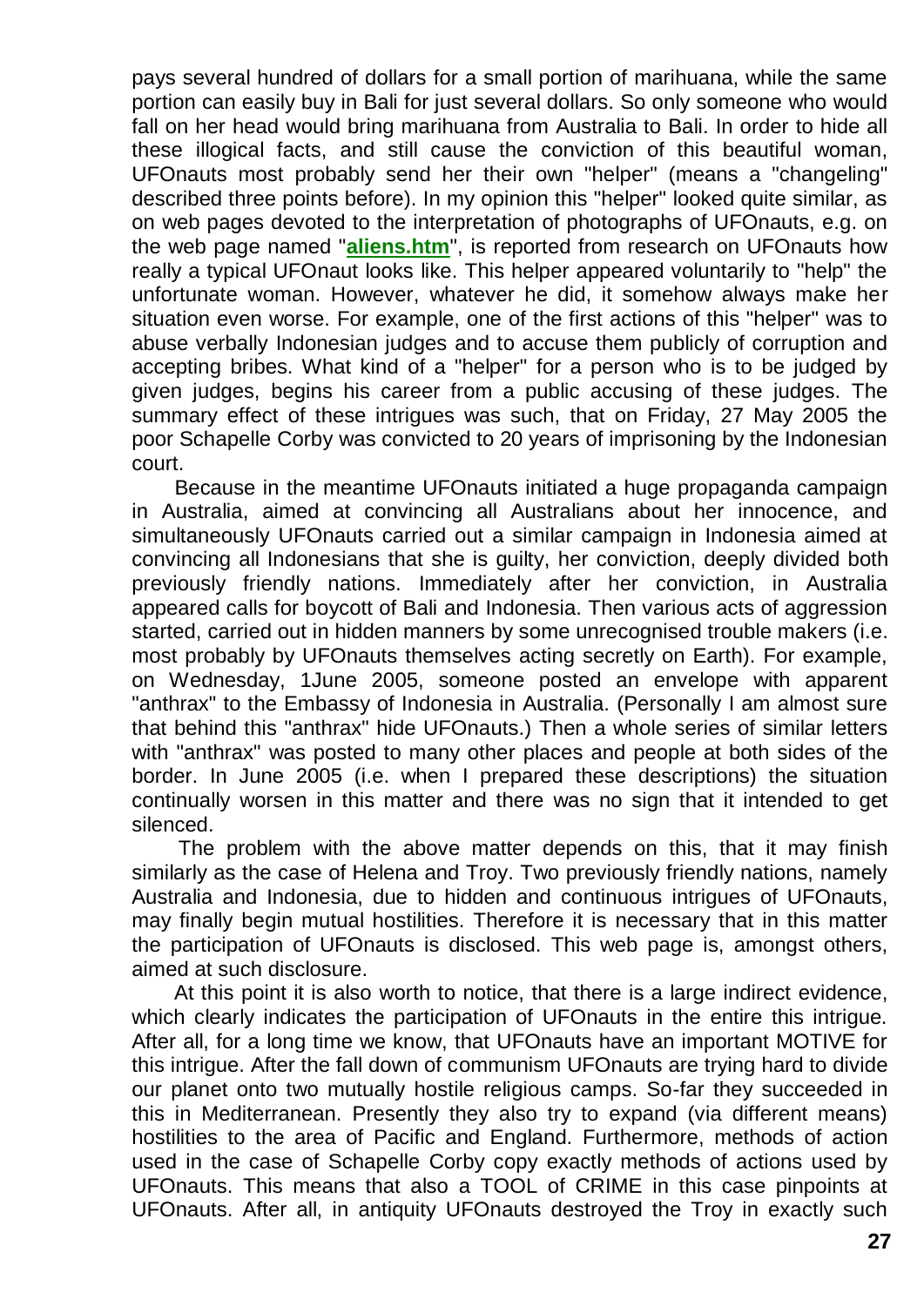pays several hundred of dollars for a small portion of marihuana, while the same portion can easily buy in Bali for just several dollars. So only someone who would fall on her head would bring marihuana from Australia to Bali. In order to hide all these illogical facts, and still cause the conviction of this beautiful woman, UFOnauts most probably send her their own "helper" (means a "changeling" described three points before). In my opinion this "helper" looked quite similar, as on web pages devoted to the interpretation of photographs of UFOnauts, e.g. on the web page named "**aliens.htm**", is reported from research on UFOnauts how really a typical UFOnaut looks like. This helper appeared voluntarily to "help" the unfortunate woman. However, whatever he did, it somehow always make her situation even worse. For example, one of the first actions of this "helper" was to abuse verbally Indonesian judges and to accuse them publicly of corruption and accepting bribes. What kind of a "helper" for a person who is to be judged by given judges, begins his career from a public accusing of these judges. The summary effect of these intrigues was such, that on Friday, 27 May 2005 the poor Schapelle Corby was convicted to 20 years of imprisoning by the Indonesian court.

Because in the meantime UFOnauts initiated a huge propaganda campaign in Australia, aimed at convincing all Australians about her innocence, and simultaneously UFOnauts carried out a similar campaign in Indonesia aimed at convincing all Indonesians that she is guilty, her conviction, deeply divided both previously friendly nations. Immediately after her conviction, in Australia appeared calls for boycott of Bali and Indonesia. Then various acts of aggression started, carried out in hidden manners by some unrecognised trouble makers (i.e. most probably by UFOnauts themselves acting secretly on Earth). For example, on Wednesday, 1June 2005, someone posted an envelope with apparent "anthrax" to the Embassy of Indonesia in Australia. (Personally I am almost sure that behind this "anthrax" hide UFOnauts.) Then a whole series of similar letters with "anthrax" was posted to many other places and people at both sides of the border. In June 2005 (i.e. when I prepared these descriptions) the situation continually worsen in this matter and there was no sign that it intended to get silenced.

The problem with the above matter depends on this, that it may finish similarly as the case of Helena and Troy. Two previously friendly nations, namely Australia and Indonesia, due to hidden and continuous intrigues of UFOnauts, may finally begin mutual hostilities. Therefore it is necessary that in this matter the participation of UFOnauts is disclosed. This web page is, amongst others, aimed at such disclosure.

At this point it is also worth to notice, that there is a large indirect evidence, which clearly indicates the participation of UFOnauts in the entire this intrigue. After all, for a long time we know, that UFOnauts have an important MOTIVE for this intrigue. After the fall down of communism UFOnauts are trying hard to divide our planet onto two mutually hostile religious camps. So-far they succeeded in this in Mediterranean. Presently they also try to expand (via different means) hostilities to the area of Pacific and England. Furthermore, methods of action used in the case of Schapelle Corby copy exactly methods of actions used by UFOnauts. This means that also a TOOL of CRIME in this case pinpoints at UFOnauts. After all, in antiquity UFOnauts destroyed the Troy in exactly such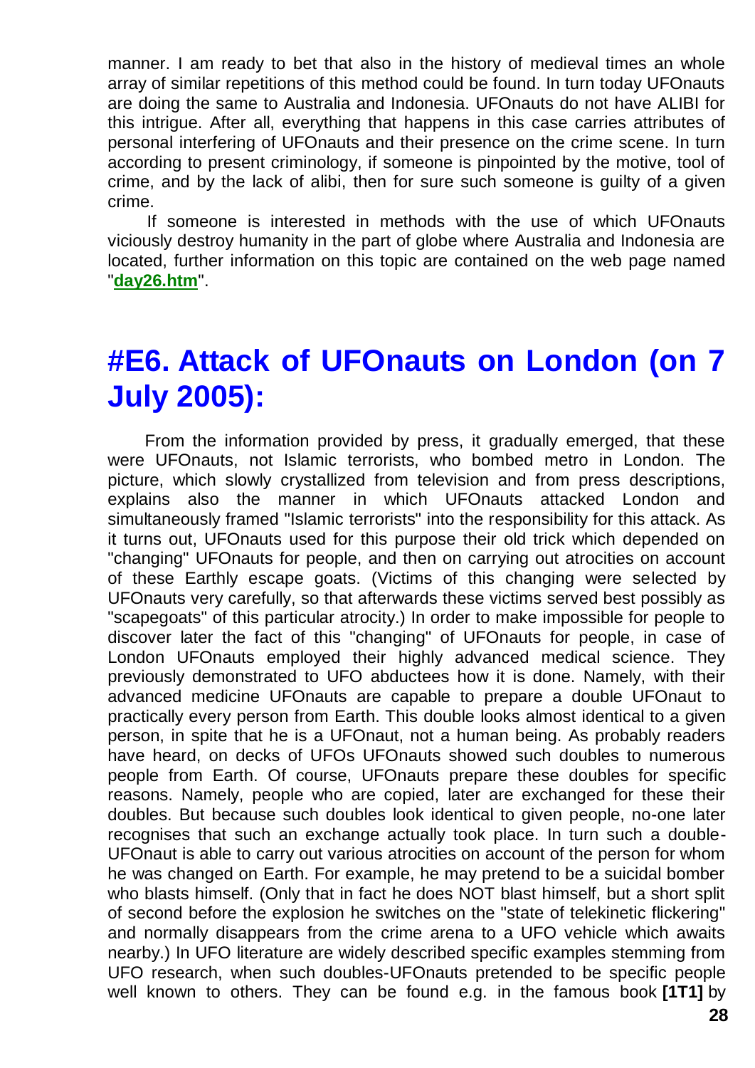manner. I am ready to bet that also in the history of medieval times an whole array of similar repetitions of this method could be found. In turn today UFOnauts are doing the same to Australia and Indonesia. UFOnauts do not have ALIBI for this intrigue. After all, everything that happens in this case carries attributes of personal interfering of UFOnauts and their presence on the crime scene. In turn according to present criminology, if someone is pinpointed by the motive, tool of crime, and by the lack of alibi, then for sure such someone is guilty of a given crime.

If someone is interested in methods with the use of which UFOnauts viciously destroy humanity in the part of globe where Australia and Indonesia are located, further information on this topic are contained on the web page named "**day26.htm**".

# #E6. Attack of UFOnauts on London (on 7 July 2005):

From the information provided by press, it gradually emerged, that these were UFOnauts, not Islamic terrorists, who bombed metro in London. The picture, which slowly crystallized from television and from press descriptions, explains also the manner in which UFOnauts attacked London and simultaneously framed "Islamic terrorists" into the responsibility for this attack. As it turns out, UFOnauts used for this purpose their old trick which depended on "changing" UFOnauts for people, and then on carrying out atrocities on account of these Earthly escape goats. (Victims of this changing were selected by UFOnauts very carefully, so that afterwards these victims served best possibly as "scapegoats" of this particular atrocity.) In order to make impossible for people to discover later the fact of this "changing" of UFOnauts for people, in case of London UFOnauts employed their highly advanced medical science. They previously demonstrated to UFO abductees how it is done. Namely, with their advanced medicine UFOnauts are capable to prepare a double UFOnaut to practically every person from Earth. This double looks almost identical to a given person, in spite that he is a UFOnaut, not a human being. As probably readers have heard, on decks of UFOs UFOnauts showed such doubles to numerous people from Earth. Of course, UFOnauts prepare these doubles for specific reasons. Namely, people who are copied, later are exchanged for these their doubles. But because such doubles look identical to given people, no-one later recognises that such an exchange actually took place. In turn such a double-UFOnaut is able to carry out various atrocities on account of the person for whom he was changed on Earth. For example, he may pretend to be a suicidal bomber who blasts himself. (Only that in fact he does NOT blast himself, but a short split of second before the explosion he switches on the "state of telekinetic flickering" and normally disappears from the crime arena to a UFO vehicle which awaits nearby.) In UFO literature are widely described specific examples stemming from UFO research, when such doubles-UFOnauts pretended to be specific people well known to others. They can be found e.g. in the famous book **[1T1]** by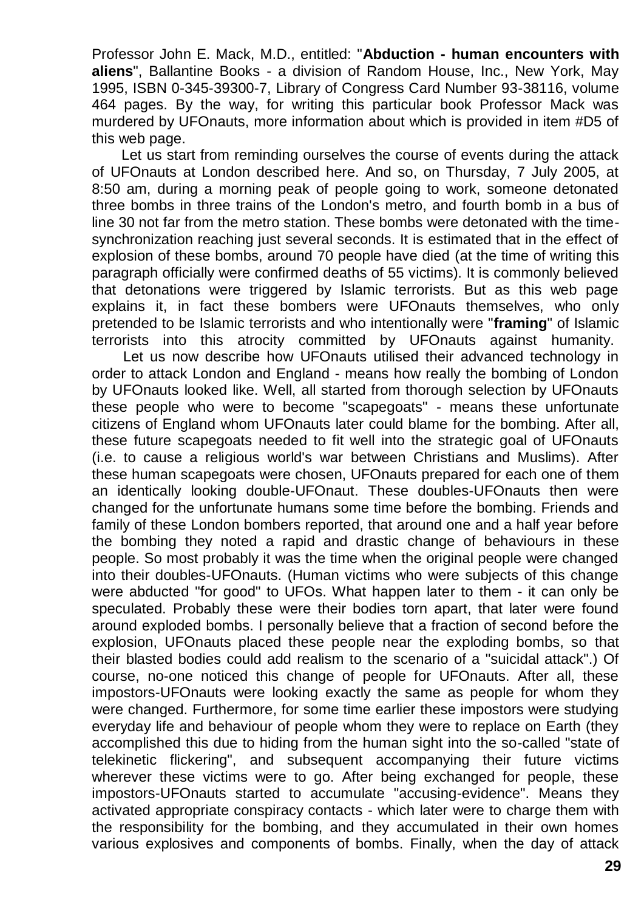Professor John E. Mack, M.D., entitled: "**Abduction - human encounters with aliens**", Ballantine Books - a division of Random House, Inc., New York, May 1995, ISBN 0-345-39300-7, Library of Congress Card Number 93-38116, volume 464 pages. By the way, for writing this particular book Professor Mack was murdered by UFOnauts, more information about which is provided in item #D5 of this web page.

Let us start from reminding ourselves the course of events during the attack of UFOnauts at London described here. And so, on Thursday, 7 July 2005, at 8:50 am, during a morning peak of people going to work, someone detonated three bombs in three trains of the London's metro, and fourth bomb in a bus of line 30 not far from the metro station. These bombs were detonated with the time-synchronization reaching just several seconds. It is estimated that in the effect of explosion of these bombs, around 70 people have died (at the time of writing this paragraph officially were confirmed deaths of 55 victims). It is commonly believed that detonations were triggered by Islamic terrorists. But as this web page explains it, in fact these bombers were UFOnauts themselves, who only pretended to be Islamic terrorists and who intentionally were "**framing**" of Islamic terrorists into this atrocity committed by UFOnauts against humanity.

Let us now describe how UFOnauts utilised their advanced technology in order to attack London and England - means how really the bombing of London by UFOnauts looked like. Well, all started from thorough selection by UFOnauts these people who were to become "scapegoats" - means these unfortunate citizens of England whom UFOnauts later could blame for the bombing. After all, these future scapegoats needed to fit well into the strategic goal of UFOnauts (i.e. to cause a religious world's war between Christians and Muslims). After these human scapegoats were chosen, UFOnauts prepared for each one of them an identically looking double-UFOnaut. These doubles-UFOnauts then were changed for the unfortunate humans some time before the bombing. Friends and family of these London bombers reported, that around one and a half year before the bombing they noted a rapid and drastic change of behaviours in these people. So most probably it was the time when the original people were changed into their doubles-UFOnauts. (Human victims who were subjects of this change were abducted "for good" to UFOs. What happen later to them - it can only be speculated. Probably these were their bodies torn apart, that later were found around exploded bombs. I personally believe that a fraction of second before the explosion, UFOnauts placed these people near the exploding bombs, so that their blasted bodies could add realism to the scenario of a "suicidal attack".) Of course, no-one noticed this change of people for UFOnauts. After all, these impostors-UFOnauts were looking exactly the same as people for whom they were changed. Furthermore, for some time earlier these impostors were studying everyday life and behaviour of people whom they were to replace on Earth (they accomplished this due to hiding from the human sight into the so-called "state of telekinetic flickering", and subsequent accompanying their future victims wherever these victims were to go. After being exchanged for people, these impostors-UFOnauts started to accumulate "accusing-evidence". Means they activated appropriate conspiracy contacts - which later were to charge them with the responsibility for the bombing, and they accumulated in their own homes various explosives and components of bombs. Finally, when the day of attack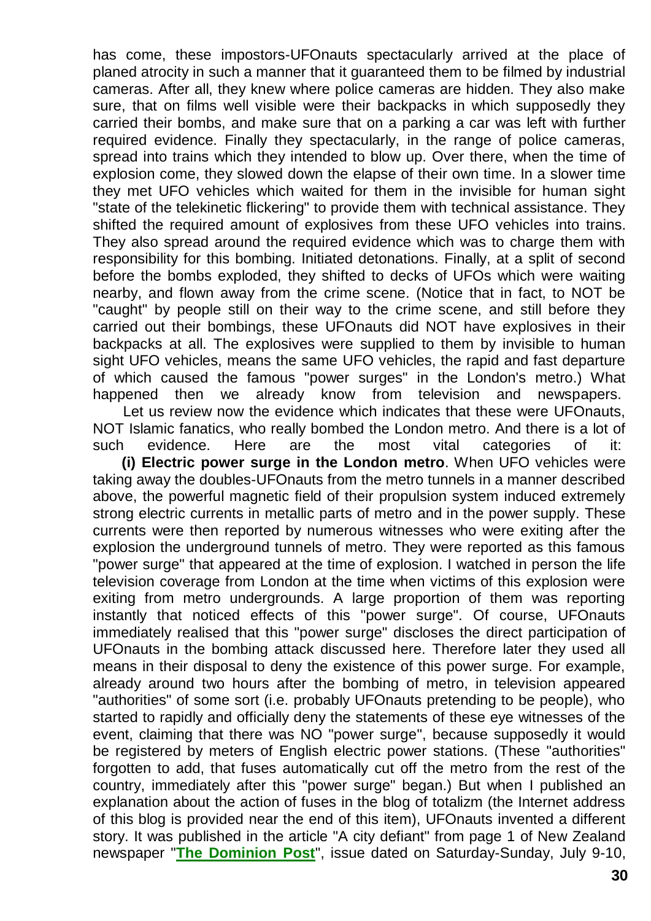has come, these impostors-UFOnauts spectacularly arrived at the place of planed atrocity in such a manner that it guaranteed them to be filmed by industrial cameras. After all, they knew where police cameras are hidden. They also make sure, that on films well visible were their backpacks in which supposedly they carried their bombs, and make sure that on a parking a car was left with further required evidence. Finally they spectacularly, in the range of police cameras, spread into trains which they intended to blow up. Over there, when the time of explosion come, they slowed down the elapse of their own time. In a slower time they met UFO vehicles which waited for them in the invisible for human sight "state of the telekinetic flickering" to provide them with technical assistance. They shifted the required amount of explosives from these UFO vehicles into trains. They also spread around the required evidence which was to charge them with responsibility for this bombing. Initiated detonations. Finally, at a split of second before the bombs exploded, they shifted to decks of UFOs which were waiting nearby, and flown away from the crime scene. (Notice that in fact, to NOT be "caught" by people still on their way to the crime scene, and still before they carried out their bombings, these UFOnauts did NOT have explosives in their backpacks at all. The explosives were supplied to them by invisible to human sight UFO vehicles, means the same UFO vehicles, the rapid and fast departure of which caused the famous "power surges" in the London's metro.) What happened then we already know from television and newspapers.

Let us review now the evidence which indicates that these were UFOnauts, NOT Islamic fanatics, who really bombed the London metro. And there is a lot of such evidence. Here are the most vital categories of it:

**(i) Electric power surge in the London metro**. When UFO vehicles were taking away the doubles-UFOnauts from the metro tunnels in a manner described above, the powerful magnetic field of their propulsion system induced extremely strong electric currents in metallic parts of metro and in the power supply. These currents were then reported by numerous witnesses who were exiting after the explosion the underground tunnels of metro. They were reported as this famous "power surge" that appeared at the time of explosion. I watched in person the life television coverage from London at the time when victims of this explosion were exiting from metro undergrounds. A large proportion of them was reporting instantly that noticed effects of this "power surge". Of course, UFOnauts immediately realised that this "power surge" discloses the direct participation of UFOnauts in the bombing attack discussed here. Therefore later they used all means in their disposal to deny the existence of this power surge. For example, already around two hours after the bombing of metro, in television appeared "authorities" of some sort (i.e. probably UFOnauts pretending to be people), who started to rapidly and officially deny the statements of these eye witnesses of the event, claiming that there was NO "power surge", because supposedly it would be registered by meters of English electric power stations. (These "authorities" forgotten to add, that fuses automatically cut off the metro from the rest of the country, immediately after this "power surge" began.) But when I published an explanation about the action of fuses in the blog of totalizm (the Internet address of this blog is provided near the end of this item), UFOnauts invented a different story. It was published in the article "A city defiant" from page 1 of New Zealand newspaper "**The Dominion Post**", issue dated on Saturday-Sunday, July 9-10,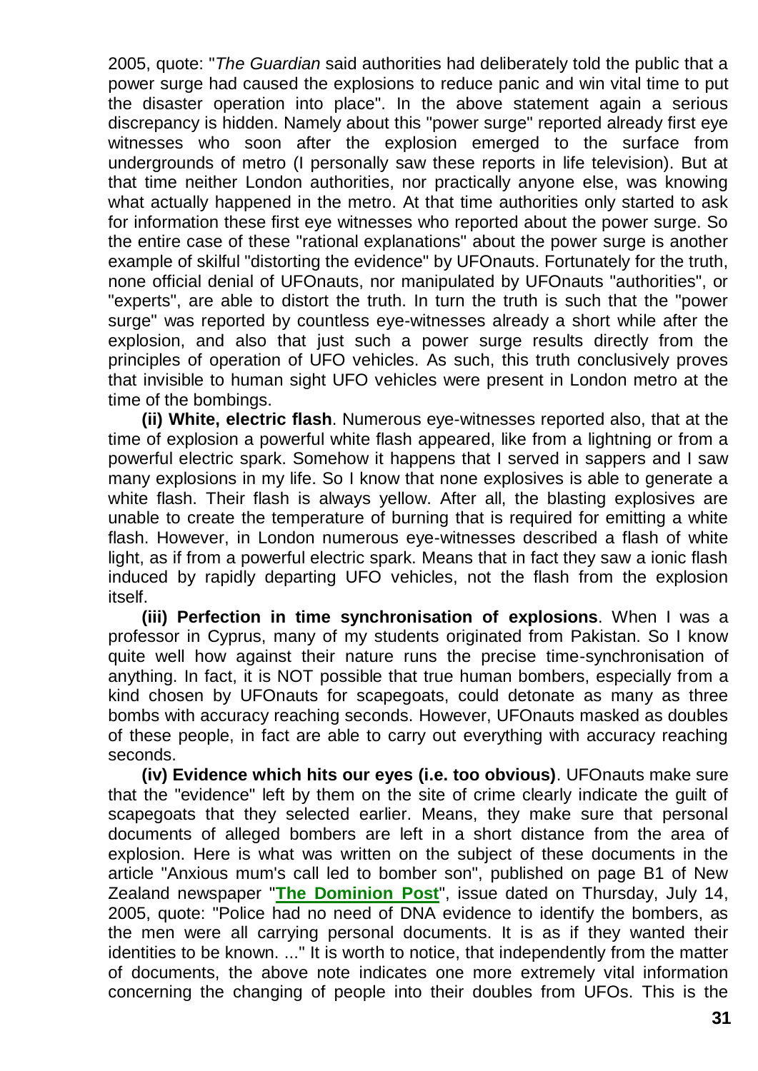2005, quote: "*The Guardian* said authorities had deliberately told the public that a power surge had caused the explosions to reduce panic and win vital time to put the disaster operation into place". In the above statement again a serious discrepancy is hidden. Namely about this "power surge" reported already first eye witnesses who soon after the explosion emerged to the surface from undergrounds of metro (I personally saw these reports in life television). But at that time neither London authorities, nor practically anyone else, was knowing what actually happened in the metro. At that time authorities only started to ask for information these first eye witnesses who reported about the power surge. So the entire case of these "rational explanations" about the power surge is another example of skilful "distorting the evidence" by UFOnauts. Fortunately for the truth, none official denial of UFOnauts, nor manipulated by UFOnauts "authorities", or "experts", are able to distort the truth. In turn the truth is such that the "power surge" was reported by countless eye-witnesses already a short while after the explosion, and also that just such a power surge results directly from the principles of operation of UFO vehicles. As such, this truth conclusively proves that invisible to human sight UFO vehicles were present in London metro at the time of the bombings.

**(ii) White, electric flash**. Numerous eye-witnesses reported also, that at the time of explosion a powerful white flash appeared, like from a lightning or from a powerful electric spark. Somehow it happens that I served in sappers and I saw many explosions in my life. So I know that none explosives is able to generate a white flash. Their flash is always yellow. After all, the blasting explosives are unable to create the temperature of burning that is required for emitting a white flash. However, in London numerous eye-witnesses described a flash of white light, as if from a powerful electric spark. Means that in fact they saw a ionic flash induced by rapidly departing UFO vehicles, not the flash from the explosion itself.

**(iii) Perfection in time synchronisation of explosions**. When I was a professor in Cyprus, many of my students originated from Pakistan. So I know quite well how against their nature runs the precise time-synchronisation of anything. In fact, it is NOT possible that true human bombers, especially from a kind chosen by UFOnauts for scapegoats, could detonate as many as three bombs with accuracy reaching seconds. However, UFOnauts masked as doubles of these people, in fact are able to carry out everything with accuracy reaching seconds.

**(iv) Evidence which hits our eyes (i.e. too obvious)**. UFOnauts make sure that the "evidence" left by them on the site of crime clearly indicate the guilt of scapegoats that they selected earlier. Means, they make sure that personal documents of alleged bombers are left in a short distance from the area of explosion. Here is what was written on the subject of these documents in the article "Anxious mum's call led to bomber son", published on page B1 of New Zealand newspaper "**The Dominion Post**", issue dated on Thursday, July 14, 2005, quote: "Police had no need of DNA evidence to identify the bombers, as the men were all carrying personal documents. It is as if they wanted their identities to be known. ..." It is worth to notice, that independently from the matter of documents, the above note indicates one more extremely vital information concerning the changing of people into their doubles from UFOs. This is the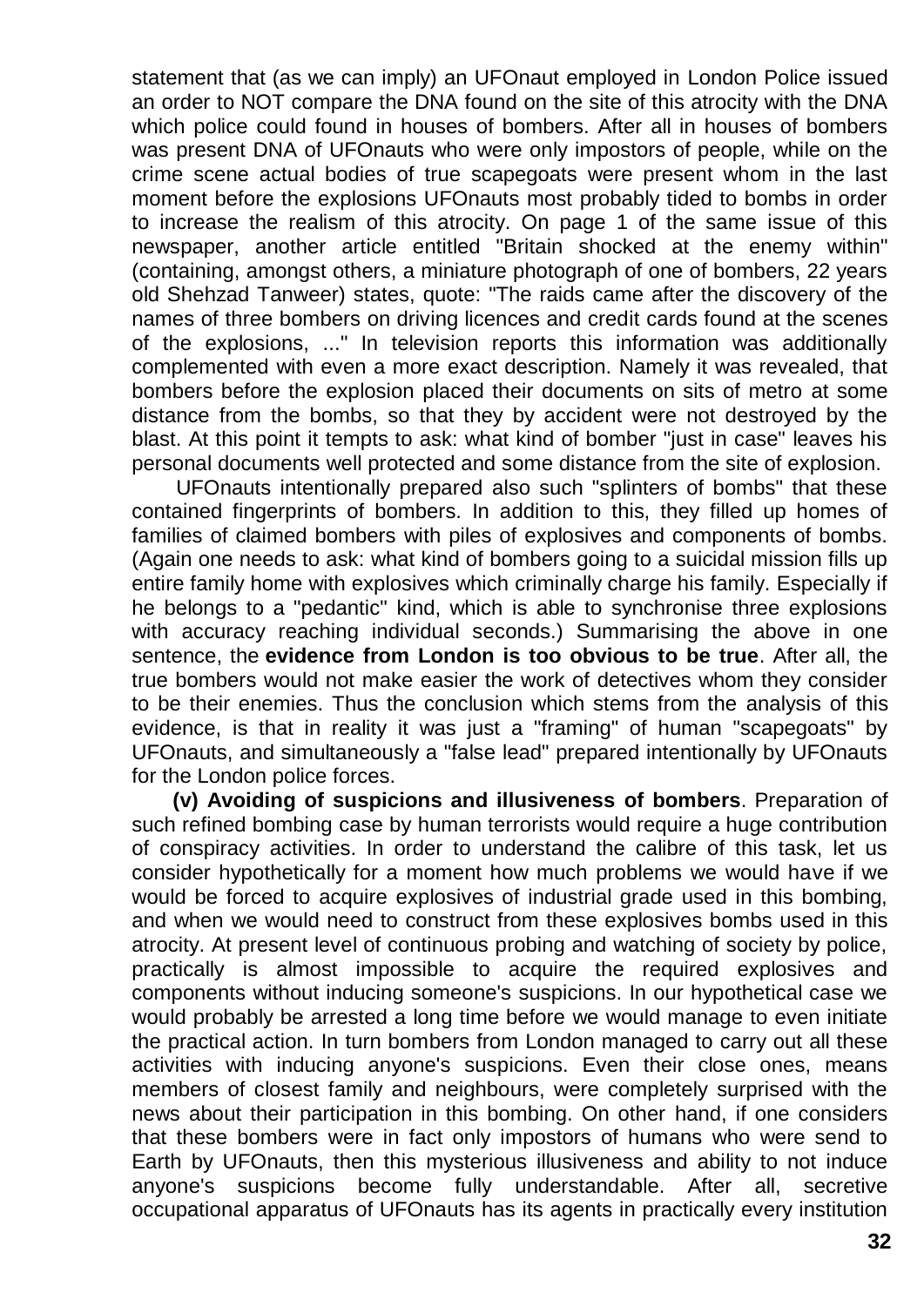statement that (as we can imply) an UFOnaut employed in London Police issued an order to NOT compare the DNA found on the site of this atrocity with the DNA which police could found in houses of bombers. After all in houses of bombers was present DNA of UFOnauts who were only impostors of people, while on the crime scene actual bodies of true scapegoats were present whom in the last moment before the explosions UFOnauts most probably tided to bombs in order to increase the realism of this atrocity. On page 1 of the same issue of this newspaper, another article entitled "Britain shocked at the enemy within" (containing, amongst others, a miniature photograph of one of bombers, 22 years old Shehzad Tanweer) states, quote: "The raids came after the discovery of the names of three bombers on driving licences and credit cards found at the scenes of the explosions, ..." In television reports this information was additionally complemented with even a more exact description. Namely it was revealed, that bombers before the explosion placed their documents on sits of metro at some distance from the bombs, so that they by accident were not destroyed by the blast. At this point it tempts to ask: what kind of bomber "just in case" leaves his personal documents well protected and some distance from the site of explosion.

UFOnauts intentionally prepared also such "splinters of bombs" that these contained fingerprints of bombers. In addition to this, they filled up homes of families of claimed bombers with piles of explosives and components of bombs. (Again one needs to ask: what kind of bombers going to a suicidal mission fills up entire family home with explosives which criminally charge his family. Especially if he belongs to a "pedantic" kind, which is able to synchronise three explosions with accuracy reaching individual seconds.) Summarising the above in one sentence, the **evidence from London is too obvious to be true**. After all, the true bombers would not make easier the work of detectives whom they consider to be their enemies. Thus the conclusion which stems from the analysis of this evidence, is that in reality it was just a "framing" of human "scapegoats" by UFOnauts, and simultaneously a "false lead" prepared intentionally by UFOnauts for the London police forces.

**(v) Avoiding of suspicions and illusiveness of bombers**. Preparation of such refined bombing case by human terrorists would require a huge contribution of conspiracy activities. In order to understand the calibre of this task, let us consider hypothetically for a moment how much problems we would have if we would be forced to acquire explosives of industrial grade used in this bombing, and when we would need to construct from these explosives bombs used in this atrocity. At present level of continuous probing and watching of society by police, practically is almost impossible to acquire the required explosives and components without inducing someone's suspicions. In our hypothetical case we would probably be arrested a long time before we would manage to even initiate the practical action. In turn bombers from London managed to carry out all these activities with inducing anyone's suspicions. Even their close ones, means members of closest family and neighbours, were completely surprised with the news about their participation in this bombing. On other hand, if one considers that these bombers were in fact only impostors of humans who were send to Earth by UFOnauts, then this mysterious illusiveness and ability to not induce anyone's suspicions become fully understandable. After all, secretive occupational apparatus of UFOnauts has its agents in practically every institution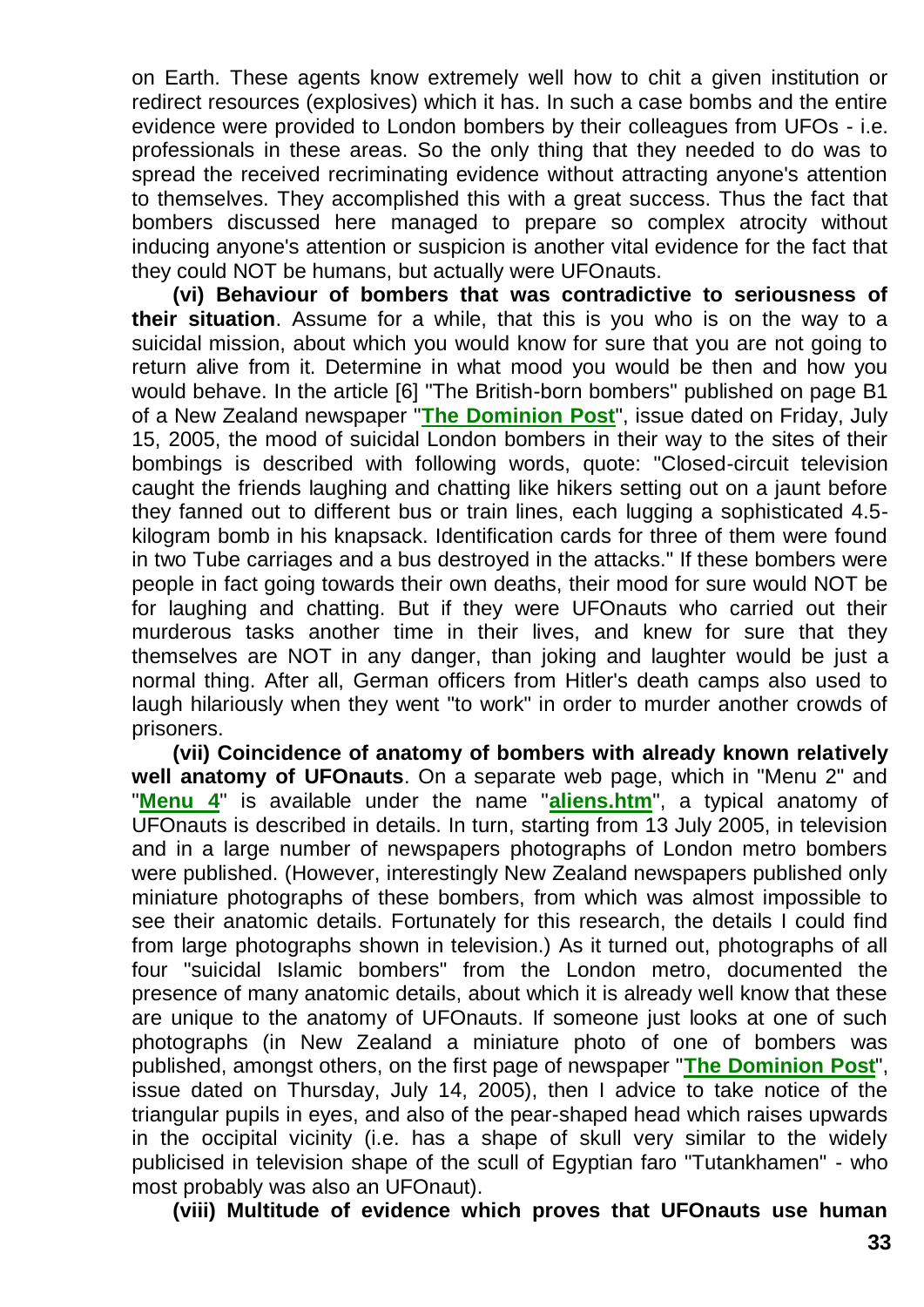on Earth. These agents know extremely well how to chit a given institution or redirect resources (explosives) which it has. In such a case bombs and the entire evidence were provided to London bombers by their colleagues from UFOs - i.e. professionals in these areas. So the only thing that they needed to do was to spread the received recriminating evidence without attracting anyone's attention to themselves. They accomplished this with a great success. Thus the fact that bombers discussed here managed to prepare so complex atrocity without inducing anyone's attention or suspicion is another vital evidence for the fact that they could NOT be humans, but actually were UFOnauts.

**(vi) Behaviour of bombers that was contradictive to seriousness of their situation**. Assume for a while, that this is you who is on the way to a suicidal mission, about which you would know for sure that you are not going to return alive from it. Determine in what mood you would be then and how you would behave. In the article [6] "The British-born bombers" published on page B1 of a New Zealand newspaper "**The Dominion Post**", issue dated on Friday, July 15, 2005, the mood of suicidal London bombers in their way to the sites of their bombings is described with following words, quote: "Closed-circuit television caught the friends laughing and chatting like hikers setting out on a jaunt before they fanned out to different bus or train lines, each lugging a sophisticated 4.5-kilogram bomb in his knapsack. Identification cards for three of them were found in two Tube carriages and a bus destroyed in the attacks." If these bombers were people in fact going towards their own deaths, their mood for sure would NOT be for laughing and chatting. But if they were UFOnauts who carried out their murderous tasks another time in their lives, and knew for sure that they themselves are NOT in any danger, than joking and laughter would be just a normal thing. After all, German officers from Hitler's death camps also used to laugh hilariously when they went "to work" in order to murder another crowds of prisoners.

**(vii) Coincidence of anatomy of bombers with already known relatively well anatomy of UFOnauts**. On a separate web page, which in "Menu 2" and "**Menu 4**" is available under the name "**aliens.htm**", a typical anatomy of UFOnauts is described in details. In turn, starting from 13 July 2005, in television and in a large number of newspapers photographs of London metro bombers were published. (However, interestingly New Zealand newspapers published only miniature photographs of these bombers, from which was almost impossible to see their anatomic details. Fortunately for this research, the details I could find from large photographs shown in television.) As it turned out, photographs of all four "suicidal Islamic bombers" from the London metro, documented the presence of many anatomic details, about which it is already well know that these are unique to the anatomy of UFOnauts. If someone just looks at one of such photographs (in New Zealand a miniature photo of one of bombers was published, amongst others, on the first page of newspaper "**The Dominion Post**", issue dated on Thursday, July 14, 2005), then I advice to take notice of the triangular pupils in eyes, and also of the pear-shaped head which raises upwards in the occipital vicinity (i.e. has a shape of skull very similar to the widely publicised in television shape of the scull of Egyptian faro "Tutankhamen" - who most probably was also an UFOnaut).

**(viii) Multitude of evidence which proves that UFOnauts use human**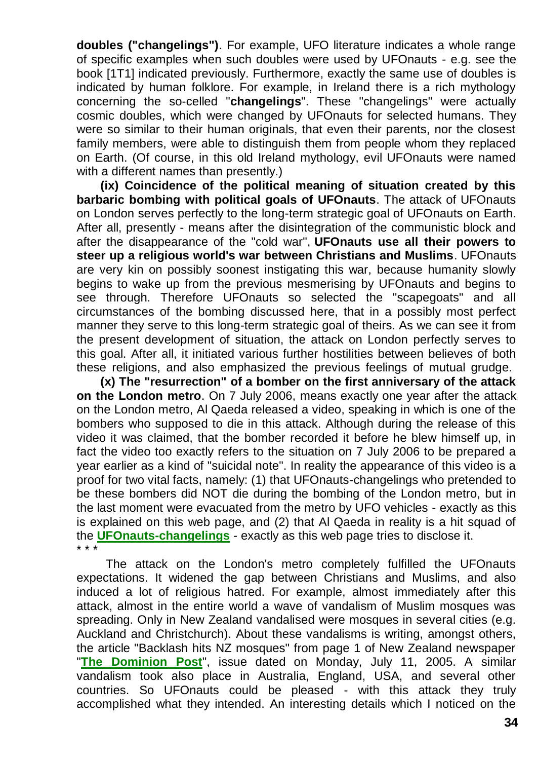**doubles ("changelings")**. For example, UFO literature indicates a whole range of specific examples when such doubles were used by UFOnauts - e.g. see the book [1T1] indicated previously. Furthermore, exactly the same use of doubles is indicated by human folklore. For example, in Ireland there is a rich mythology concerning the so-celled "**changelings**". These "changelings" were actually cosmic doubles, which were changed by UFOnauts for selected humans. They were so similar to their human originals, that even their parents, nor the closest family members, were able to distinguish them from people whom they replaced on Earth. (Of course, in this old Ireland mythology, evil UFOnauts were named with a different names than presently.)

**(ix) Coincidence of the political meaning of situation created by this barbaric bombing with political goals of UFOnauts**. The attack of UFOnauts on London serves perfectly to the long-term strategic goal of UFOnauts on Earth. After all, presently - means after the disintegration of the communistic block and after the disappearance of the "cold war", **UFOnauts use all their powers to steer up a religious world's war between Christians and Muslims**. UFOnauts are very kin on possibly soonest instigating this war, because humanity slowly begins to wake up from the previous mesmerising by UFOnauts and begins to see through. Therefore UFOnauts so selected the "scapegoats" and all circumstances of the bombing discussed here, that in a possibly most perfect manner they serve to this long-term strategic goal of theirs. As we can see it from the present development of situation, the attack on London perfectly serves to this goal. After all, it initiated various further hostilities between believes of both these religions, and also emphasized the previous feelings of mutual grudge.

**(x) The "resurrection" of a bomber on the first anniversary of the attack on the London metro**. On 7 July 2006, means exactly one year after the attack on the London metro, Al Qaeda released a video, speaking in which is one of the bombers who supposed to die in this attack. Although during the release of this video it was claimed, that the bomber recorded it before he blew himself up, in fact the video too exactly refers to the situation on 7 July 2006 to be prepared a year earlier as a kind of "suicidal note". In reality the appearance of this video is a proof for two vital facts, namely: (1) that UFOnauts-changelings who pretended to be these bombers did NOT die during the bombing of the London metro, but in the last moment were evacuated from the metro by UFO vehicles - exactly as this is explained on this web page, and (2) that Al Qaeda in reality is a hit squad of the **UFOnauts-changelings** - exactly as this web page tries to disclose it.

\* \* \*

The attack on the London's metro completely fulfilled the UFOnauts expectations. It widened the gap between Christians and Muslims, and also induced a lot of religious hatred. For example, almost immediately after this attack, almost in the entire world a wave of vandalism of Muslim mosques was spreading. Only in New Zealand vandalised were mosques in several cities (e.g. Auckland and Christchurch). About these vandalisms is writing, amongst others, the article "Backlash hits NZ mosques" from page 1 of New Zealand newspaper "**The Dominion Post**", issue dated on Monday, July 11, 2005. A similar vandalism took also place in Australia, England, USA, and several other countries. So UFOnauts could be pleased - with this attack they truly accomplished what they intended. An interesting details which I noticed on the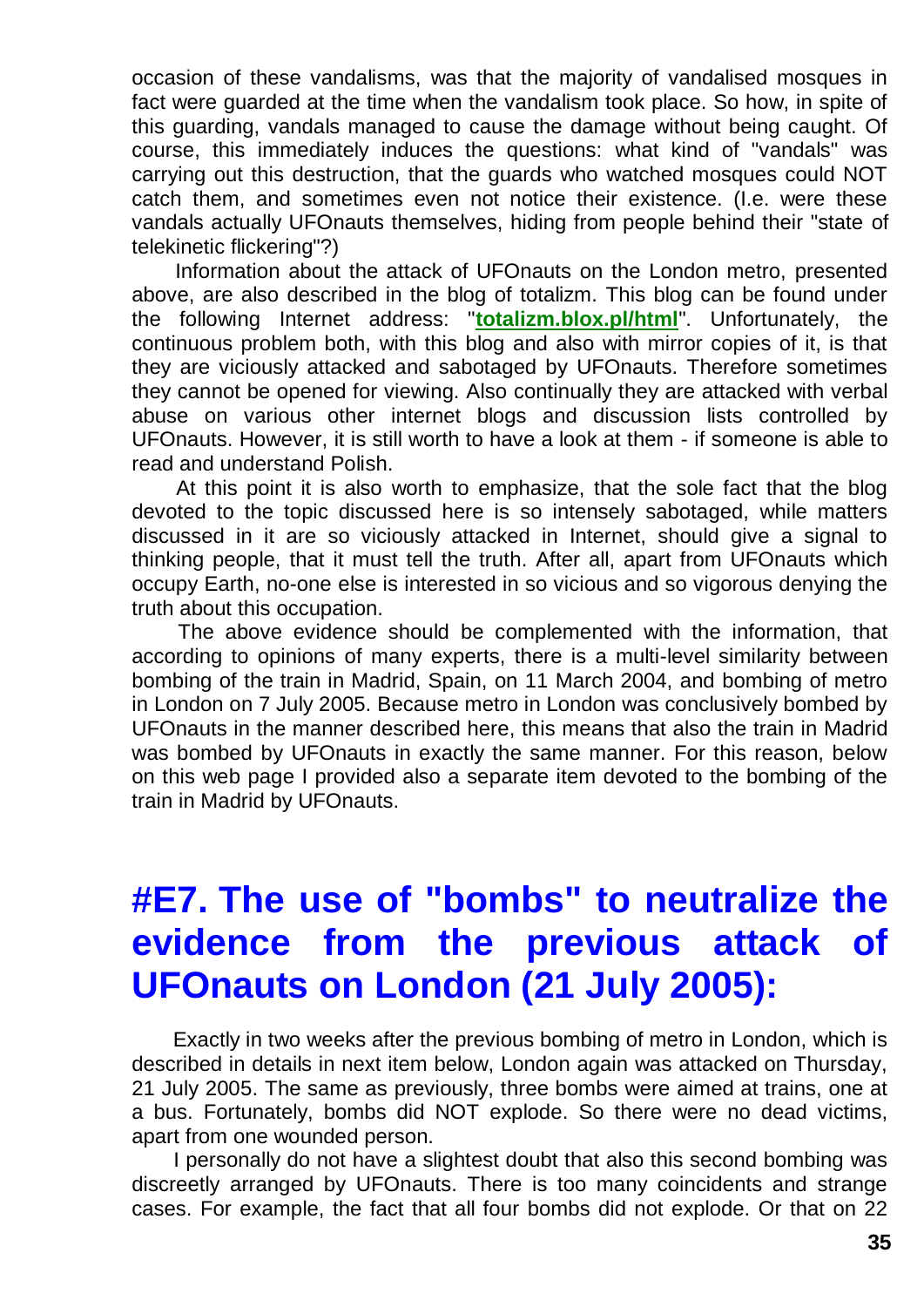occasion of these vandalisms, was that the majority of vandalised mosques in fact were guarded at the time when the vandalism took place. So how, in spite of this guarding, vandals managed to cause the damage without being caught. Of course, this immediately induces the questions: what kind of "vandals" was carrying out this destruction, that the guards who watched mosques could NOT catch them, and sometimes even not notice their existence. (I.e. were these vandals actually UFOnauts themselves, hiding from people behind their "state of telekinetic flickering"?)

Information about the attack of UFOnauts on the London metro, presented above, are also described in the blog of totalizm. This blog can be found under the following Internet address: "**totalizm.blox.pl/html**". Unfortunately, the continuous problem both, with this blog and also with mirror copies of it, is that they are viciously attacked and sabotaged by UFOnauts. Therefore sometimes they cannot be opened for viewing. Also continually they are attacked with verbal abuse on various other internet blogs and discussion lists controlled by UFOnauts. However, it is still worth to have a look at them - if someone is able to read and understand Polish.

At this point it is also worth to emphasize, that the sole fact that the blog devoted to the topic discussed here is so intensely sabotaged, while matters discussed in it are so viciously attacked in Internet, should give a signal to thinking people, that it must tell the truth. After all, apart from UFOnauts which occupy Earth, no-one else is interested in so vicious and so vigorous denying the truth about this occupation.

The above evidence should be complemented with the information, that according to opinions of many experts, there is a multi-level similarity between bombing of the train in Madrid, Spain, on 11 March 2004, and bombing of metro in London on 7 July 2005. Because metro in London was conclusively bombed by UFOnauts in the manner described here, this means that also the train in Madrid was bombed by UFOnauts in exactly the same manner. For this reason, below on this web page I provided also a separate item devoted to the bombing of the train in Madrid by UFOnauts.

## #E7. The use of "bombs" to neutralize the evidence from the previous attack of UFOnauts on London (21 July 2005):

Exactly in two weeks after the previous bombing of metro in London, which is described in details in next item below, London again was attacked on Thursday, 21 July 2005. The same as previously, three bombs were aimed at trains, one at a bus. Fortunately, bombs did NOT explode. So there were no dead victims, apart from one wounded person.

I personally do not have a slightest doubt that also this second bombing was discreetly arranged by UFOnauts. There is too many coincidents and strange cases. For example, the fact that all four bombs did not explode. Or that on 22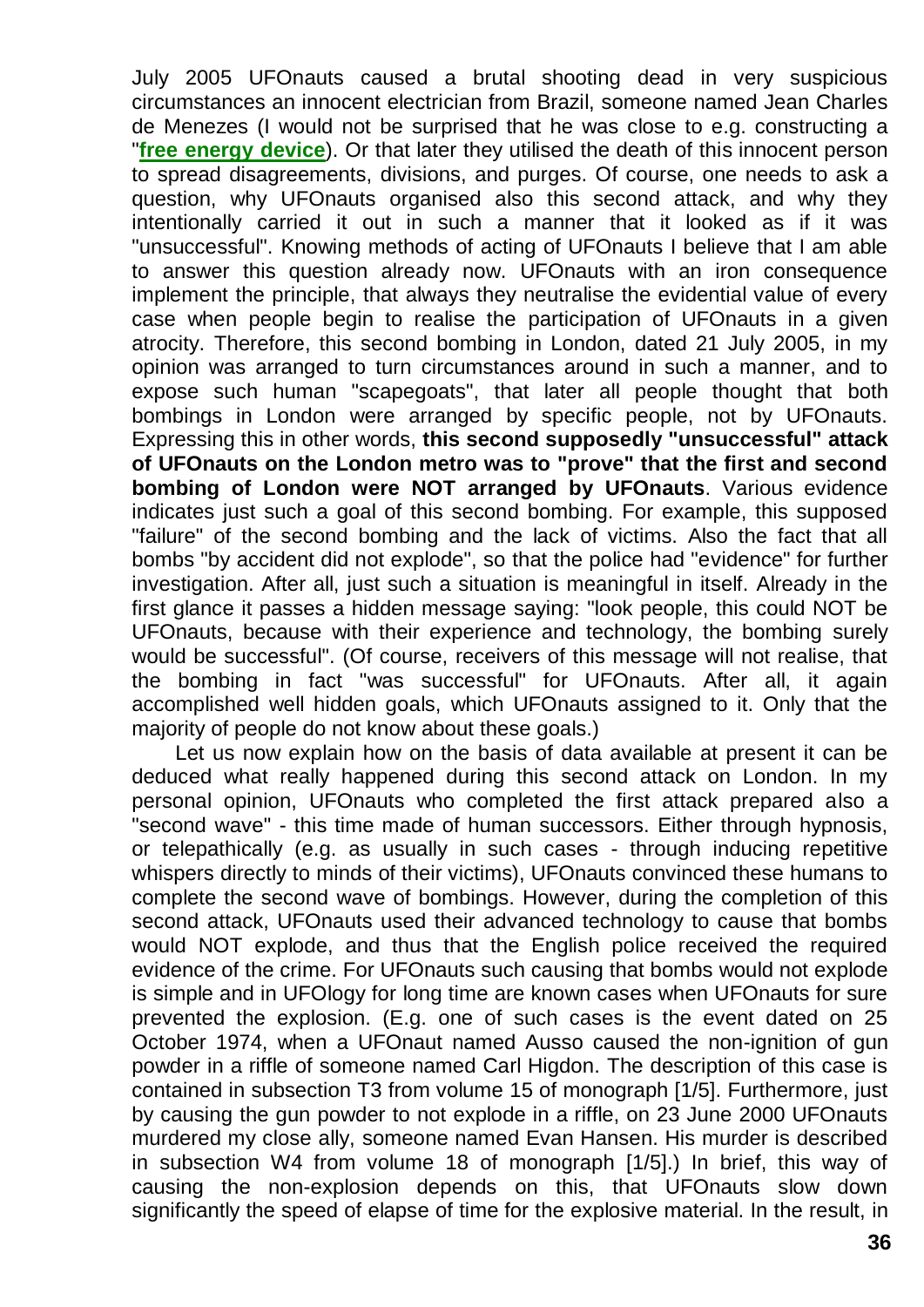July 2005 UFOnauts caused a brutal shooting dead in very suspicious circumstances an innocent electrician from Brazil, someone named Jean Charles de Menezes (I would not be surprised that he was close to e.g. constructing a "**free energy device**"). Or that later they utilised the death of this innocent person to spread disagreements, divisions, and purges. Of course, one needs to ask a question, why UFOnauts organised also this second attack, and why they intentionally carried it out in such a manner that it looked as if it was "unsuccessful". Knowing methods of acting of UFOnauts I believe that I am able to answer this question already now. UFOnauts with an iron consequence implement the principle, that always they neutralise the evidential value of every case when people begin to realise the participation of UFOnauts in a given atrocity. Therefore, this second bombing in London, dated 21 July 2005, in my opinion was arranged to turn circumstances around in such a manner, and to expose such human "scapegoats", that later all people thought that both bombings in London were arranged by specific people, not by UFOnauts. Expressing this in other words, **this second supposedly "unsuccessful" attack of UFOnauts on the London metro was to "prove" that the first and second bombing of London were NOT arranged by UFOnauts**. Various evidence indicates just such a goal of this second bombing. For example, this supposed "failure" of the second bombing and the lack of victims. Also the fact that all bombs "by accident did not explode", so that the police had "evidence" for further investigation. After all, just such a situation is meaningful in itself. Already in the first glance it passes a hidden message saying: "look people, this could NOT be UFOnauts, because with their experience and technology, the bombing surely would be successful". (Of course, receivers of this message will not realise, that the bombing in fact "was successful" for UFOnauts. After all, it again accomplished well hidden goals, which UFOnauts assigned to it. Only that the majority of people do not know about these goals.)

Let us now explain how on the basis of data available at present it can be deduced what really happened during this second attack on London. In my personal opinion, UFOnauts who completed the first attack prepared also a "second wave" - this time made of human successors. Either through hypnosis, or telepathically (e.g. as usually in such cases - through inducing repetitive whispers directly to minds of their victims), UFOnauts convinced these humans to complete the second wave of bombings. However, during the completion of this second attack, UFOnauts used their advanced technology to cause that bombs would NOT explode, and thus that the English police received the required evidence of the crime. For UFOnauts such causing that bombs would not explode is simple and in UFOlogy for long time are known cases when UFOnauts for sure prevented the explosion. (E.g. one of such cases is the event dated on 25 October 1974, when a UFOnaut named Ausso caused the non-ignition of gun powder in a riffle of someone named Carl Higdon. The description of this case is contained in subsection T3 from volume 15 of monograph [1/5]. Furthermore, just by causing the gun powder to not explode in a riffle, on 23 June 2000 UFOnauts murdered my close ally, someone named Evan Hansen. His murder is described in subsection W4 from volume 18 of monograph [1/5].) In brief, this way of causing the non-explosion depends on this, that UFOnauts slow down significantly the speed of elapse of time for the explosive material. In the result, in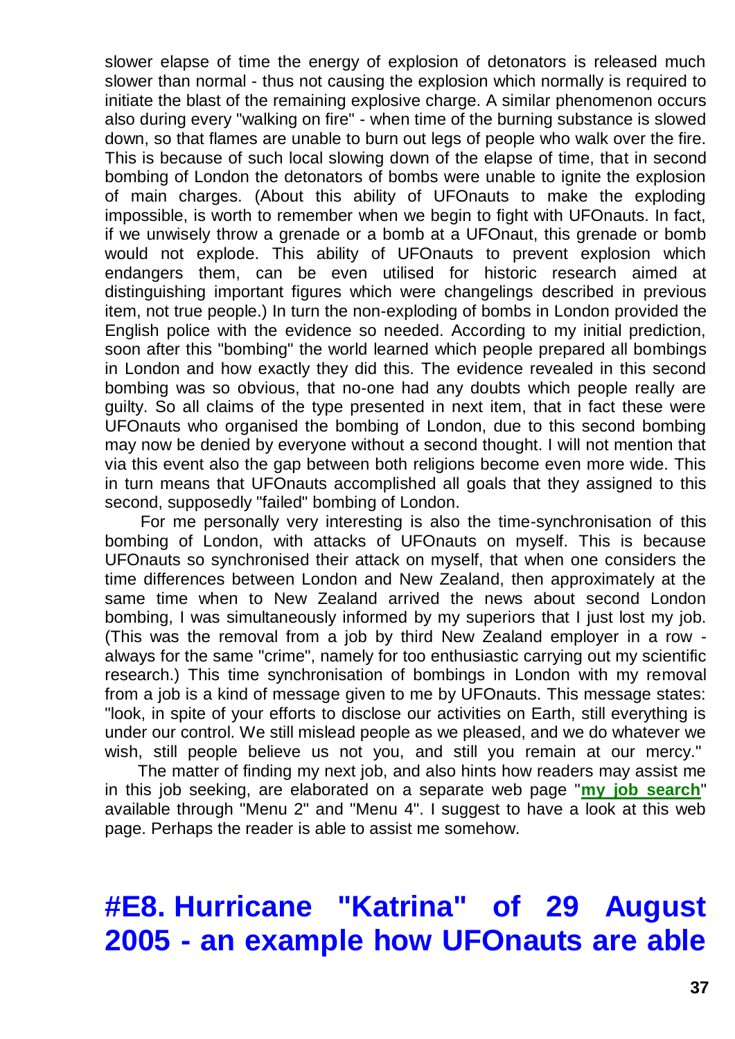slower elapse of time the energy of explosion of detonators is released much slower than normal - thus not causing the explosion which normally is required to initiate the blast of the remaining explosive charge. A similar phenomenon occurs also during every "walking on fire" - when time of the burning substance is slowed down, so that flames are unable to burn out legs of people who walk over the fire. This is because of such local slowing down of the elapse of time, that in second bombing of London the detonators of bombs were unable to ignite the explosion of main charges. (About this ability of UFOnauts to make the exploding impossible, is worth to remember when we begin to fight with UFOnauts. In fact, if we unwisely throw a grenade or a bomb at a UFOnaut, this grenade or bomb would not explode. This ability of UFOnauts to prevent explosion which endangers them, can be even utilised for historic research aimed at distinguishing important figures which were changelings described in previous item, not true people.) In turn the non-exploding of bombs in London provided the English police with the evidence so needed. According to my initial prediction, soon after this "bombing" the world learned which people prepared all bombings in London and how exactly they did this. The evidence revealed in this second bombing was so obvious, that no-one had any doubts which people really are guilty. So all claims of the type presented in next item, that in fact these were UFOnauts who organised the bombing of London, due to this second bombing may now be denied by everyone without a second thought. I will not mention that via this event also the gap between both religions become even more wide. This in turn means that UFOnauts accomplished all goals that they assigned to this second, supposedly "failed" bombing of London.

For me personally very interesting is also the time-synchronisation of this bombing of London, with attacks of UFOnauts on myself. This is because UFOnauts so synchronised their attack on myself, that when one considers the time differences between London and New Zealand, then approximately at the same time when to New Zealand arrived the news about second London bombing, I was simultaneously informed by my superiors that I just lost my job. (This was the removal from a job by third New Zealand employer in a row - always for the same "crime", namely for too enthusiastic carrying out my scientific research.) This time synchronisation of bombings in London with my removal from a job is a kind of message given to me by UFOnauts. This message states: "look, in spite of your efforts to disclose our activities on Earth, still everything is under our control. We still mislead people as we pleased, and we do whatever we wish, still people believe us not you, and still you remain at our mercy."

The matter of finding my next job, and also hints how readers may assist me in this job seeking, are elaborated on a separate web page "**my job search**" available through "Menu 2" and "Menu 4". I suggest to have a look at this web page. Perhaps the reader is able to assist me somehow.

# #E8. Hurricane "Katrina" of 29 August 2005 - an example how UFOnauts are able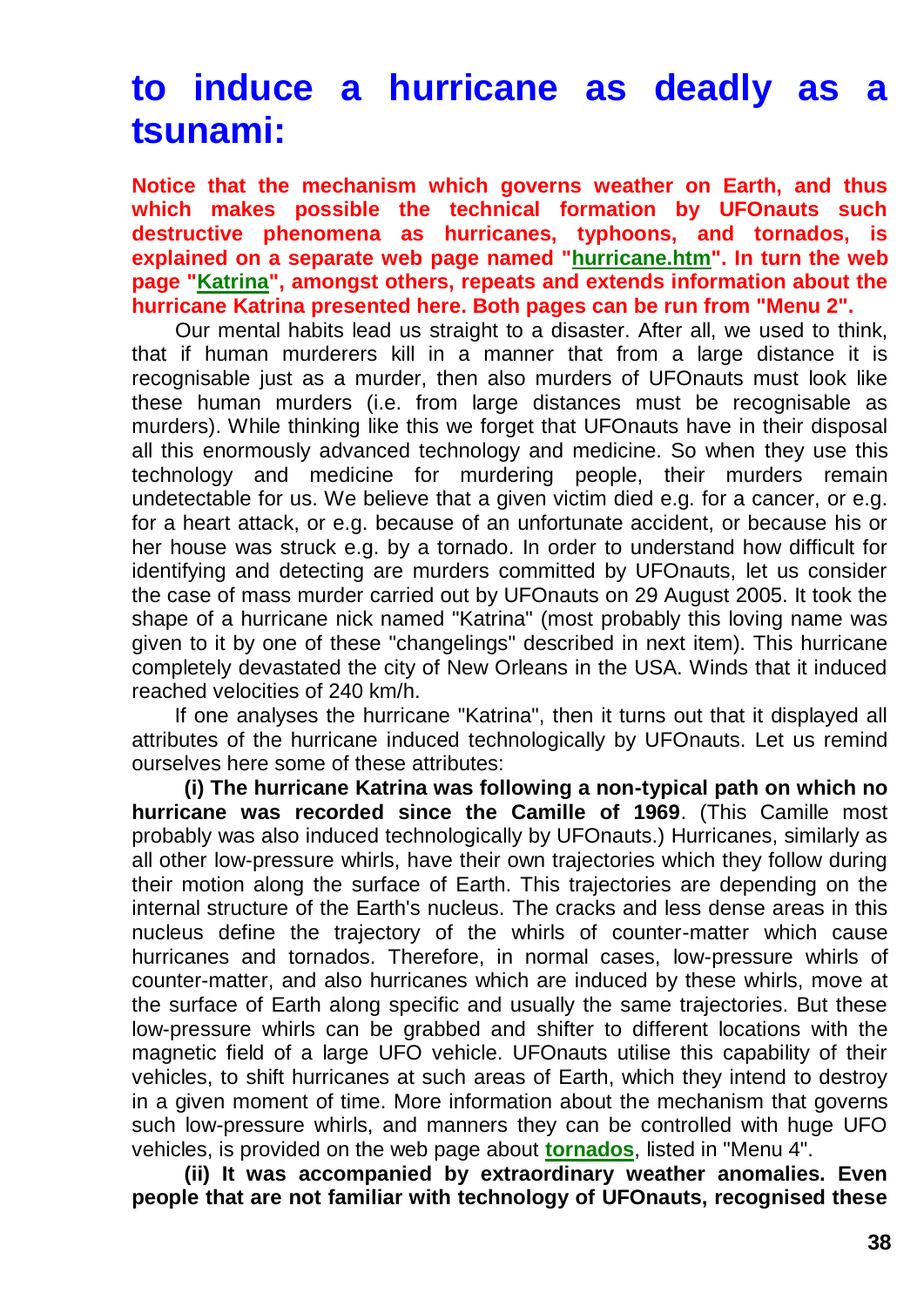# to induce a hurricane as deadly as a tsunami:

**Notice that the mechanism which governs weather on Earth, and thus which makes possible the technical formation by UFOnauts such destructive phenomena as hurricanes, typhoons, and tornados, is explained on a separate web page named "hurricane.htm". In turn the web page "Katrina", amongst others, repeats and extends information about the hurricane Katrina presented here. Both pages can be run from "Menu 2".**

Our mental habits lead us straight to a disaster. After all, we used to think, that if human murderers kill in a manner that from a large distance it is recognisable just as a murder, then also murders of UFOnauts must look like these human murders (i.e. from large distances must be recognisable as murders). While thinking like this we forget that UFOnauts have in their disposal all this enormously advanced technology and medicine. So when they use this technology and medicine for murdering people, their murders remain undetectable for us. We believe that a given victim died e.g. for a cancer, or e.g. for a heart attack, or e.g. because of an unfortunate accident, or because his or her house was struck e.g. by a tornado. In order to understand how difficult for identifying and detecting are murders committed by UFOnauts, let us consider the case of mass murder carried out by UFOnauts on 29 August 2005. It took the shape of a hurricane nick named "Katrina" (most probably this loving name was given to it by one of these "changelings" described in next item). This hurricane completely devastated the city of New Orleans in the USA. Winds that it induced reached velocities of 240 km/h.

If one analyses the hurricane "Katrina", then it turns out that it displayed all attributes of the hurricane induced technologically by UFOnauts. Let us remind ourselves here some of these attributes:

**(i) The hurricane Katrina was following a non-typical path on which no hurricane was recorded since the Camille of 1969**. (This Camille most probably was also induced technologically by UFOnauts.) Hurricanes, similarly as all other low-pressure whirls, have their own trajectories which they follow during their motion along the surface of Earth. This trajectories are depending on the internal structure of the Earth's nucleus. The cracks and less dense areas in this nucleus define the trajectory of the whirls of counter-matter which cause hurricanes and tornados. Therefore, in normal cases, low-pressure whirls of counter-matter, and also hurricanes which are induced by these whirls, move at the surface of Earth along specific and usually the same trajectories. But these low-pressure whirls can be grabbed and shifter to different locations with the magnetic field of a large UFO vehicle. UFOnauts utilise this capability of their vehicles, to shift hurricanes at such areas of Earth, which they intend to destroy in a given moment of time. More information about the mechanism that governs such low-pressure whirls, and manners they can be controlled with huge UFO vehicles, is provided on the web page about **tornados**, listed in "Menu 4".

**(ii) It was accompanied by extraordinary weather anomalies. Even people that are not familiar with technology of UFOnauts, recognised these**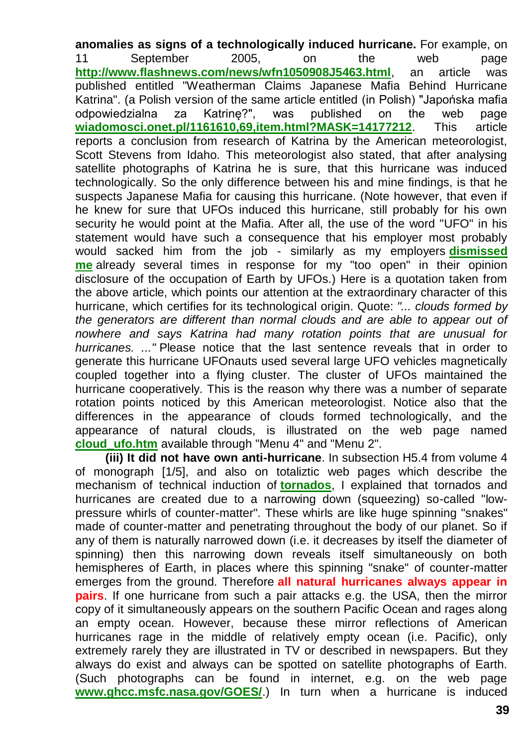**anomalies as signs of a technologically induced hurricane.** For example, on 11 September 2005, on the web page **http://www.flashnews.com/news/wfn1050908J5463.html**, an article was published entitled "Weatherman Claims Japanese Mafia Behind Hurricane Katrina". (a Polish version of the same article entitled (in Polish) "Japońska mafia odpowiedzialna za Katrinę?", was published on the web page **wiadomosci.onet.pl/1161610,69,item.html?MASK=14177212**. This article reports a conclusion from research of Katrina by the American meteorologist, Scott Stevens from Idaho. This meteorologist also stated, that after analysing satellite photographs of Katrina he is sure, that this hurricane was induced technologically. So the only difference between his and mine findings, is that he suspects Japanese Mafia for causing this hurricane. (Note however, that even if he knew for sure that UFOs induced this hurricane, still probably for his own security he would point at the Mafia. After all, the use of the word "UFO" in his statement would have such a consequence that his employer most probably would sacked him from the job - similarly as my employers **dismissed me** already several times in response for my "too open" in their opinion disclosure of the occupation of Earth by UFOs.) Here is a quotation taken from the above article, which points our attention at the extraordinary character of this hurricane, which certifies for its technological origin. Quote: *"... clouds formed by the generators are different than normal clouds and are able to appear out of nowhere and says Katrina had many rotation points that are unusual for hurricanes. ..."* Please notice that the last sentence reveals that in order to generate this hurricane UFOnauts used several large UFO vehicles magnetically coupled together into a flying cluster. The cluster of UFOs maintained the hurricane cooperatively. This is the reason why there was a number of separate rotation points noticed by this American meteorologist. Notice also that the differences in the appearance of clouds formed technologically, and the appearance of natural clouds, is illustrated on the web page named **cloud_ufo.htm** available through "Menu 4" and "Menu 2".

**(iii) It did not have own anti-hurricane**. In subsection H5.4 from volume 4 of monograph [1/5], and also on totaliztic web pages which describe the mechanism of technical induction of **tornados**, I explained that tornados and hurricanes are created due to a narrowing down (squeezing) so-called "low-pressure whirls of counter-matter". These whirls are like huge spinning "snakes" made of counter-matter and penetrating throughout the body of our planet. So if any of them is naturally narrowed down (i.e. it decreases by itself the diameter of spinning) then this narrowing down reveals itself simultaneously on both hemispheres of Earth, in places where this spinning "snake" of counter-matter emerges from the ground. Therefore **all natural hurricanes always appear in pairs**. If one hurricane from such a pair attacks e.g. the USA, then the mirror copy of it simultaneously appears on the southern Pacific Ocean and rages along an empty ocean. However, because these mirror reflections of American hurricanes rage in the middle of relatively empty ocean (i.e. Pacific), only extremely rarely they are illustrated in TV or described in newspapers. But they always do exist and always can be spotted on satellite photographs of Earth. (Such photographs can be found in internet, e.g. on the web page **www.ghcc.msfc.nasa.gov/GOES/**.) In turn when a hurricane is induced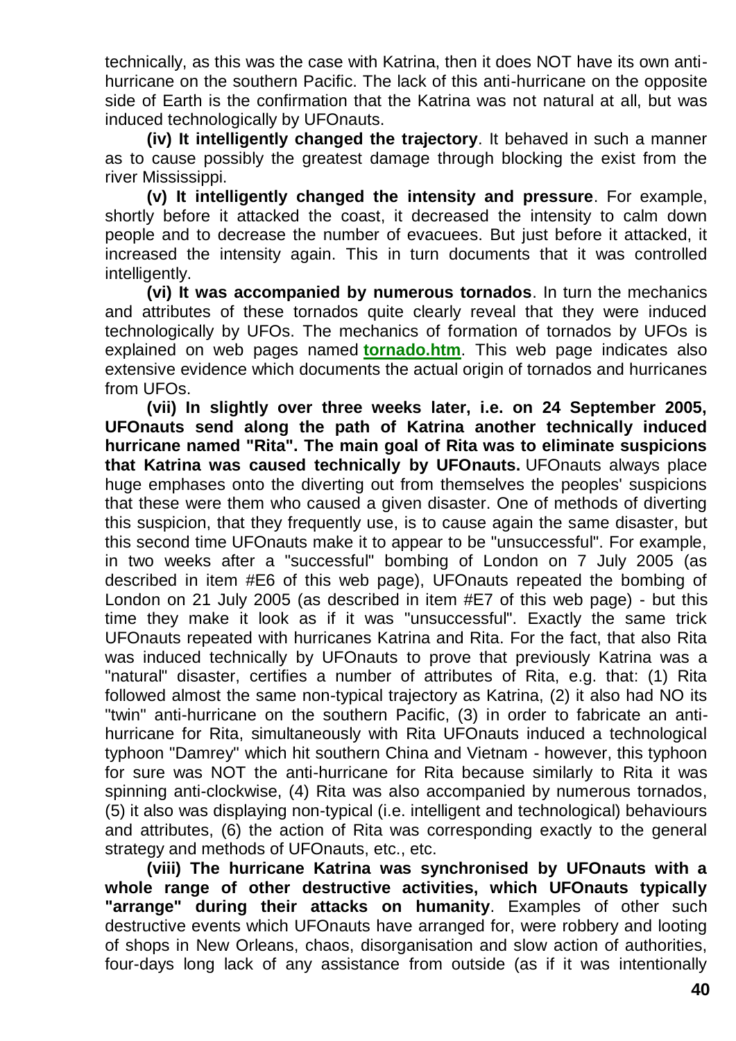technically, as this was the case with Katrina, then it does NOT have its own anti-hurricane on the southern Pacific. The lack of this anti-hurricane on the opposite side of Earth is the confirmation that the Katrina was not natural at all, but was induced technologically by UFOnauts.

**(iv) It intelligently changed the trajectory**. It behaved in such a manner as to cause possibly the greatest damage through blocking the exist from the river Mississippi.

**(v) It intelligently changed the intensity and pressure**. For example, shortly before it attacked the coast, it decreased the intensity to calm down people and to decrease the number of evacuees. But just before it attacked, it increased the intensity again. This in turn documents that it was controlled intelligently.

**(vi) It was accompanied by numerous tornados**. In turn the mechanics and attributes of these tornados quite clearly reveal that they were induced technologically by UFOs. The mechanics of formation of tornados by UFOs is explained on web pages named **tornado.htm**. This web page indicates also extensive evidence which documents the actual origin of tornados and hurricanes from UFOs.

**(vii) In slightly over three weeks later, i.e. on 24 September 2005, UFOnauts send along the path of Katrina another technically induced hurricane named "Rita". The main goal of Rita was to eliminate suspicions that Katrina was caused technically by UFOnauts.** UFOnauts always place huge emphases onto the diverting out from themselves the peoples' suspicions that these were them who caused a given disaster. One of methods of diverting this suspicion, that they frequently use, is to cause again the same disaster, but this second time UFOnauts make it to appear to be "unsuccessful". For example, in two weeks after a "successful" bombing of London on 7 July 2005 (as described in item #E6 of this web page), UFOnauts repeated the bombing of London on 21 July 2005 (as described in item #E7 of this web page) - but this time they make it look as if it was "unsuccessful". Exactly the same trick UFOnauts repeated with hurricanes Katrina and Rita. For the fact, that also Rita was induced technically by UFOnauts to prove that previously Katrina was a "natural" disaster, certifies a number of attributes of Rita, e.g. that: (1) Rita followed almost the same non-typical trajectory as Katrina, (2) it also had NO its "twin" anti-hurricane on the southern Pacific, (3) in order to fabricate an anti-hurricane for Rita, simultaneously with Rita UFOnauts induced a technological typhoon "Damrey" which hit southern China and Vietnam - however, this typhoon for sure was NOT the anti-hurricane for Rita because similarly to Rita it was spinning anti-clockwise, (4) Rita was also accompanied by numerous tornados, (5) it also was displaying non-typical (i.e. intelligent and technological) behaviours and attributes, (6) the action of Rita was corresponding exactly to the general strategy and methods of UFOnauts, etc., etc.

**(viii) The hurricane Katrina was synchronised by UFOnauts with a whole range of other destructive activities, which UFOnauts typically "arrange" during their attacks on humanity**. Examples of other such destructive events which UFOnauts have arranged for, were robbery and looting of shops in New Orleans, chaos, disorganisation and slow action of authorities, four-days long lack of any assistance from outside (as if it was intentionally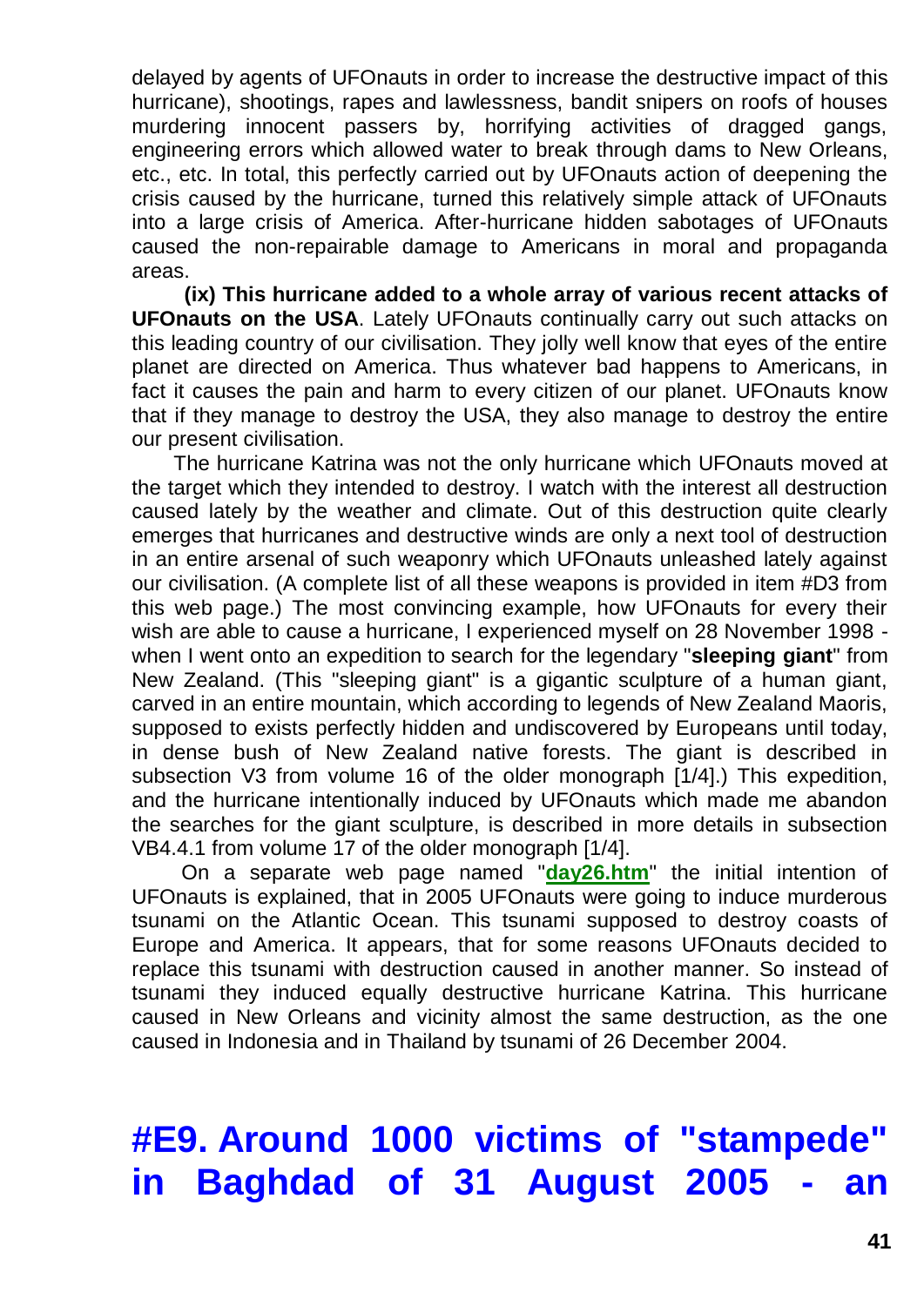delayed by agents of UFOnauts in order to increase the destructive impact of this hurricane), shootings, rapes and lawlessness, bandit snipers on roofs of houses murdering innocent passers by, horrifying activities of dragged gangs, engineering errors which allowed water to break through dams to New Orleans, etc., etc. In total, this perfectly carried out by UFOnauts action of deepening the crisis caused by the hurricane, turned this relatively simple attack of UFOnauts into a large crisis of America. After-hurricane hidden sabotages of UFOnauts caused the non-repairable damage to Americans in moral and propaganda areas.

**(ix) This hurricane added to a whole array of various recent attacks of UFOnauts on the USA**. Lately UFOnauts continually carry out such attacks on this leading country of our civilisation. They jolly well know that eyes of the entire planet are directed on America. Thus whatever bad happens to Americans, in fact it causes the pain and harm to every citizen of our planet. UFOnauts know that if they manage to destroy the USA, they also manage to destroy the entire our present civilisation.

The hurricane Katrina was not the only hurricane which UFOnauts moved at the target which they intended to destroy. I watch with the interest all destruction caused lately by the weather and climate. Out of this destruction quite clearly emerges that hurricanes and destructive winds are only a next tool of destruction in an entire arsenal of such weaponry which UFOnauts unleashed lately against our civilisation. (A complete list of all these weapons is provided in item #D3 from this web page.) The most convincing example, how UFOnauts for every their wish are able to cause a hurricane, I experienced myself on 28 November 1998 - when I went onto an expedition to search for the legendary "**sleeping giant**" from New Zealand. (This "sleeping giant" is a gigantic sculpture of a human giant, carved in an entire mountain, which according to legends of New Zealand Maoris, supposed to exists perfectly hidden and undiscovered by Europeans until today, in dense bush of New Zealand native forests. The giant is described in subsection V3 from volume 16 of the older monograph [1/4].) This expedition, and the hurricane intentionally induced by UFOnauts which made me abandon the searches for the giant sculpture, is described in more details in subsection VB4.4.1 from volume 17 of the older monograph [1/4].

On a separate web page named "**day26.htm**" the initial intention of UFOnauts is explained, that in 2005 UFOnauts were going to induce murderous tsunami on the Atlantic Ocean. This tsunami supposed to destroy coasts of Europe and America. It appears, that for some reasons UFOnauts decided to replace this tsunami with destruction caused in another manner. So instead of tsunami they induced equally destructive hurricane Katrina. This hurricane caused in New Orleans and vicinity almost the same destruction, as the one caused in Indonesia and in Thailand by tsunami of 26 December 2004.

# #E9. Around 1000 victims of "stampede" in Baghdad of 31 August 2005 - an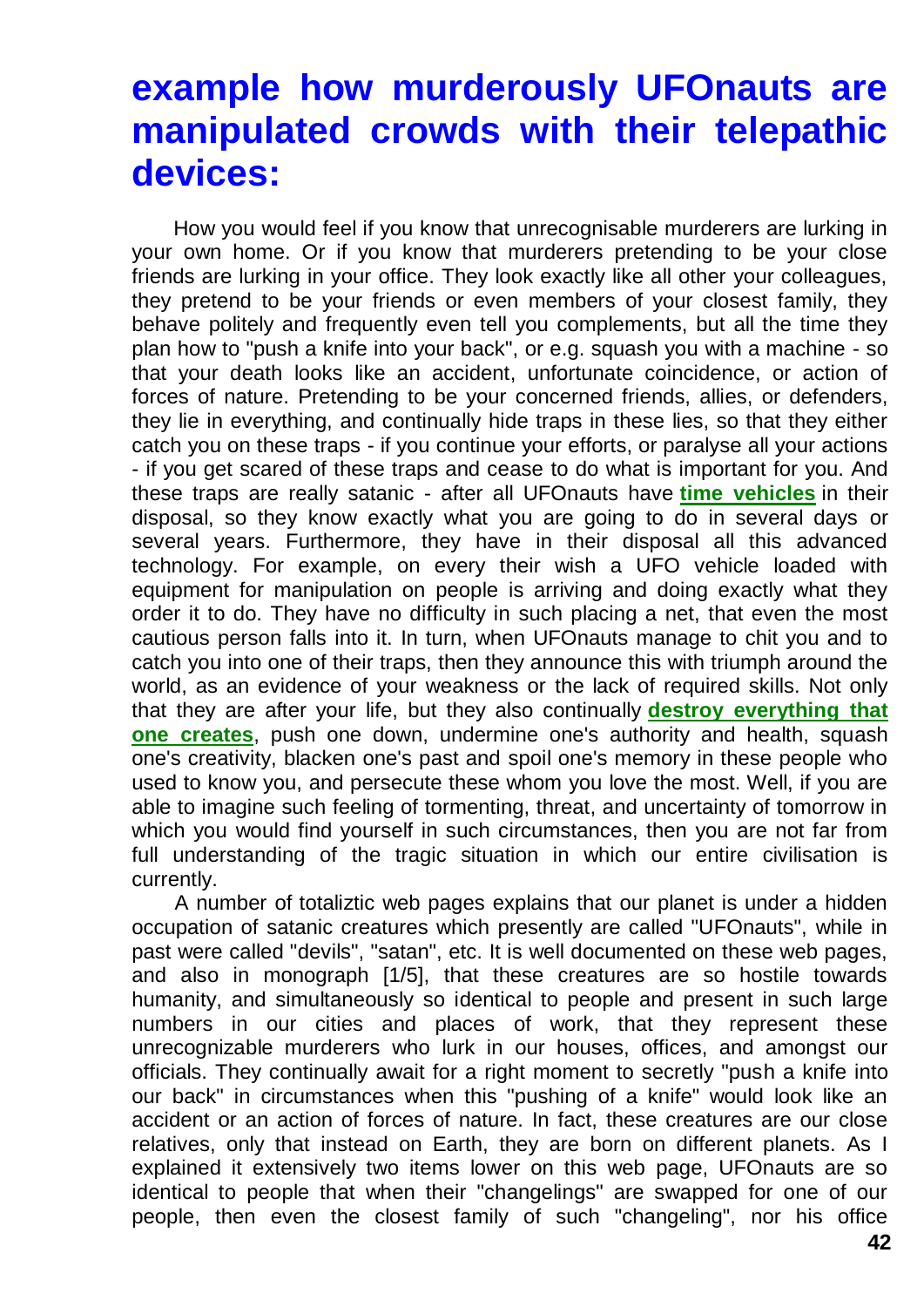## example how murderously UFOnauts are manipulated crowds with their telepathic devices:

How you would feel if you know that unrecognisable murderers are lurking in your own home. Or if you know that murderers pretending to be your close friends are lurking in your office. They look exactly like all other your colleagues, they pretend to be your friends or even members of your closest family, they behave politely and frequently even tell you complements, but all the time they plan how to "push a knife into your back", or e.g. squash you with a machine - so that your death looks like an accident, unfortunate coincidence, or action of forces of nature. Pretending to be your concerned friends, allies, or defenders, they lie in everything, and continually hide traps in these lies, so that they either catch you on these traps - if you continue your efforts, or paralyse all your actions - if you get scared of these traps and cease to do what is important for you. And these traps are really satanic - after all UFOnauts have **time vehicles** in their disposal, so they know exactly what you are going to do in several days or several years. Furthermore, they have in their disposal all this advanced technology. For example, on every their wish a UFO vehicle loaded with equipment for manipulation on people is arriving and doing exactly what they order it to do. They have no difficulty in such placing a net, that even the most cautious person falls into it. In turn, when UFOnauts manage to chit you and to catch you into one of their traps, then they announce this with triumph around the world, as an evidence of your weakness or the lack of required skills. Not only that they are after your life, but they also continually **destroy everything that one creates**, push one down, undermine one's authority and health, squash one's creativity, blacken one's past and spoil one's memory in these people who used to know you, and persecute these whom you love the most. Well, if you are able to imagine such feeling of tormenting, threat, and uncertainty of tomorrow in which you would find yourself in such circumstances, then you are not far from full understanding of the tragic situation in which our entire civilisation is currently.

A number of totaliztic web pages explains that our planet is under a hidden occupation of satanic creatures which presently are called "UFOnauts", while in past were called "devils", "satan", etc. It is well documented on these web pages, and also in monograph [1/5], that these creatures are so hostile towards humanity, and simultaneously so identical to people and present in such large numbers in our cities and places of work, that they represent these unrecognizable murderers who lurk in our houses, offices, and amongst our officials. They continually await for a right moment to secretly "push a knife into our back" in circumstances when this "pushing of a knife" would look like an accident or an action of forces of nature. In fact, these creatures are our close relatives, only that instead on Earth, they are born on different planets. As I explained it extensively two items lower on this web page, UFOnauts are so identical to people that when their "changelings" are swapped for one of our people, then even the closest family of such "changeling", nor his office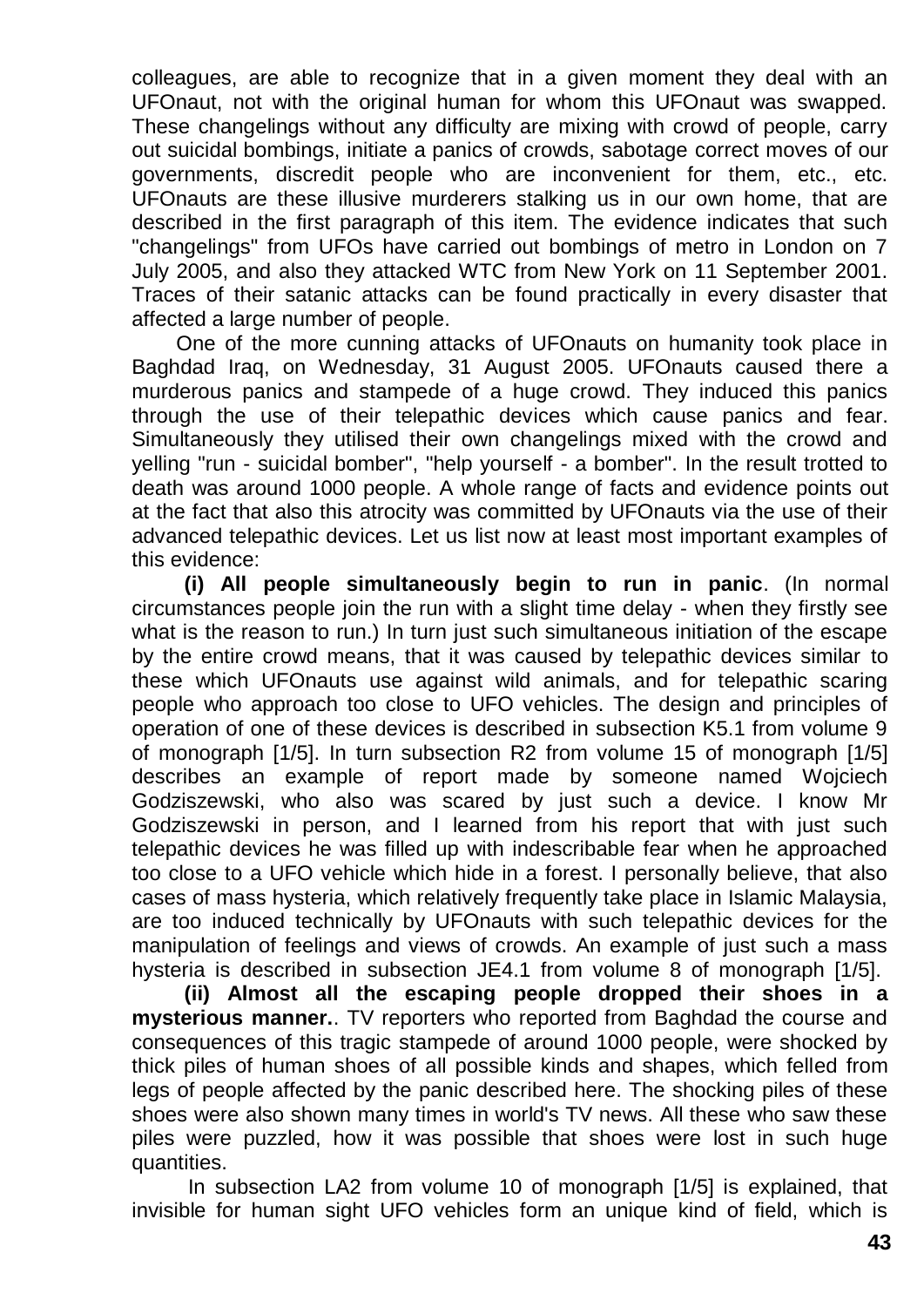colleagues, are able to recognize that in a given moment they deal with an UFOnaut, not with the original human for whom this UFOnaut was swapped. These changelings without any difficulty are mixing with crowd of people, carry out suicidal bombings, initiate a panics of crowds, sabotage correct moves of our governments, discredit people who are inconvenient for them, etc., etc. UFOnauts are these illusive murderers stalking us in our own home, that are described in the first paragraph of this item. The evidence indicates that such "changelings" from UFOs have carried out bombings of metro in London on 7 July 2005, and also they attacked WTC from New York on 11 September 2001. Traces of their satanic attacks can be found practically in every disaster that affected a large number of people.

One of the more cunning attacks of UFOnauts on humanity took place in Baghdad Iraq, on Wednesday, 31 August 2005. UFOnauts caused there a murderous panics and stampede of a huge crowd. They induced this panics through the use of their telepathic devices which cause panics and fear. Simultaneously they utilised their own changelings mixed with the crowd and yelling "run - suicidal bomber", "help yourself - a bomber". In the result trotted to death was around 1000 people. A whole range of facts and evidence points out at the fact that also this atrocity was committed by UFOnauts via the use of their advanced telepathic devices. Let us list now at least most important examples of this evidence:

**(i) All people simultaneously begin to run in panic**. (In normal circumstances people join the run with a slight time delay - when they firstly see what is the reason to run.) In turn just such simultaneous initiation of the escape by the entire crowd means, that it was caused by telepathic devices similar to these which UFOnauts use against wild animals, and for telepathic scaring people who approach too close to UFO vehicles. The design and principles of operation of one of these devices is described in subsection K5.1 from volume 9 of monograph [1/5]. In turn subsection R2 from volume 15 of monograph [1/5] describes an example of report made by someone named Wojciech Godziszewski, who also was scared by just such a device. I know Mr Godziszewski in person, and I learned from his report that with just such telepathic devices he was filled up with indescribable fear when he approached too close to a UFO vehicle which hide in a forest. I personally believe, that also cases of mass hysteria, which relatively frequently take place in Islamic Malaysia, are too induced technically by UFOnauts with such telepathic devices for the manipulation of feelings and views of crowds. An example of just such a mass hysteria is described in subsection JE4.1 from volume 8 of monograph [1/5].

**(ii) Almost all the escaping people dropped their shoes in a mysterious manner.**. TV reporters who reported from Baghdad the course and consequences of this tragic stampede of around 1000 people, were shocked by thick piles of human shoes of all possible kinds and shapes, which felled from legs of people affected by the panic described here. The shocking piles of these shoes were also shown many times in world's TV news. All these who saw these piles were puzzled, how it was possible that shoes were lost in such huge quantities.

In subsection LA2 from volume 10 of monograph [1/5] is explained, that invisible for human sight UFO vehicles form an unique kind of field, which is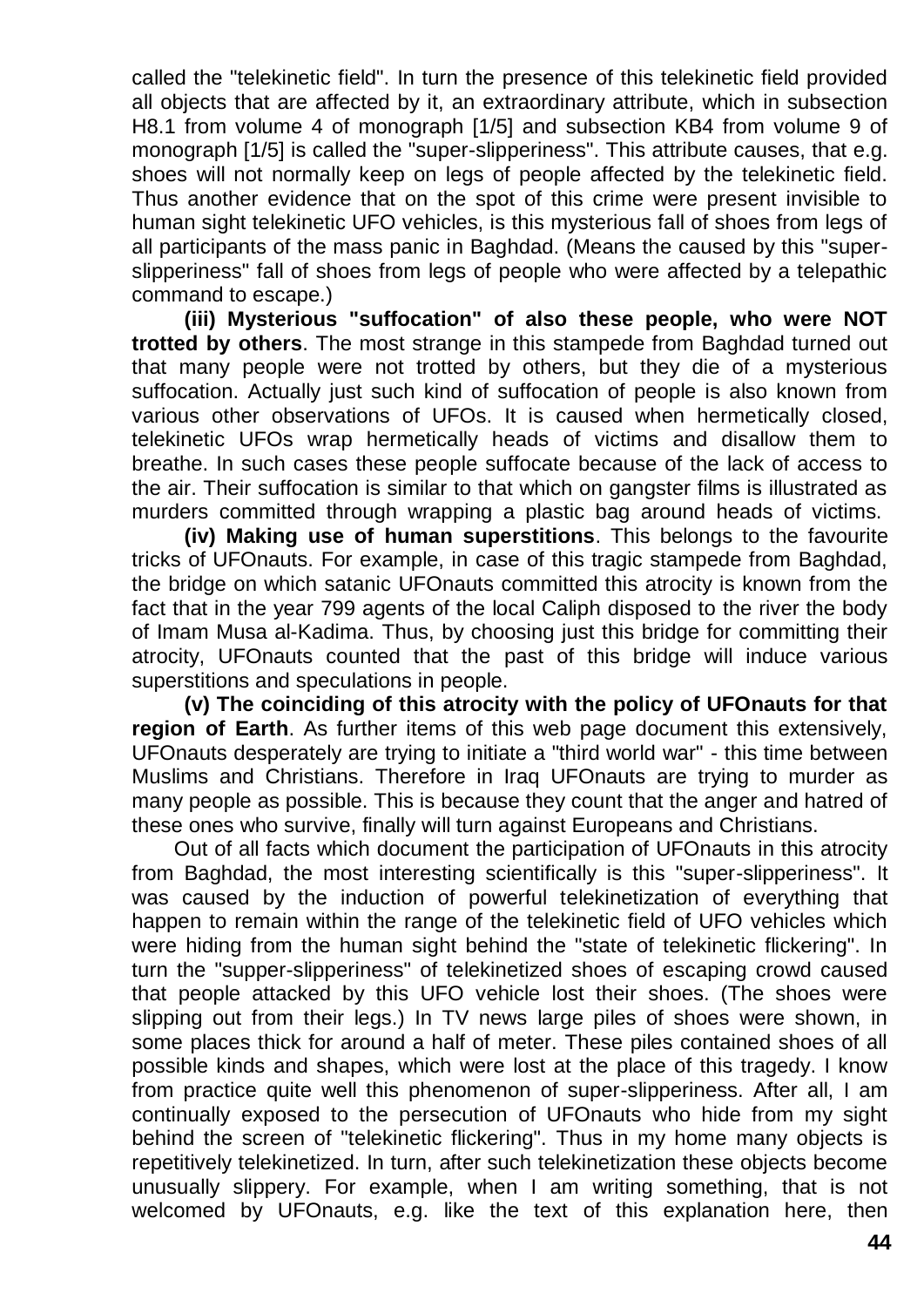called the "telekinetic field". In turn the presence of this telekinetic field provided all objects that are affected by it, an extraordinary attribute, which in subsection H8.1 from volume 4 of monograph [1/5] and subsection KB4 from volume 9 of monograph [1/5] is called the "super-slipperiness". This attribute causes, that e.g. shoes will not normally keep on legs of people affected by the telekinetic field. Thus another evidence that on the spot of this crime were present invisible to human sight telekinetic UFO vehicles, is this mysterious fall of shoes from legs of all participants of the mass panic in Baghdad. (Means the caused by this "super-slipperiness" fall of shoes from legs of people who were affected by a telepathic command to escape.)

**(iii) Mysterious "suffocation" of also these people, who were NOT trotted by others**. The most strange in this stampede from Baghdad turned out that many people were not trotted by others, but they die of a mysterious suffocation. Actually just such kind of suffocation of people is also known from various other observations of UFOs. It is caused when hermetically closed, telekinetic UFOs wrap hermetically heads of victims and disallow them to breathe. In such cases these people suffocate because of the lack of access to the air. Their suffocation is similar to that which on gangster films is illustrated as murders committed through wrapping a plastic bag around heads of victims.

**(iv) Making use of human superstitions**. This belongs to the favourite tricks of UFOnauts. For example, in case of this tragic stampede from Baghdad, the bridge on which satanic UFOnauts committed this atrocity is known from the fact that in the year 799 agents of the local Caliph disposed to the river the body of Imam Musa al-Kadima. Thus, by choosing just this bridge for committing their atrocity, UFOnauts counted that the past of this bridge will induce various superstitions and speculations in people.

**(v) The coinciding of this atrocity with the policy of UFOnauts for that region of Earth**. As further items of this web page document this extensively, UFOnauts desperately are trying to initiate a "third world war" - this time between Muslims and Christians. Therefore in Iraq UFOnauts are trying to murder as many people as possible. This is because they count that the anger and hatred of these ones who survive, finally will turn against Europeans and Christians.

Out of all facts which document the participation of UFOnauts in this atrocity from Baghdad, the most interesting scientifically is this "super-slipperiness". It was caused by the induction of powerful telekinetization of everything that happen to remain within the range of the telekinetic field of UFO vehicles which were hiding from the human sight behind the "state of telekinetic flickering". In turn the "supper-slipperiness" of telekinetized shoes of escaping crowd caused that people attacked by this UFO vehicle lost their shoes. (The shoes were slipping out from their legs.) In TV news large piles of shoes were shown, in some places thick for around a half of meter. These piles contained shoes of all possible kinds and shapes, which were lost at the place of this tragedy. I know from practice quite well this phenomenon of super-slipperiness. After all, I am continually exposed to the persecution of UFOnauts who hide from my sight behind the screen of "telekinetic flickering". Thus in my home many objects is repetitively telekinetized. In turn, after such telekinetization these objects become unusually slippery. For example, when I am writing something, that is not welcomed by UFOnauts, e.g. like the text of this explanation here, then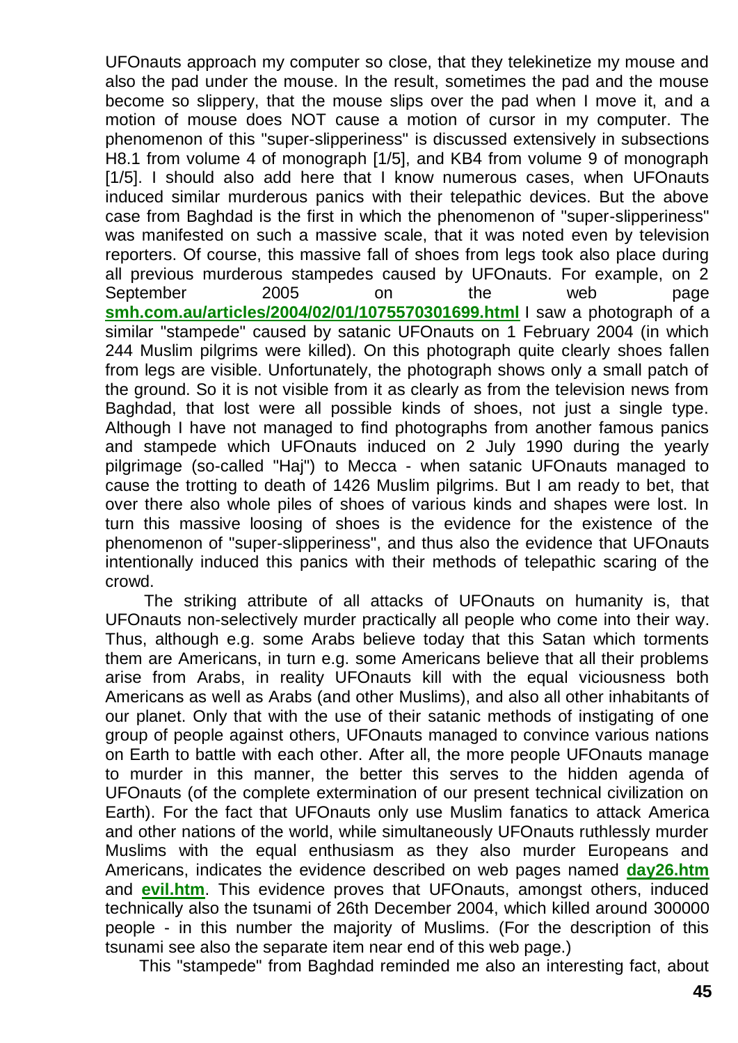UFOnauts approach my computer so close, that they telekinetize my mouse and also the pad under the mouse. In the result, sometimes the pad and the mouse become so slippery, that the mouse slips over the pad when I move it, and a motion of mouse does NOT cause a motion of cursor in my computer. The phenomenon of this "super-slipperiness" is discussed extensively in subsections H8.1 from volume 4 of monograph [1/5], and KB4 from volume 9 of monograph [1/5]. I should also add here that I know numerous cases, when UFOnauts induced similar murderous panics with their telepathic devices. But the above case from Baghdad is the first in which the phenomenon of "super-slipperiness" was manifested on such a massive scale, that it was noted even by television reporters. Of course, this massive fall of shoes from legs took also place during all previous murderous stampedes caused by UFOnauts. For example, on 2 September 2005 on the web page **smh.com.au/articles/2004/02/01/1075570301699.html** I saw a photograph of a similar "stampede" caused by satanic UFOnauts on 1 February 2004 (in which 244 Muslim pilgrims were killed). On this photograph quite clearly shoes fallen from legs are visible. Unfortunately, the photograph shows only a small patch of the ground. So it is not visible from it as clearly as from the television news from Baghdad, that lost were all possible kinds of shoes, not just a single type. Although I have not managed to find photographs from another famous panics and stampede which UFOnauts induced on 2 July 1990 during the yearly pilgrimage (so-called "Haj") to Mecca - when satanic UFOnauts managed to cause the trotting to death of 1426 Muslim pilgrims. But I am ready to bet, that over there also whole piles of shoes of various kinds and shapes were lost. In turn this massive loosing of shoes is the evidence for the existence of the phenomenon of "super-slipperiness", and thus also the evidence that UFOnauts intentionally induced this panics with their methods of telepathic scaring of the crowd.

The striking attribute of all attacks of UFOnauts on humanity is, that UFOnauts non-selectively murder practically all people who come into their way. Thus, although e.g. some Arabs believe today that this Satan which torments them are Americans, in turn e.g. some Americans believe that all their problems arise from Arabs, in reality UFOnauts kill with the equal viciousness both Americans as well as Arabs (and other Muslims), and also all other inhabitants of our planet. Only that with the use of their satanic methods of instigating of one group of people against others, UFOnauts managed to convince various nations on Earth to battle with each other. After all, the more people UFOnauts manage to murder in this manner, the better this serves to the hidden agenda of UFOnauts (of the complete extermination of our present technical civilization on Earth). For the fact that UFOnauts only use Muslim fanatics to attack America and other nations of the world, while simultaneously UFOnauts ruthlessly murder Muslims with the equal enthusiasm as they also murder Europeans and Americans, indicates the evidence described on web pages named **day26.htm** and **evil.htm**. This evidence proves that UFOnauts, amongst others, induced technically also the tsunami of 26th December 2004, which killed around 300000 people - in this number the majority of Muslims. (For the description of this tsunami see also the separate item near end of this web page.)

This "stampede" from Baghdad reminded me also an interesting fact, about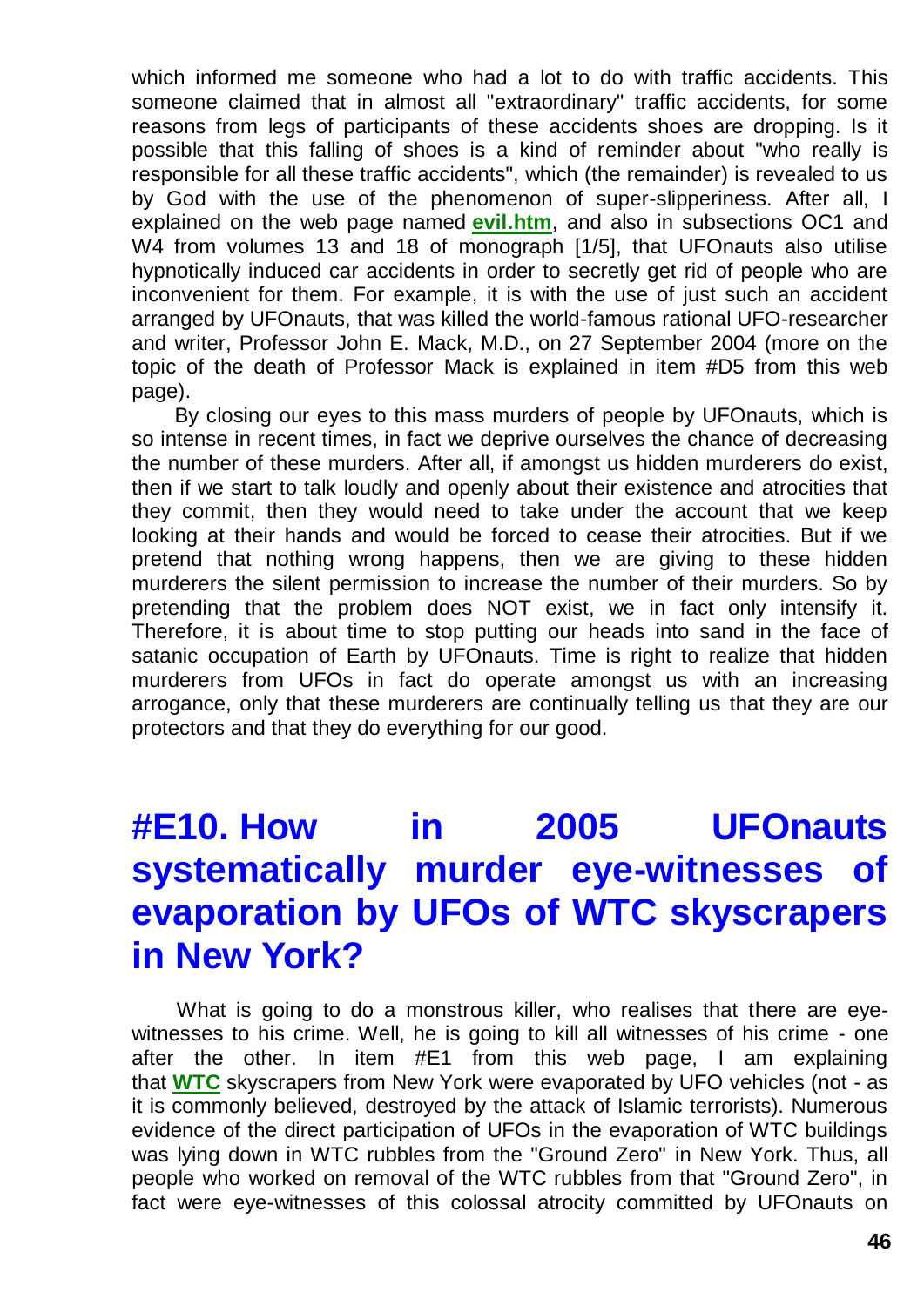which informed me someone who had a lot to do with traffic accidents. This someone claimed that in almost all "extraordinary" traffic accidents, for some reasons from legs of participants of these accidents shoes are dropping. Is it possible that this falling of shoes is a kind of reminder about "who really is responsible for all these traffic accidents", which (the remainder) is revealed to us by God with the use of the phenomenon of super-slipperiness. After all, I explained on the web page named **evil.htm**, and also in subsections OC1 and W4 from volumes 13 and 18 of monograph [1/5], that UFOnauts also utilise hypnotically induced car accidents in order to secretly get rid of people who are inconvenient for them. For example, it is with the use of just such an accident arranged by UFOnauts, that was killed the world-famous rational UFO-researcher and writer, Professor John E. Mack, M.D., on 27 September 2004 (more on the topic of the death of Professor Mack is explained in item #D5 from this web page).

By closing our eyes to this mass murders of people by UFOnauts, which is so intense in recent times, in fact we deprive ourselves the chance of decreasing the number of these murders. After all, if amongst us hidden murderers do exist, then if we start to talk loudly and openly about their existence and atrocities that they commit, then they would need to take under the account that we keep looking at their hands and would be forced to cease their atrocities. But if we pretend that nothing wrong happens, then we are giving to these hidden murderers the silent permission to increase the number of their murders. So by pretending that the problem does NOT exist, we in fact only intensify it. Therefore, it is about time to stop putting our heads into sand in the face of satanic occupation of Earth by UFOnauts. Time is right to realize that hidden murderers from UFOs in fact do operate amongst us with an increasing arrogance, only that these murderers are continually telling us that they are our protectors and that they do everything for our good.

## #E10. How in 2005 UFOnauts systematically murder eye-witnesses of evaporation by UFOs of WTC skyscrapers in New York?

What is going to do a monstrous killer, who realises that there are eye-witnesses to his crime. Well, he is going to kill all witnesses of his crime - one after the other. In item #E1 from this web page, I am explaining that **WTC** skyscrapers from New York were evaporated by UFO vehicles (not - as it is commonly believed, destroyed by the attack of Islamic terrorists). Numerous evidence of the direct participation of UFOs in the evaporation of WTC buildings was lying down in WTC rubbles from the "Ground Zero" in New York. Thus, all people who worked on removal of the WTC rubbles from that "Ground Zero", in fact were eye-witnesses of this colossal atrocity committed by UFOnauts on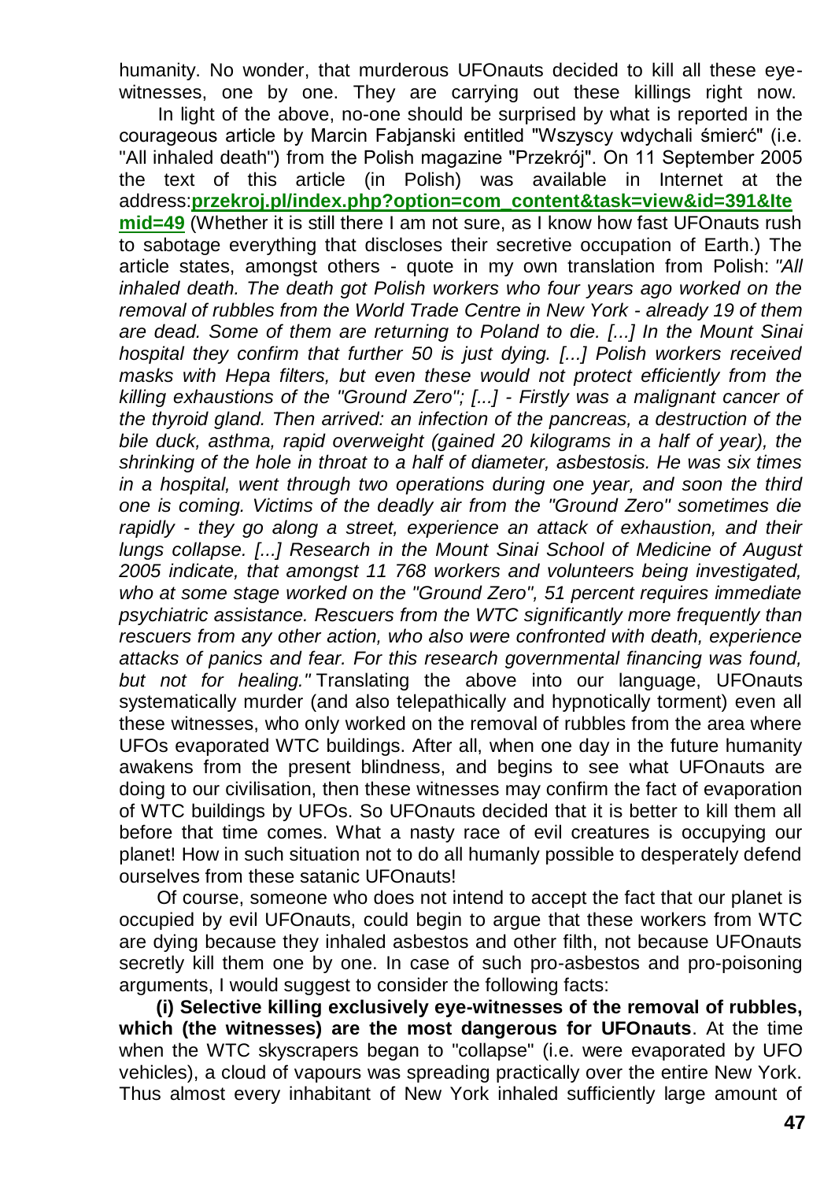humanity. No wonder, that murderous UFOnauts decided to kill all these eye-witnesses, one by one. They are carrying out these killings right now.

In light of the above, no-one should be surprised by what is reported in the courageous article by Marcin Fabjanski entitled "Wszyscy wdychali śmierć" (i.e. "All inhaled death") from the Polish magazine "Przekrój". On 11 September 2005 the text of this article (in Polish) was available in Internet at the address:**przekroj.pl/index.php?option=com_content&task=view&id=391&Itemid=49** (Whether it is still there I am not sure, as I know how fast UFOnauts rush to sabotage everything that discloses their secretive occupation of Earth.) The article states, amongst others - quote in my own translation from Polish: *"All inhaled death. The death got Polish workers who four years ago worked on the removal of rubbles from the World Trade Centre in New York - already 19 of them are dead. Some of them are returning to Poland to die. [...] In the Mount Sinai hospital they confirm that further 50 is just dying. [...] Polish workers received masks with Hepa filters, but even these would not protect efficiently from the killing exhaustions of the "Ground Zero"; [...] - Firstly was a malignant cancer of the thyroid gland. Then arrived: an infection of the pancreas, a destruction of the bile duck, asthma, rapid overweight (gained 20 kilograms in a half of year), the shrinking of the hole in throat to a half of diameter, asbestosis. He was six times in a hospital, went through two operations during one year, and soon the third one is coming. Victims of the deadly air from the "Ground Zero" sometimes die rapidly - they go along a street, experience an attack of exhaustion, and their lungs collapse. [...] Research in the Mount Sinai School of Medicine of August 2005 indicate, that amongst 11 768 workers and volunteers being investigated, who at some stage worked on the "Ground Zero", 51 percent requires immediate psychiatric assistance. Rescuers from the WTC significantly more frequently than rescuers from any other action, who also were confronted with death, experience attacks of panics and fear. For this research governmental financing was found, but not for healing."* Translating the above into our language, UFOnauts systematically murder (and also telepathically and hypnotically torment) even all these witnesses, who only worked on the removal of rubbles from the area where UFOs evaporated WTC buildings. After all, when one day in the future humanity awakens from the present blindness, and begins to see what UFOnauts are doing to our civilisation, then these witnesses may confirm the fact of evaporation of WTC buildings by UFOs. So UFOnauts decided that it is better to kill them all before that time comes. What a nasty race of evil creatures is occupying our planet! How in such situation not to do all humanly possible to desperately defend ourselves from these satanic UFOnauts!

Of course, someone who does not intend to accept the fact that our planet is occupied by evil UFOnauts, could begin to argue that these workers from WTC are dying because they inhaled asbestos and other filth, not because UFOnauts secretly kill them one by one. In case of such pro-asbestos and pro-poisoning arguments, I would suggest to consider the following facts:

**(i) Selective killing exclusively eye-witnesses of the removal of rubbles, which (the witnesses) are the most dangerous for UFOnauts**. At the time when the WTC skyscrapers began to "collapse" (i.e. were evaporated by UFO vehicles), a cloud of vapours was spreading practically over the entire New York. Thus almost every inhabitant of New York inhaled sufficiently large amount of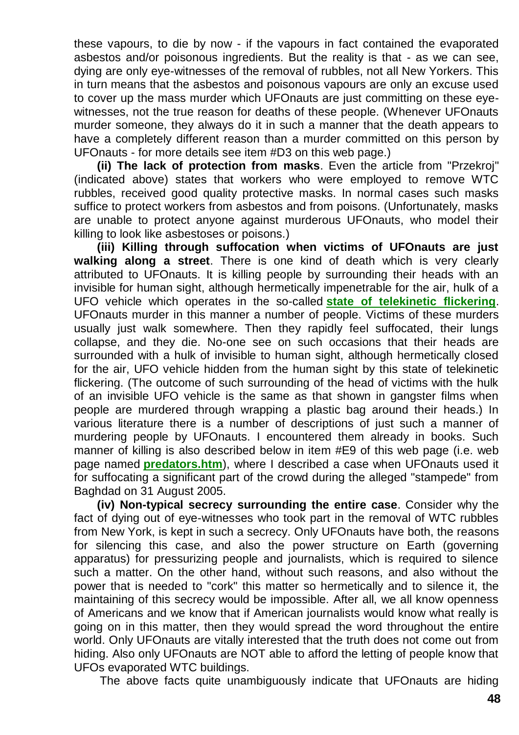these vapours, to die by now - if the vapours in fact contained the evaporated asbestos and/or poisonous ingredients. But the reality is that - as we can see, dying are only eye-witnesses of the removal of rubbles, not all New Yorkers. This in turn means that the asbestos and poisonous vapours are only an excuse used to cover up the mass murder which UFOnauts are just committing on these eye-witnesses, not the true reason for deaths of these people. (Whenever UFOnauts murder someone, they always do it in such a manner that the death appears to have a completely different reason than a murder committed on this person by UFOnauts - for more details see item #D3 on this web page.)

**(ii) The lack of protection from masks**. Even the article from "Przekroj" (indicated above) states that workers who were employed to remove WTC rubbles, received good quality protective masks. In normal cases such masks suffice to protect workers from asbestos and from poisons. (Unfortunately, masks are unable to protect anyone against murderous UFOnauts, who model their killing to look like asbestoses or poisons.)

**(iii) Killing through suffocation when victims of UFOnauts are just walking along a street**. There is one kind of death which is very clearly attributed to UFOnauts. It is killing people by surrounding their heads with an invisible for human sight, although hermetically impenetrable for the air, hulk of a UFO vehicle which operates in the so-called **state of telekinetic flickering**. UFOnauts murder in this manner a number of people. Victims of these murders usually just walk somewhere. Then they rapidly feel suffocated, their lungs collapse, and they die. No-one see on such occasions that their heads are surrounded with a hulk of invisible to human sight, although hermetically closed for the air, UFO vehicle hidden from the human sight by this state of telekinetic flickering. (The outcome of such surrounding of the head of victims with the hulk of an invisible UFO vehicle is the same as that shown in gangster films when people are murdered through wrapping a plastic bag around their heads.) In various literature there is a number of descriptions of just such a manner of murdering people by UFOnauts. I encountered them already in books. Such manner of killing is also described below in item #E9 of this web page (i.e. web page named **predators.htm**), where I described a case when UFOnauts used it for suffocating a significant part of the crowd during the alleged "stampede" from Baghdad on 31 August 2005.

**(iv) Non-typical secrecy surrounding the entire case**. Consider why the fact of dying out of eye-witnesses who took part in the removal of WTC rubbles from New York, is kept in such a secrecy. Only UFOnauts have both, the reasons for silencing this case, and also the power structure on Earth (governing apparatus) for pressurizing people and journalists, which is required to silence such a matter. On the other hand, without such reasons, and also without the power that is needed to "cork" this matter so hermetically and to silence it, the maintaining of this secrecy would be impossible. After all, we all know openness of Americans and we know that if American journalists would know what really is going on in this matter, then they would spread the word throughout the entire world. Only UFOnauts are vitally interested that the truth does not come out from hiding. Also only UFOnauts are NOT able to afford the letting of people know that UFOs evaporated WTC buildings.

The above facts quite unambiguously indicate that UFOnauts are hiding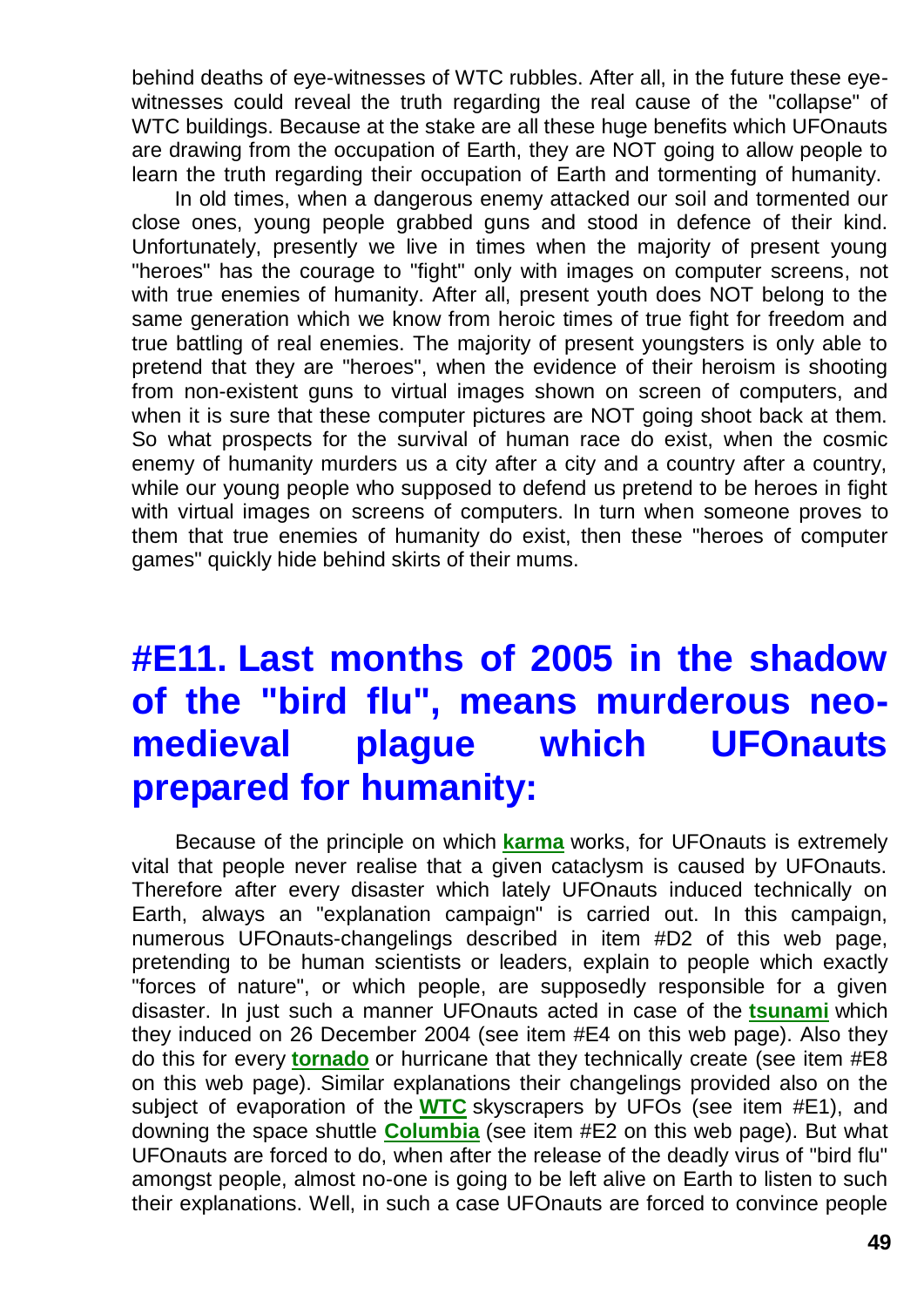behind deaths of eye-witnesses of WTC rubbles. After all, in the future these eye-witnesses could reveal the truth regarding the real cause of the "collapse" of WTC buildings. Because at the stake are all these huge benefits which UFOnauts are drawing from the occupation of Earth, they are NOT going to allow people to learn the truth regarding their occupation of Earth and tormenting of humanity.

In old times, when a dangerous enemy attacked our soil and tormented our close ones, young people grabbed guns and stood in defence of their kind. Unfortunately, presently we live in times when the majority of present young "heroes" has the courage to "fight" only with images on computer screens, not with true enemies of humanity. After all, present youth does NOT belong to the same generation which we know from heroic times of true fight for freedom and true battling of real enemies. The majority of present youngsters is only able to pretend that they are "heroes", when the evidence of their heroism is shooting from non-existent guns to virtual images shown on screen of computers, and when it is sure that these computer pictures are NOT going shoot back at them. So what prospects for the survival of human race do exist, when the cosmic enemy of humanity murders us a city after a city and a country after a country, while our young people who supposed to defend us pretend to be heroes in fight with virtual images on screens of computers. In turn when someone proves to them that true enemies of humanity do exist, then these "heroes of computer games" quickly hide behind skirts of their mums.

# #E11. Last months of 2005 in the shadow of the "bird flu", means murderous neo-medieval plague which UFOnauts prepared for humanity:

Because of the principle on which **karma** works, for UFOnauts is extremely vital that people never realise that a given cataclysm is caused by UFOnauts. Therefore after every disaster which lately UFOnauts induced technically on Earth, always an "explanation campaign" is carried out. In this campaign, numerous UFOnauts-changelings described in item #D2 of this web page, pretending to be human scientists or leaders, explain to people which exactly "forces of nature", or which people, are supposedly responsible for a given disaster. In just such a manner UFOnauts acted in case of the **tsunami** which they induced on 26 December 2004 (see item #E4 on this web page). Also they do this for every **tornado** or hurricane that they technically create (see item #E8 on this web page). Similar explanations their changelings provided also on the subject of evaporation of the **WTC** skyscrapers by UFOs (see item #E1), and downing the space shuttle **Columbia** (see item #E2 on this web page). But what UFOnauts are forced to do, when after the release of the deadly virus of "bird flu" amongst people, almost no-one is going to be left alive on Earth to listen to such their explanations. Well, in such a case UFOnauts are forced to convince people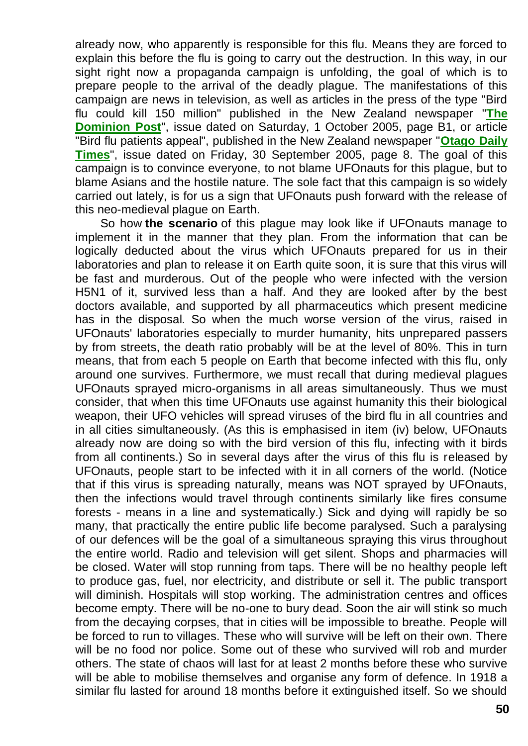already now, who apparently is responsible for this flu. Means they are forced to explain this before the flu is going to carry out the destruction. In this way, in our sight right now a propaganda campaign is unfolding, the goal of which is to prepare people to the arrival of the deadly plague. The manifestations of this campaign are news in television, as well as articles in the press of the type "Bird flu could kill 150 million" published in the New Zealand newspaper "**The Dominion Post**", issue dated on Saturday, 1 October 2005, page B1, or article "Bird flu patients appeal", published in the New Zealand newspaper "**Otago Daily Times**", issue dated on Friday, 30 September 2005, page 8. The goal of this campaign is to convince everyone, to not blame UFOnauts for this plague, but to blame Asians and the hostile nature. The sole fact that this campaign is so widely carried out lately, is for us a sign that UFOnauts push forward with the release of this neo-medieval plague on Earth.

So how **the scenario** of this plague may look like if UFOnauts manage to implement it in the manner that they plan. From the information that can be logically deducted about the virus which UFOnauts prepared for us in their laboratories and plan to release it on Earth quite soon, it is sure that this virus will be fast and murderous. Out of the people who were infected with the version H5N1 of it, survived less than a half. And they are looked after by the best doctors available, and supported by all pharmaceutics which present medicine has in the disposal. So when the much worse version of the virus, raised in UFOnauts' laboratories especially to murder humanity, hits unprepared passers by from streets, the death ratio probably will be at the level of 80%. This in turn means, that from each 5 people on Earth that become infected with this flu, only around one survives. Furthermore, we must recall that during medieval plagues UFOnauts sprayed micro-organisms in all areas simultaneously. Thus we must consider, that when this time UFOnauts use against humanity this their biological weapon, their UFO vehicles will spread viruses of the bird flu in all countries and in all cities simultaneously. (As this is emphasised in item (iv) below, UFOnauts already now are doing so with the bird version of this flu, infecting with it birds from all continents.) So in several days after the virus of this flu is released by UFOnauts, people start to be infected with it in all corners of the world. (Notice that if this virus is spreading naturally, means was NOT sprayed by UFOnauts, then the infections would travel through continents similarly like fires consume forests - means in a line and systematically.) Sick and dying will rapidly be so many, that practically the entire public life become paralysed. Such a paralysing of our defences will be the goal of a simultaneous spraying this virus throughout the entire world. Radio and television will get silent. Shops and pharmacies will be closed. Water will stop running from taps. There will be no healthy people left to produce gas, fuel, nor electricity, and distribute or sell it. The public transport will diminish. Hospitals will stop working. The administration centres and offices become empty. There will be no-one to bury dead. Soon the air will stink so much from the decaying corpses, that in cities will be impossible to breathe. People will be forced to run to villages. These who will survive will be left on their own. There will be no food nor police. Some out of these who survived will rob and murder others. The state of chaos will last for at least 2 months before these who survive will be able to mobilise themselves and organise any form of defence. In 1918 a similar flu lasted for around 18 months before it extinguished itself. So we should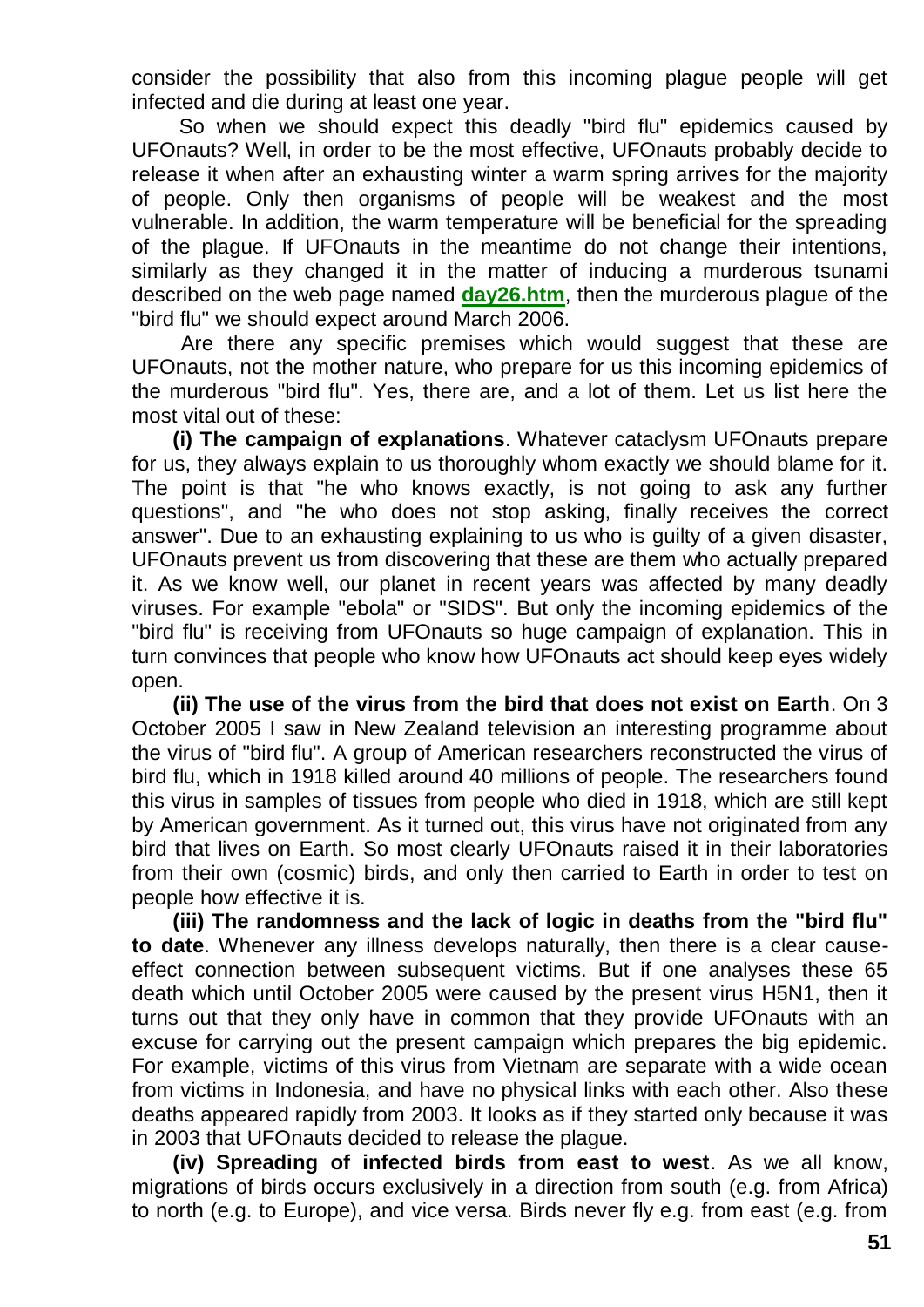consider the possibility that also from this incoming plague people will get infected and die during at least one year.

So when we should expect this deadly "bird flu" epidemics caused by UFOnauts? Well, in order to be the most effective, UFOnauts probably decide to release it when after an exhausting winter a warm spring arrives for the majority of people. Only then organisms of people will be weakest and the most vulnerable. In addition, the warm temperature will be beneficial for the spreading of the plague. If UFOnauts in the meantime do not change their intentions, similarly as they changed it in the matter of inducing a murderous tsunami described on the web page named **day26.htm**, then the murderous plague of the "bird flu" we should expect around March 2006.

Are there any specific premises which would suggest that these are UFOnauts, not the mother nature, who prepare for us this incoming epidemics of the murderous "bird flu". Yes, there are, and a lot of them. Let us list here the most vital out of these:

**(i) The campaign of explanations**. Whatever cataclysm UFOnauts prepare for us, they always explain to us thoroughly whom exactly we should blame for it. The point is that "he who knows exactly, is not going to ask any further questions", and "he who does not stop asking, finally receives the correct answer". Due to an exhausting explaining to us who is guilty of a given disaster, UFOnauts prevent us from discovering that these are them who actually prepared it. As we know well, our planet in recent years was affected by many deadly viruses. For example "ebola" or "SIDS". But only the incoming epidemics of the "bird flu" is receiving from UFOnauts so huge campaign of explanation. This in turn convinces that people who know how UFOnauts act should keep eyes widely open.

**(ii) The use of the virus from the bird that does not exist on Earth**. On 3 October 2005 I saw in New Zealand television an interesting programme about the virus of "bird flu". A group of American researchers reconstructed the virus of bird flu, which in 1918 killed around 40 millions of people. The researchers found this virus in samples of tissues from people who died in 1918, which are still kept by American government. As it turned out, this virus have not originated from any bird that lives on Earth. So most clearly UFOnauts raised it in their laboratories from their own (cosmic) birds, and only then carried to Earth in order to test on people how effective it is.

**(iii) The randomness and the lack of logic in deaths from the "bird flu" to date**. Whenever any illness develops naturally, then there is a clear cause-effect connection between subsequent victims. But if one analyses these 65 death which until October 2005 were caused by the present virus H5N1, then it turns out that they only have in common that they provide UFOnauts with an excuse for carrying out the present campaign which prepares the big epidemic. For example, victims of this virus from Vietnam are separate with a wide ocean from victims in Indonesia, and have no physical links with each other. Also these deaths appeared rapidly from 2003. It looks as if they started only because it was in 2003 that UFOnauts decided to release the plague.

**(iv) Spreading of infected birds from east to west**. As we all know, migrations of birds occurs exclusively in a direction from south (e.g. from Africa) to north (e.g. to Europe), and vice versa. Birds never fly e.g. from east (e.g. from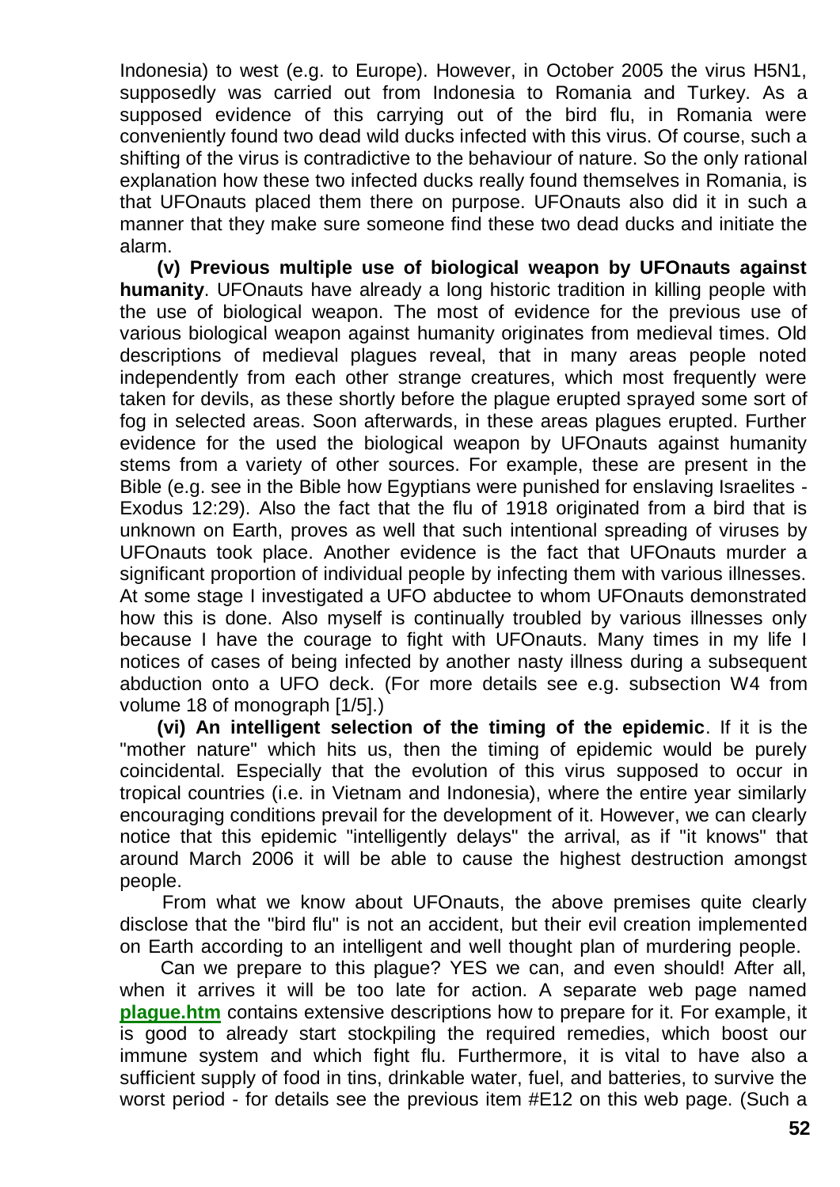Indonesia) to west (e.g. to Europe). However, in October 2005 the virus H5N1, supposedly was carried out from Indonesia to Romania and Turkey. As a supposed evidence of this carrying out of the bird flu, in Romania were conveniently found two dead wild ducks infected with this virus. Of course, such a shifting of the virus is contradictive to the behaviour of nature. So the only rational explanation how these two infected ducks really found themselves in Romania, is that UFOnauts placed them there on purpose. UFOnauts also did it in such a manner that they make sure someone find these two dead ducks and initiate the alarm.

**(v) Previous multiple use of biological weapon by UFOnauts against humanity**. UFOnauts have already a long historic tradition in killing people with the use of biological weapon. The most of evidence for the previous use of various biological weapon against humanity originates from medieval times. Old descriptions of medieval plagues reveal, that in many areas people noted independently from each other strange creatures, which most frequently were taken for devils, as these shortly before the plague erupted sprayed some sort of fog in selected areas. Soon afterwards, in these areas plagues erupted. Further evidence for the used the biological weapon by UFOnauts against humanity stems from a variety of other sources. For example, these are present in the Bible (e.g. see in the Bible how Egyptians were punished for enslaving Israelites - Exodus 12:29). Also the fact that the flu of 1918 originated from a bird that is unknown on Earth, proves as well that such intentional spreading of viruses by UFOnauts took place. Another evidence is the fact that UFOnauts murder a significant proportion of individual people by infecting them with various illnesses. At some stage I investigated a UFO abductee to whom UFOnauts demonstrated how this is done. Also myself is continually troubled by various illnesses only because I have the courage to fight with UFOnauts. Many times in my life I notices of cases of being infected by another nasty illness during a subsequent abduction onto a UFO deck. (For more details see e.g. subsection W4 from volume 18 of monograph [1/5].)

**(vi) An intelligent selection of the timing of the epidemic**. If it is the "mother nature" which hits us, then the timing of epidemic would be purely coincidental. Especially that the evolution of this virus supposed to occur in tropical countries (i.e. in Vietnam and Indonesia), where the entire year similarly encouraging conditions prevail for the development of it. However, we can clearly notice that this epidemic "intelligently delays" the arrival, as if "it knows" that around March 2006 it will be able to cause the highest destruction amongst people.

From what we know about UFOnauts, the above premises quite clearly disclose that the "bird flu" is not an accident, but their evil creation implemented on Earth according to an intelligent and well thought plan of murdering people.

Can we prepare to this plague? YES we can, and even should! After all, when it arrives it will be too late for action. A separate web page named **plague.htm** contains extensive descriptions how to prepare for it. For example, it is good to already start stockpiling the required remedies, which boost our immune system and which fight flu. Furthermore, it is vital to have also a sufficient supply of food in tins, drinkable water, fuel, and batteries, to survive the worst period - for details see the previous item #E12 on this web page. (Such a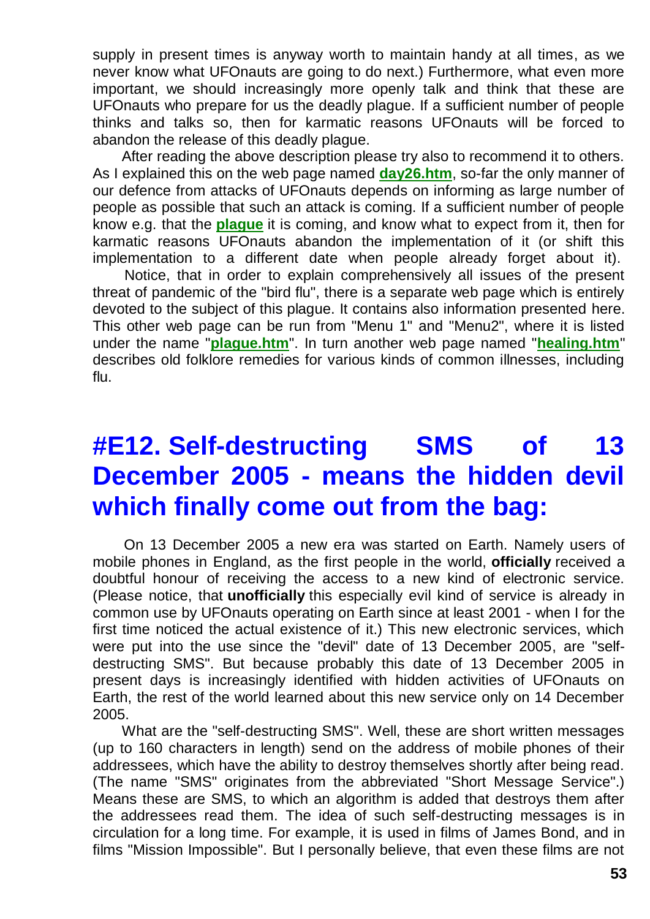supply in present times is anyway worth to maintain handy at all times, as we never know what UFOnauts are going to do next.) Furthermore, what even more important, we should increasingly more openly talk and think that these are UFOnauts who prepare for us the deadly plague. If a sufficient number of people thinks and talks so, then for karmatic reasons UFOnauts will be forced to abandon the release of this deadly plague.

After reading the above description please try also to recommend it to others. As I explained this on the web page named **day26.htm**, so-far the only manner of our defence from attacks of UFOnauts depends on informing as large number of people as possible that such an attack is coming. If a sufficient number of people know e.g. that the **plague** it is coming, and know what to expect from it, then for karmatic reasons UFOnauts abandon the implementation of it (or shift this implementation to a different date when people already forget about it).

Notice, that in order to explain comprehensively all issues of the present threat of pandemic of the "bird flu", there is a separate web page which is entirely devoted to the subject of this plague. It contains also information presented here. This other web page can be run from "Menu 1" and "Menu2", where it is listed under the name "**plague.htm**". In turn another web page named "**healing.htm**" describes old folklore remedies for various kinds of common illnesses, including flu.

# #E12. Self-destructing SMS of 13 December 2005 - means the hidden devil which finally come out from the bag:

On 13 December 2005 a new era was started on Earth. Namely users of mobile phones in England, as the first people in the world, **officially** received a doubtful honour of receiving the access to a new kind of electronic service. (Please notice, that **unofficially** this especially evil kind of service is already in common use by UFOnauts operating on Earth since at least 2001 - when I for the first time noticed the actual existence of it.) This new electronic services, which were put into the use since the "devil" date of 13 December 2005, are "self-destructing SMS". But because probably this date of 13 December 2005 in present days is increasingly identified with hidden activities of UFOnauts on Earth, the rest of the world learned about this new service only on 14 December 2005.

What are the "self-destructing SMS". Well, these are short written messages (up to 160 characters in length) send on the address of mobile phones of their addressees, which have the ability to destroy themselves shortly after being read. (The name "SMS" originates from the abbreviated "Short Message Service".) Means these are SMS, to which an algorithm is added that destroys them after the addressees read them. The idea of such self-destructing messages is in circulation for a long time. For example, it is used in films of James Bond, and in films "Mission Impossible". But I personally believe, that even these films are not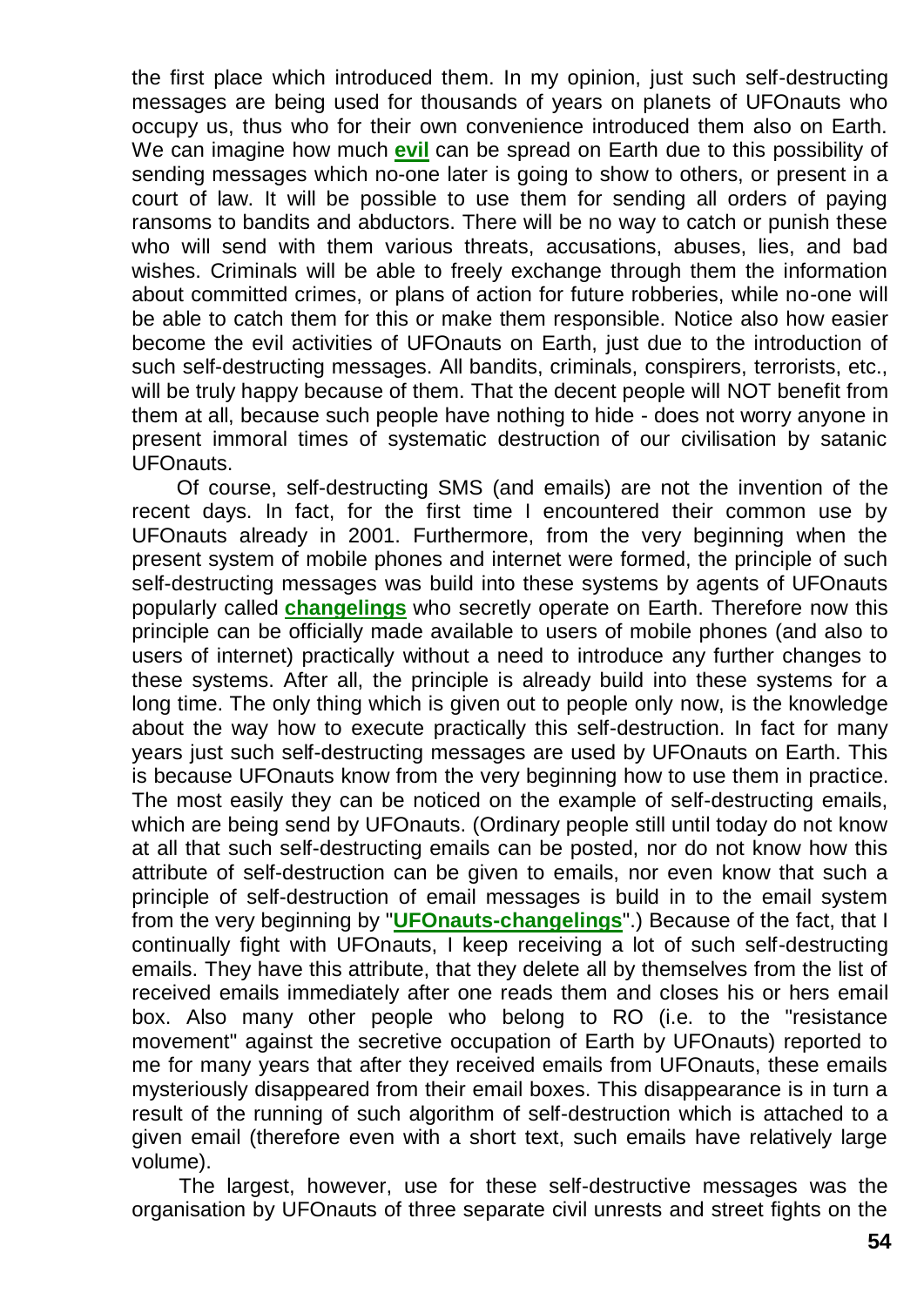the first place which introduced them. In my opinion, just such self-destructing messages are being used for thousands of years on planets of UFOnauts who occupy us, thus who for their own convenience introduced them also on Earth. We can imagine how much **evil** can be spread on Earth due to this possibility of sending messages which no-one later is going to show to others, or present in a court of law. It will be possible to use them for sending all orders of paying ransoms to bandits and abductors. There will be no way to catch or punish these who will send with them various threats, accusations, abuses, lies, and bad wishes. Criminals will be able to freely exchange through them the information about committed crimes, or plans of action for future robberies, while no-one will be able to catch them for this or make them responsible. Notice also how easier become the evil activities of UFOnauts on Earth, just due to the introduction of such self-destructing messages. All bandits, criminals, conspirers, terrorists, etc., will be truly happy because of them. That the decent people will NOT benefit from them at all, because such people have nothing to hide - does not worry anyone in present immoral times of systematic destruction of our civilisation by satanic UFOnauts.

Of course, self-destructing SMS (and emails) are not the invention of the recent days. In fact, for the first time I encountered their common use by UFOnauts already in 2001. Furthermore, from the very beginning when the present system of mobile phones and internet were formed, the principle of such self-destructing messages was build into these systems by agents of UFOnauts popularly called **changelings** who secretly operate on Earth. Therefore now this principle can be officially made available to users of mobile phones (and also to users of internet) practically without a need to introduce any further changes to these systems. After all, the principle is already build into these systems for a long time. The only thing which is given out to people only now, is the knowledge about the way how to execute practically this self-destruction. In fact for many years just such self-destructing messages are used by UFOnauts on Earth. This is because UFOnauts know from the very beginning how to use them in practice. The most easily they can be noticed on the example of self-destructing emails, which are being send by UFOnauts. (Ordinary people still until today do not know at all that such self-destructing emails can be posted, nor do not know how this attribute of self-destruction can be given to emails, nor even know that such a principle of self-destruction of email messages is build in to the email system from the very beginning by "**UFOnauts-changelings**".) Because of the fact, that I continually fight with UFOnauts, I keep receiving a lot of such self-destructing emails. They have this attribute, that they delete all by themselves from the list of received emails immediately after one reads them and closes his or hers email box. Also many other people who belong to RO (i.e. to the "resistance movement" against the secretive occupation of Earth by UFOnauts) reported to me for many years that after they received emails from UFOnauts, these emails mysteriously disappeared from their email boxes. This disappearance is in turn a result of the running of such algorithm of self-destruction which is attached to a given email (therefore even with a short text, such emails have relatively large volume).

The largest, however, use for these self-destructive messages was the organisation by UFOnauts of three separate civil unrests and street fights on the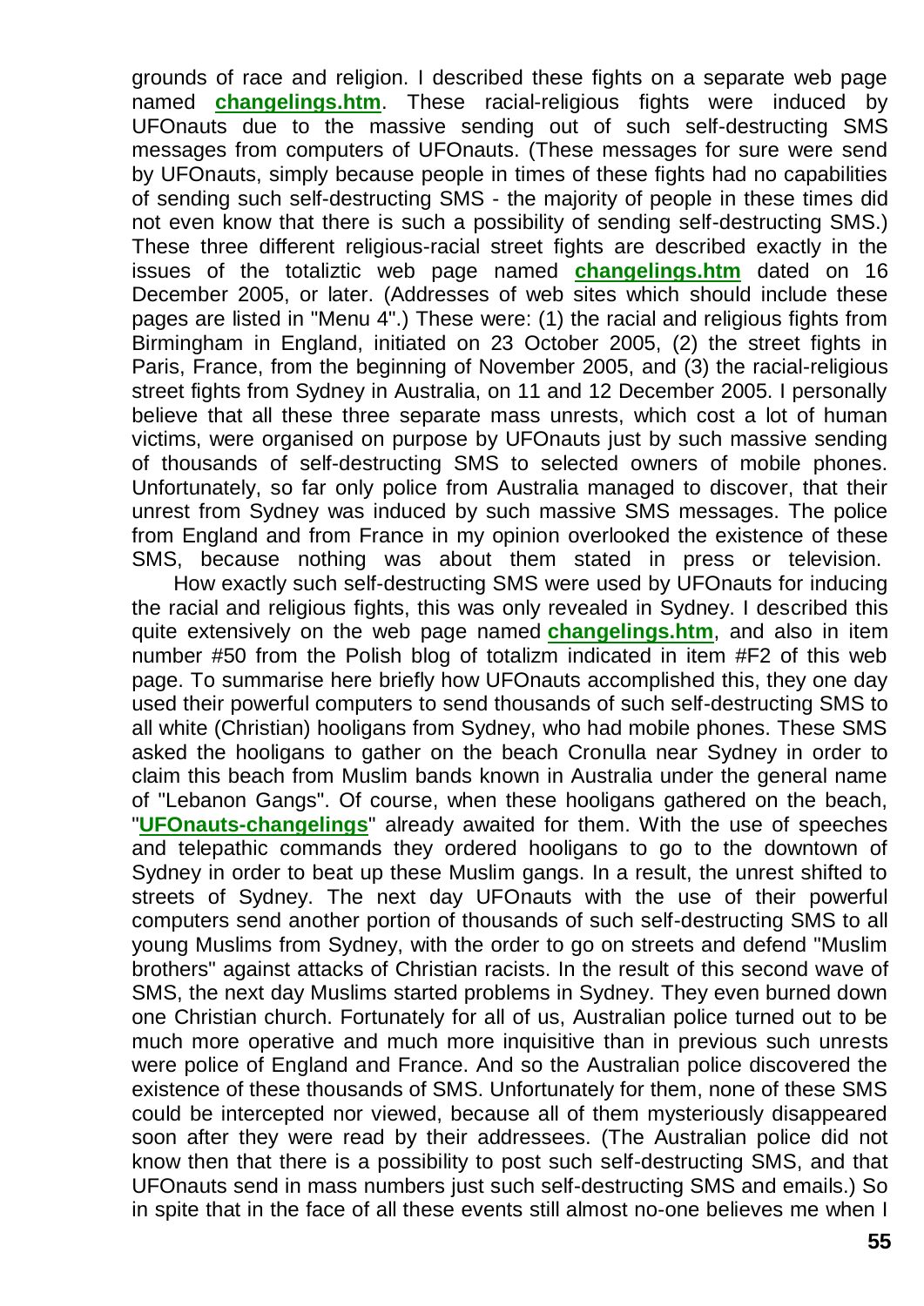grounds of race and religion. I described these fights on a separate web page named **changelings.htm**. These racial-religious fights were induced by UFOnauts due to the massive sending out of such self-destructing SMS messages from computers of UFOnauts. (These messages for sure were send by UFOnauts, simply because people in times of these fights had no capabilities of sending such self-destructing SMS - the majority of people in these times did not even know that there is such a possibility of sending self-destructing SMS.) These three different religious-racial street fights are described exactly in the issues of the totaliztic web page named **changelings.htm** dated on 16 December 2005, or later. (Addresses of web sites which should include these pages are listed in "Menu 4".) These were: (1) the racial and religious fights from Birmingham in England, initiated on 23 October 2005, (2) the street fights in Paris, France, from the beginning of November 2005, and (3) the racial-religious street fights from Sydney in Australia, on 11 and 12 December 2005. I personally believe that all these three separate mass unrests, which cost a lot of human victims, were organised on purpose by UFOnauts just by such massive sending of thousands of self-destructing SMS to selected owners of mobile phones. Unfortunately, so far only police from Australia managed to discover, that their unrest from Sydney was induced by such massive SMS messages. The police from England and from France in my opinion overlooked the existence of these SMS, because nothing was about them stated in press or television.

How exactly such self-destructing SMS were used by UFOnauts for inducing the racial and religious fights, this was only revealed in Sydney. I described this quite extensively on the web page named **changelings.htm**, and also in item number #50 from the Polish blog of totalizm indicated in item #F2 of this web page. To summarise here briefly how UFOnauts accomplished this, they one day used their powerful computers to send thousands of such self-destructing SMS to all white (Christian) hooligans from Sydney, who had mobile phones. These SMS asked the hooligans to gather on the beach Cronulla near Sydney in order to claim this beach from Muslim bands known in Australia under the general name of "Lebanon Gangs". Of course, when these hooligans gathered on the beach, "**UFOnauts-changelings**" already awaited for them. With the use of speeches and telepathic commands they ordered hooligans to go to the downtown of Sydney in order to beat up these Muslim gangs. In a result, the unrest shifted to streets of Sydney. The next day UFOnauts with the use of their powerful computers send another portion of thousands of such self-destructing SMS to all young Muslims from Sydney, with the order to go on streets and defend "Muslim brothers" against attacks of Christian racists. In the result of this second wave of SMS, the next day Muslims started problems in Sydney. They even burned down one Christian church. Fortunately for all of us, Australian police turned out to be much more operative and much more inquisitive than in previous such unrests were police of England and France. And so the Australian police discovered the existence of these thousands of SMS. Unfortunately for them, none of these SMS could be intercepted nor viewed, because all of them mysteriously disappeared soon after they were read by their addressees. (The Australian police did not know then that there is a possibility to post such self-destructing SMS, and that UFOnauts send in mass numbers just such self-destructing SMS and emails.) So in spite that in the face of all these events still almost no-one believes me when I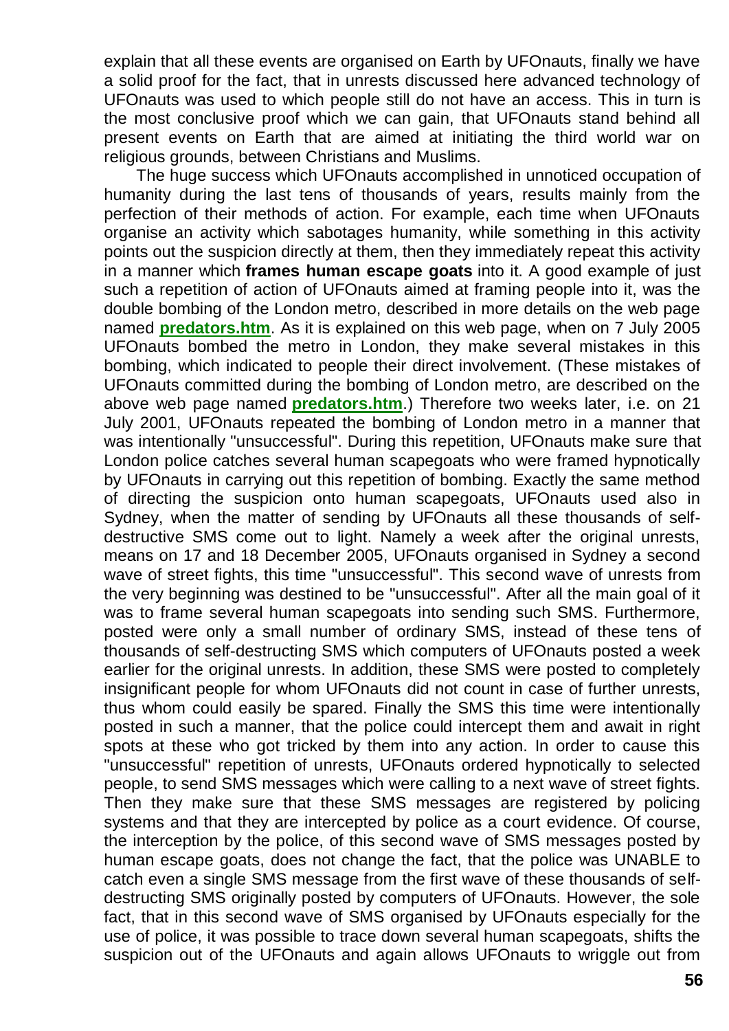explain that all these events are organised on Earth by UFOnauts, finally we have a solid proof for the fact, that in unrests discussed here advanced technology of UFOnauts was used to which people still do not have an access. This in turn is the most conclusive proof which we can gain, that UFOnauts stand behind all present events on Earth that are aimed at initiating the third world war on religious grounds, between Christians and Muslims.

The huge success which UFOnauts accomplished in unnoticed occupation of humanity during the last tens of thousands of years, results mainly from the perfection of their methods of action. For example, each time when UFOnauts organise an activity which sabotages humanity, while something in this activity points out the suspicion directly at them, then they immediately repeat this activity in a manner which **frames human escape goats** into it. A good example of just such a repetition of action of UFOnauts aimed at framing people into it, was the double bombing of the London metro, described in more details on the web page named **predators.htm**. As it is explained on this web page, when on 7 July 2005 UFOnauts bombed the metro in London, they make several mistakes in this bombing, which indicated to people their direct involvement. (These mistakes of UFOnauts committed during the bombing of London metro, are described on the above web page named **predators.htm**.) Therefore two weeks later, i.e. on 21 July 2001, UFOnauts repeated the bombing of London metro in a manner that was intentionally "unsuccessful". During this repetition, UFOnauts make sure that London police catches several human scapegoats who were framed hypnotically by UFOnauts in carrying out this repetition of bombing. Exactly the same method of directing the suspicion onto human scapegoats, UFOnauts used also in Sydney, when the matter of sending by UFOnauts all these thousands of self-destructive SMS come out to light. Namely a week after the original unrests, means on 17 and 18 December 2005, UFOnauts organised in Sydney a second wave of street fights, this time "unsuccessful". This second wave of unrests from the very beginning was destined to be "unsuccessful". After all the main goal of it was to frame several human scapegoats into sending such SMS. Furthermore, posted were only a small number of ordinary SMS, instead of these tens of thousands of self-destructing SMS which computers of UFOnauts posted a week earlier for the original unrests. In addition, these SMS were posted to completely insignificant people for whom UFOnauts did not count in case of further unrests, thus whom could easily be spared. Finally the SMS this time were intentionally posted in such a manner, that the police could intercept them and await in right spots at these who got tricked by them into any action. In order to cause this "unsuccessful" repetition of unrests, UFOnauts ordered hypnotically to selected people, to send SMS messages which were calling to a next wave of street fights. Then they make sure that these SMS messages are registered by policing systems and that they are intercepted by police as a court evidence. Of course, the interception by the police, of this second wave of SMS messages posted by human escape goats, does not change the fact, that the police was UNABLE to catch even a single SMS message from the first wave of these thousands of self-destructing SMS originally posted by computers of UFOnauts. However, the sole fact, that in this second wave of SMS organised by UFOnauts especially for the use of police, it was possible to trace down several human scapegoats, shifts the suspicion out of the UFOnauts and again allows UFOnauts to wriggle out from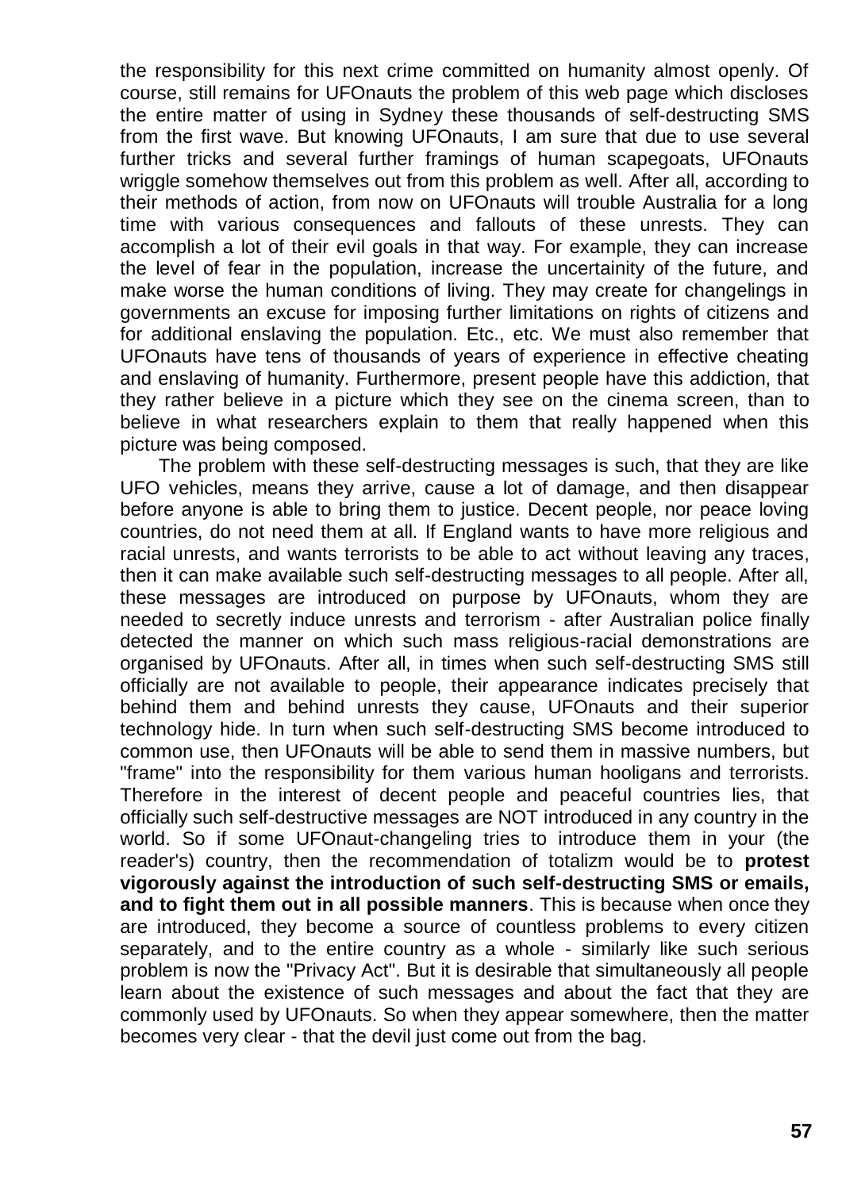the responsibility for this next crime committed on humanity almost openly. Of course, still remains for UFOnauts the problem of this web page which discloses the entire matter of using in Sydney these thousands of self-destructing SMS from the first wave. But knowing UFOnauts, I am sure that due to use several further tricks and several further framings of human scapegoats, UFOnauts wriggle somehow themselves out from this problem as well. After all, according to their methods of action, from now on UFOnauts will trouble Australia for a long time with various consequences and fallouts of these unrests. They can accomplish a lot of their evil goals in that way. For example, they can increase the level of fear in the population, increase the uncertainity of the future, and make worse the human conditions of living. They may create for changelings in governments an excuse for imposing further limitations on rights of citizens and for additional enslaving the population. Etc., etc. We must also remember that UFOnauts have tens of thousands of years of experience in effective cheating and enslaving of humanity. Furthermore, present people have this addiction, that they rather believe in a picture which they see on the cinema screen, than to believe in what researchers explain to them that really happened when this picture was being composed.

The problem with these self-destructing messages is such, that they are like UFO vehicles, means they arrive, cause a lot of damage, and then disappear before anyone is able to bring them to justice. Decent people, nor peace loving countries, do not need them at all. If England wants to have more religious and racial unrests, and wants terrorists to be able to act without leaving any traces, then it can make available such self-destructing messages to all people. After all, these messages are introduced on purpose by UFOnauts, whom they are needed to secretly induce unrests and terrorism - after Australian police finally detected the manner on which such mass religious-racial demonstrations are organised by UFOnauts. After all, in times when such self-destructing SMS still officially are not available to people, their appearance indicates precisely that behind them and behind unrests they cause, UFOnauts and their superior technology hide. In turn when such self-destructing SMS become introduced to common use, then UFOnauts will be able to send them in massive numbers, but "frame" into the responsibility for them various human hooligans and terrorists. Therefore in the interest of decent people and peaceful countries lies, that officially such self-destructive messages are NOT introduced in any country in the world. So if some UFOnaut-changeling tries to introduce them in your (the reader's) country, then the recommendation of totalizm would be to **protest vigorously against the introduction of such self-destructing SMS or emails, and to fight them out in all possible manners**. This is because when once they are introduced, they become a source of countless problems to every citizen separately, and to the entire country as a whole - similarly like such serious problem is now the "Privacy Act". But it is desirable that simultaneously all people learn about the existence of such messages and about the fact that they are commonly used by UFOnauts. So when they appear somewhere, then the matter becomes very clear - that the devil just come out from the bag.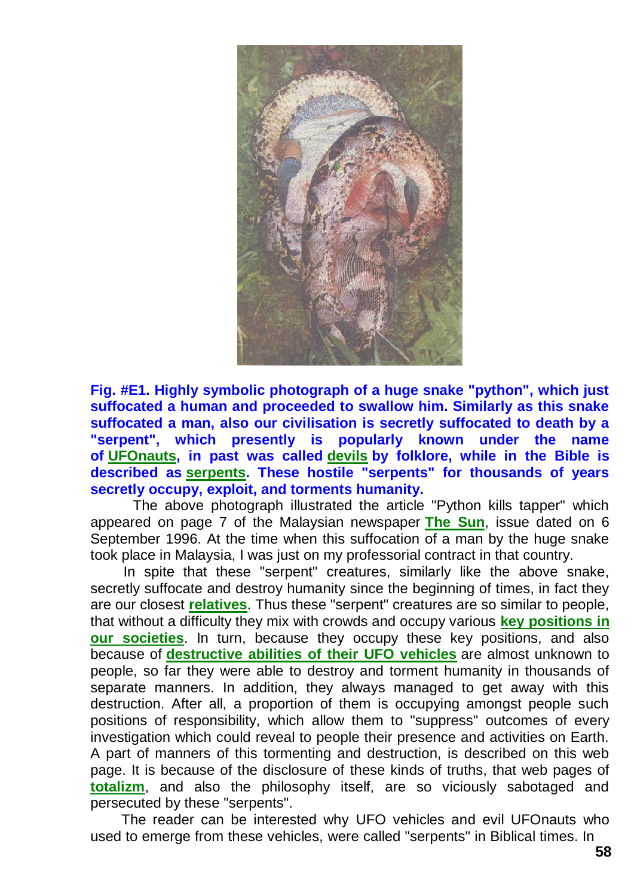**Fig. #E1. Highly symbolic photograph of a huge snake "python", which just suffocated a human and proceeded to swallow him. Similarly as this snake suffocated a man, also our civilisation is secretly suffocated to death by a "serpent", which presently is popularly known under the name of UFOnauts, in past was called devils by folklore, while in the Bible is described as serpents. These hostile "serpents" for thousands of years secretly occupy, exploit, and torments humanity.**

The above photograph illustrated the article "Python kills tapper" which appeared on page 7 of the Malaysian newspaper **The Sun**, issue dated on 6 September 1996. At the time when this suffocation of a man by the huge snake took place in Malaysia, I was just on my professorial contract in that country.

In spite that these "serpent" creatures, similarly like the above snake, secretly suffocate and destroy humanity since the beginning of times, in fact they are our closest **relatives**. Thus these "serpent" creatures are so similar to people, that without a difficulty they mix with crowds and occupy various **key positions in our societies**. In turn, because they occupy these key positions, and also because of **destructive abilities of their UFO vehicles** are almost unknown to people, so far they were able to destroy and torment humanity in thousands of separate manners. In addition, they always managed to get away with this destruction. After all, a proportion of them is occupying amongst people such positions of responsibility, which allow them to "suppress" outcomes of every investigation which could reveal to people their presence and activities on Earth. A part of manners of this tormenting and destruction, is described on this web page. It is because of the disclosure of these kinds of truths, that web pages of **totalizm**, and also the philosophy itself, are so viciously sabotaged and persecuted by these "serpents".

The reader can be interested why UFO vehicles and evil UFOnauts who used to emerge from these vehicles, were called "serpents" in Biblical times. In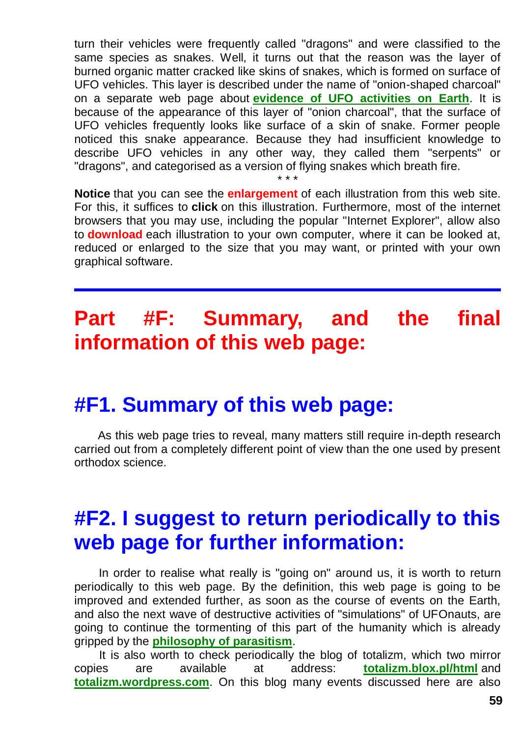turn their vehicles were frequently called "dragons" and were classified to the same species as snakes. Well, it turns out that the reason was the layer of burned organic matter cracked like skins of snakes, which is formed on surface of UFO vehicles. This layer is described under the name of "onion-shaped charcoal" on a separate web page about **evidence of UFO activities on Earth**. It is because of the appearance of this layer of "onion charcoal", that the surface of UFO vehicles frequently looks like surface of a skin of snake. Former people noticed this snake appearance. Because they had insufficient knowledge to describe UFO vehicles in any other way, they called them "serpents" or "dragons", and categorised as a version of flying snakes which breath fire.

\* \* \*

**Notice** that you can see the **enlargement** of each illustration from this web site. For this, it suffices to **click** on this illustration. Furthermore, most of the internet browsers that you may use, including the popular "Internet Explorer", allow also to **download** each illustration to your own computer, where it can be looked at, reduced or enlarged to the size that you may want, or printed with your own graphical software.

---

# Part #F: Summary, and the final information of this web page:

## #F1. Summary of this web page:

As this web page tries to reveal, many matters still require in-depth research carried out from a completely different point of view than the one used by present orthodox science.

## #F2. I suggest to return periodically to this web page for further information:

In order to realise what really is "going on" around us, it is worth to return periodically to this web page. By the definition, this web page is going to be improved and extended further, as soon as the course of events on the Earth, and also the next wave of destructive activities of "simulations" of UFOnauts, are going to continue the tormenting of this part of the humanity which is already gripped by the **philosophy of parasitism**.

It is also worth to check periodically the blog of totalizm, which two mirror copies are available at address: **totalizm.blox.pl/html** and **totalizm.wordpress.com**. On this blog many events discussed here are also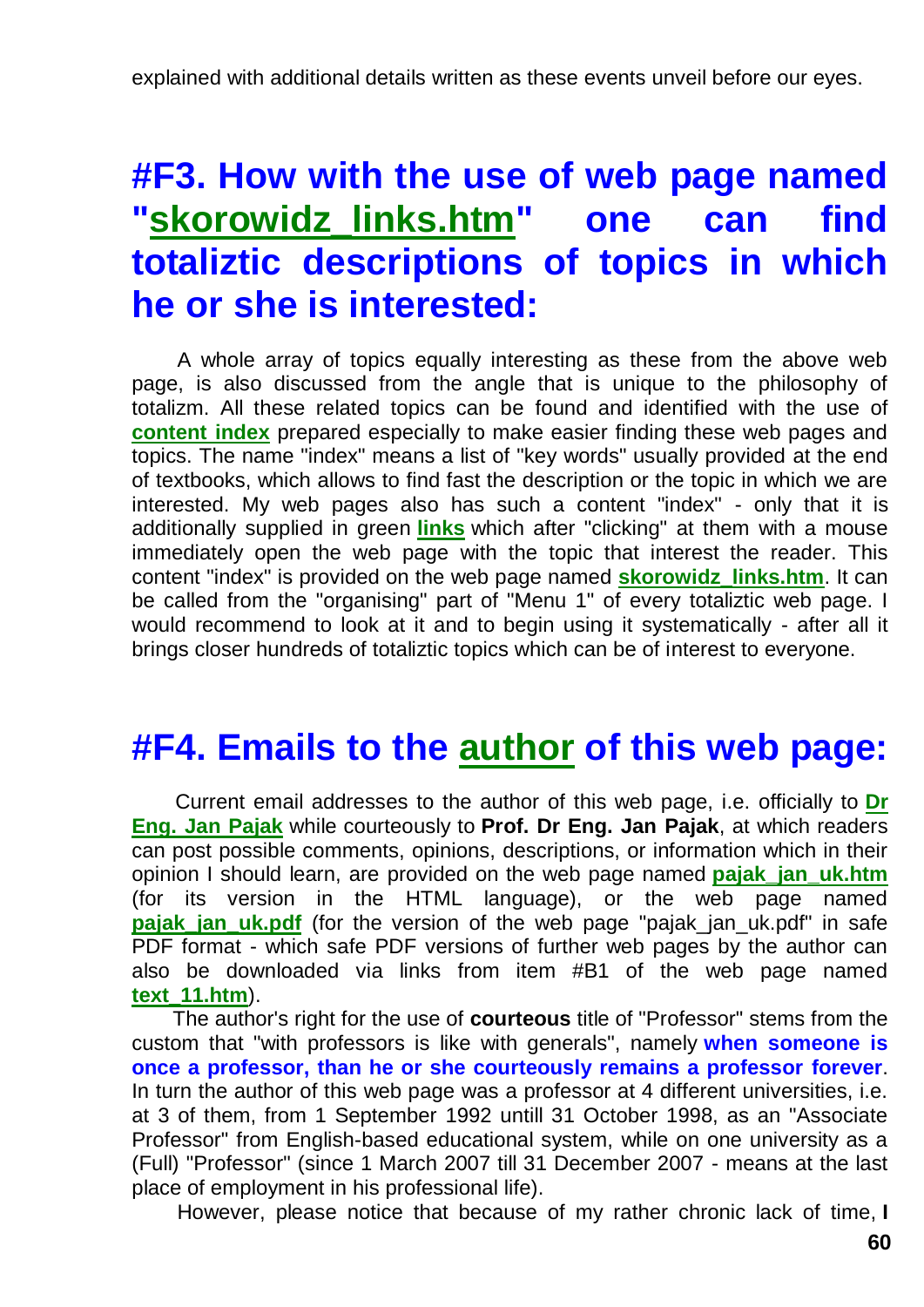explained with additional details written as these events unveil before our eyes.

## #F3. How with the use of web page named "skorowidz_links.htm" one can find totaliztic descriptions of topics in which he or she is interested:

A whole array of topics equally interesting as these from the above web page, is also discussed from the angle that is unique to the philosophy of totalizm. All these related topics can be found and identified with the use of **content index** prepared especially to make easier finding these web pages and topics. The name "index" means a list of "key words" usually provided at the end of textbooks, which allows to find fast the description or the topic in which we are interested. My web pages also has such a content "index" - only that it is additionally supplied in green **links** which after "clicking" at them with a mouse immediately open the web page with the topic that interest the reader. This content "index" is provided on the web page named **skorowidz_links.htm**. It can be called from the "organising" part of "Menu 1" of every totaliztic web page. I would recommend to look at it and to begin using it systematically - after all it brings closer hundreds of totaliztic topics which can be of interest to everyone.

## #F4. Emails to the author of this web page:

Current email addresses to the author of this web page, i.e. officially to **Dr Eng. Jan Pajak** while courteously to **Prof. Dr Eng. Jan Pajak**, at which readers can post possible comments, opinions, descriptions, or information which in their opinion I should learn, are provided on the web page named **pajak_jan_uk.htm** (for its version in the HTML language), or the web page named **pajak_jan_uk.pdf** (for the version of the web page "pajak_jan_uk.pdf" in safe PDF format - which safe PDF versions of further web pages by the author can also be downloaded via links from item #B1 of the web page named **text_11.htm**).

The author's right for the use of **courteous** title of "Professor" stems from the custom that "with professors is like with generals", namely **when someone is once a professor, than he or she courteously remains a professor forever**. In turn the author of this web page was a professor at 4 different universities, i.e. at 3 of them, from 1 September 1992 untill 31 October 1998, as an "Associate Professor" from English-based educational system, while on one university as a (Full) "Professor" (since 1 March 2007 till 31 December 2007 - means at the last place of employment in his professional life).

However, please notice that because of my rather chronic lack of time, **I**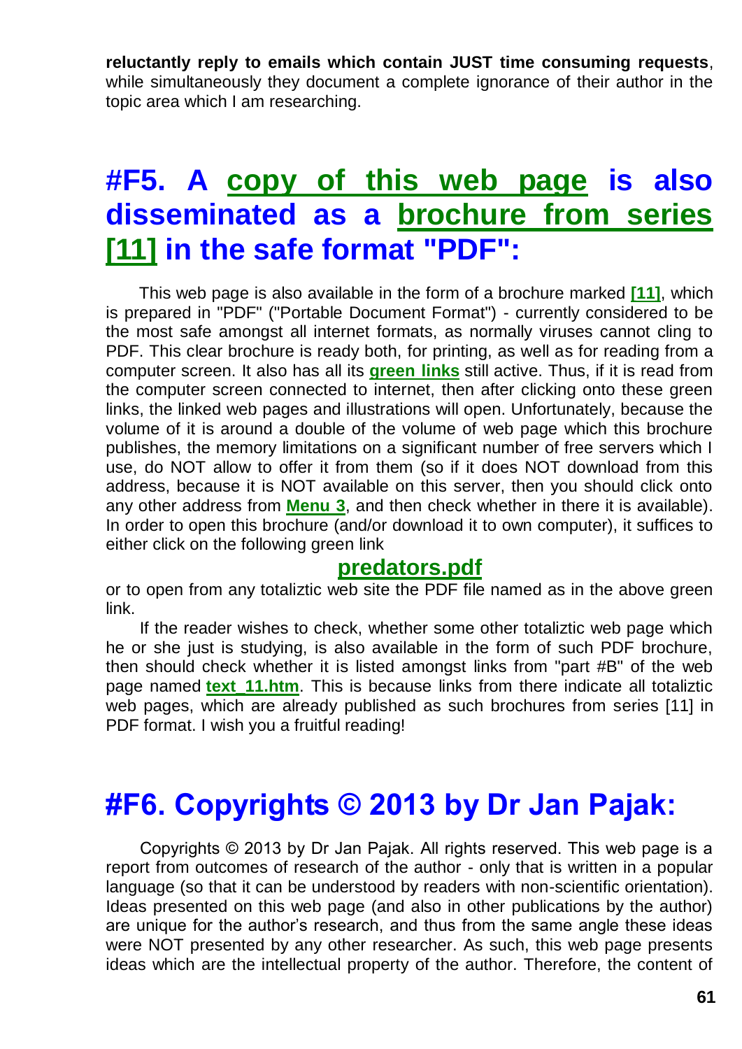**reluctantly reply to emails which contain JUST time consuming requests**, while simultaneously they document a complete ignorance of their author in the topic area which I am researching.

## #F5. A copy of this web page is also disseminated as a brochure from series [11] in the safe format "PDF":

This web page is also available in the form of a brochure marked **[11]**, which is prepared in "PDF" ("Portable Document Format") - currently considered to be the most safe amongst all internet formats, as normally viruses cannot cling to PDF. This clear brochure is ready both, for printing, as well as for reading from a computer screen. It also has all its **green links** still active. Thus, if it is read from the computer screen connected to internet, then after clicking onto these green links, the linked web pages and illustrations will open. Unfortunately, because the volume of it is around a double of the volume of web page which this brochure publishes, the memory limitations on a significant number of free servers which I use, do NOT allow to offer it from them (so if it does NOT download from this address, because it is NOT available on this server, then you should click onto any other address from **Menu 3**, and then check whether in there it is available). In order to open this brochure (and/or download it to own computer), it suffices to either click on the following green link

**predators.pdf**

or to open from any totaliztic web site the PDF file named as in the above green link.

If the reader wishes to check, whether some other totaliztic web page which he or she just is studying, is also available in the form of such PDF brochure, then should check whether it is listed amongst links from "part #B" of the web page named **text_11.htm**. This is because links from there indicate all totaliztic web pages, which are already published as such brochures from series [11] in PDF format. I wish you a fruitful reading!

## #F6. Copyrights © 2013 by Dr Jan Pajak:

Copyrights © 2013 by Dr Jan Pajak. All rights reserved. This web page is a report from outcomes of research of the author - only that is written in a popular language (so that it can be understood by readers with non-scientific orientation). Ideas presented on this web page (and also in other publications by the author) are unique for the author's research, and thus from the same angle these ideas were NOT presented by any other researcher. As such, this web page presents ideas which are the intellectual property of the author. Therefore, the content of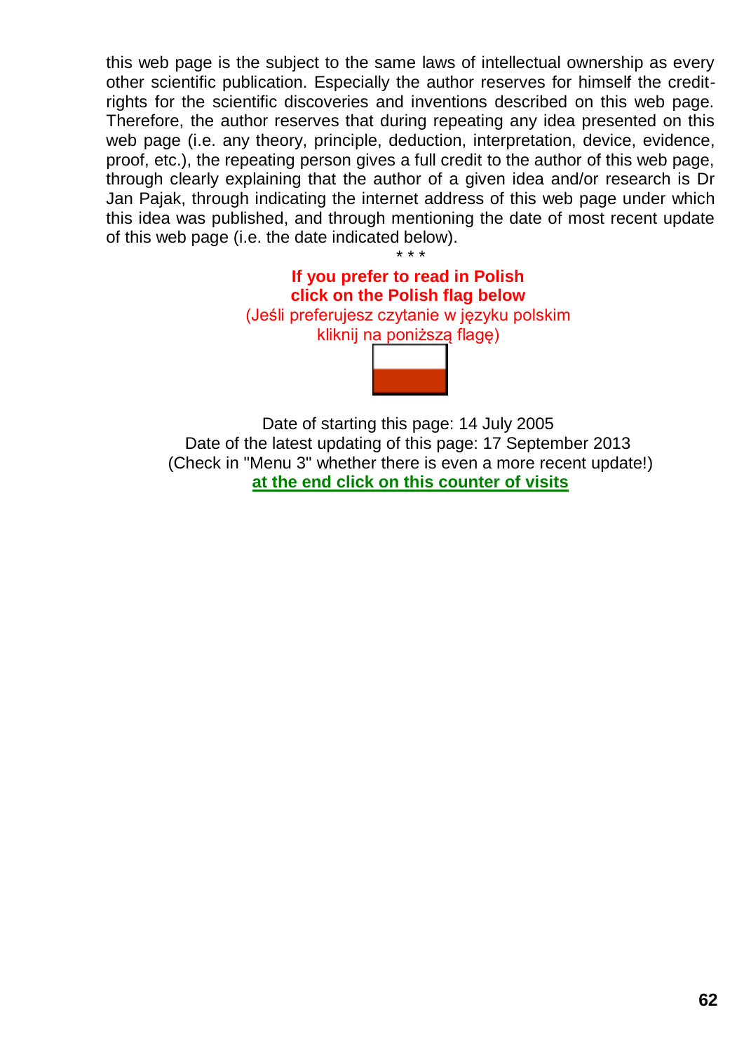this web page is the subject to the same laws of intellectual ownership as every other scientific publication. Especially the author reserves for himself the credit-rights for the scientific discoveries and inventions described on this web page. Therefore, the author reserves that during repeating any idea presented on this web page (i.e. any theory, principle, deduction, interpretation, device, evidence, proof, etc.), the repeating person gives a full credit to the author of this web page, through clearly explaining that the author of a given idea and/or research is Dr Jan Pajak, through indicating the internet address of this web page under which this idea was published, and through mentioning the date of most recent update of this web page (i.e. the date indicated below).

\* \* \*

**If you prefer to read in Polish**
**click on the Polish flag below**
(Jeśli preferujesz czytanie w języku polskim
kliknij na poniższą flagę)

Date of starting this page: 14 July 2005
Date of the latest updating of this page: 17 September 2013
(Check in "Menu 3" whether there is even a more recent update!)
**at the end click on this counter of visits**